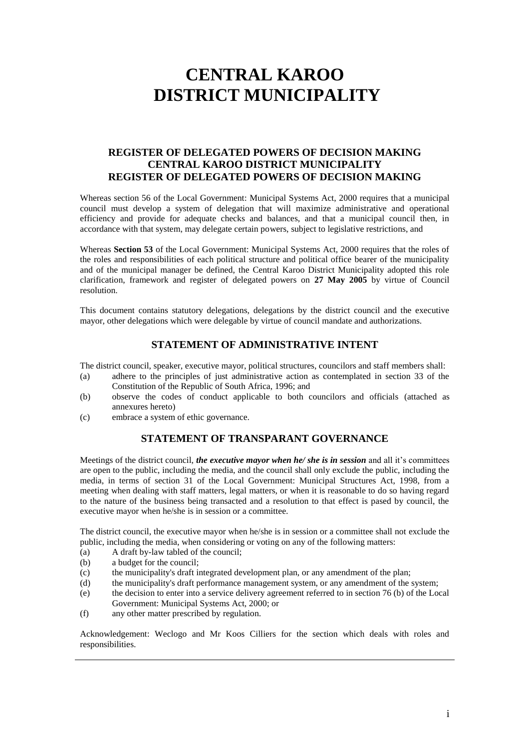# CENTRAL KAROO DISTRICT MUNICIPALITY

## REGISTER OF DELEGATED POWERS OF DECISION MAKING
## CENTRAL KAROO DISTRICT MUNICIPALITY
## REGISTER OF DELEGATED POWERS OF DECISION MAKING

Whereas section 56 of the Local Government: Municipal Systems Act, 2000 requires that a municipal council must develop a system of delegation that will maximize administrative and operational efficiency and provide for adequate checks and balances, and that a municipal council then, in accordance with that system, may delegate certain powers, subject to legislative restrictions, and

Whereas **Section 53** of the Local Government: Municipal Systems Act, 2000 requires that the roles of the roles and responsibilities of each political structure and political office bearer of the municipality and of the municipal manager be defined, the Central Karoo District Municipality adopted this role clarification, framework and register of delegated powers on **27 May 2005** by virtue of Council resolution.

This document contains statutory delegations, delegations by the district council and the executive mayor, other delegations which were delegable by virtue of council mandate and authorizations.

## STATEMENT OF ADMINISTRATIVE INTENT

The district council, speaker, executive mayor, political structures, councilors and staff members shall:

(a) adhere to the principles of just administrative action as contemplated in section 33 of the Constitution of the Republic of South Africa, 1996; and

(b) observe the codes of conduct applicable to both councilors and officials (attached as annexures hereto)

(c) embrace a system of ethic governance.

## STATEMENT OF TRANSPARANT GOVERNANCE

Meetings of the district council, ***the executive mayor when he/ she is in session*** and all it's committees are open to the public, including the media, and the council shall only exclude the public, including the media, in terms of section 31 of the Local Government: Municipal Structures Act, 1998, from a meeting when dealing with staff matters, legal matters, or when it is reasonable to do so having regard to the nature of the business being transacted and a resolution to that effect is pased by council, the executive mayor when he/she is in session or a committee.

The district council, the executive mayor when he/she is in session or a committee shall not exclude the public, including the media, when considering or voting on any of the following matters:

(a) A draft by-law tabled of the council;

(b) a budget for the council;

(c) the municipality's draft integrated development plan, or any amendment of the plan;

(d) the municipality's draft performance management system, or any amendment of the system;

(e) the decision to enter into a service delivery agreement referred to in section 76 (b) of the Local Government: Municipal Systems Act, 2000; or

(f) any other matter prescribed by regulation.

Acknowledgement: Weclogo and Mr Koos Cilliers for the section which deals with roles and responsibilities.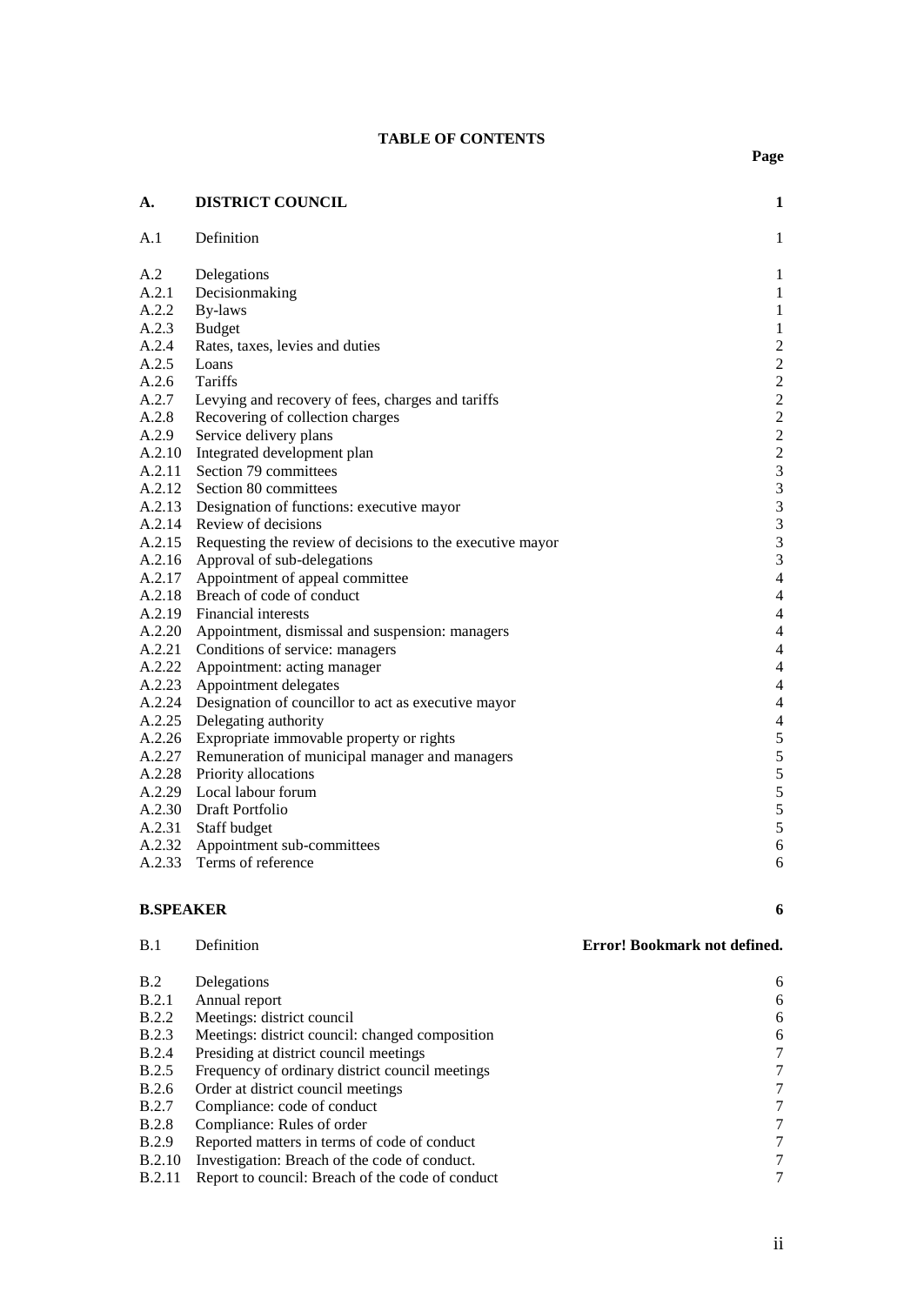**TABLE OF CONTENTS**

| | | Page |
|---|---|---|
| **A.** | **DISTRICT COUNCIL** | **1** |
| A.1 | Definition | 1 |
| A.2 | Delegations | 1 |
| A.2.1 | Decisionmaking | 1 |
| A.2.2 | By-laws | 1 |
| A.2.3 | Budget | 1 |
| A.2.4 | Rates, taxes, levies and duties | 2 |
| A.2.5 | Loans | 2 |
| A.2.6 | Tariffs | 2 |
| A.2.7 | Levying and recovery of fees, charges and tariffs | 2 |
| A.2.8 | Recovering of collection charges | 2 |
| A.2.9 | Service delivery plans | 2 |
| A.2.10 | Integrated development plan | 2 |
| A.2.11 | Section 79 committees | 3 |
| A.2.12 | Section 80 committees | 3 |
| A.2.13 | Designation of functions: executive mayor | 3 |
| A.2.14 | Review of decisions | 3 |
| A.2.15 | Requesting the review of decisions to the executive mayor | 3 |
| A.2.16 | Approval of sub-delegations | 3 |
| A.2.17 | Appointment of appeal committee | 4 |
| A.2.18 | Breach of code of conduct | 4 |
| A.2.19 | Financial interests | 4 |
| A.2.20 | Appointment, dismissal and suspension: managers | 4 |
| A.2.21 | Conditions of service: managers | 4 |
| A.2.22 | Appointment: acting manager | 4 |
| A.2.23 | Appointment delegates | 4 |
| A.2.24 | Designation of councillor to act as executive mayor | 4 |
| A.2.25 | Delegating authority | 4 |
| A.2.26 | Expropriate immovable property or rights | 5 |
| A.2.27 | Remuneration of municipal manager and managers | 5 |
| A.2.28 | Priority allocations | 5 |
| A.2.29 | Local labour forum | 5 |
| A.2.30 | Draft Portfolio | 5 |
| A.2.31 | Staff budget | 5 |
| A.2.32 | Appointment sub-committees | 6 |
| A.2.33 | Terms of reference | 6 |
| **B.SPEAKER** | | **6** |
| B.1 | Definition | **Error! Bookmark not defined.** |
| B.2 | Delegations | 6 |
| B.2.1 | Annual report | 6 |
| B.2.2 | Meetings: district council | 6 |
| B.2.3 | Meetings: district council: changed composition | 6 |
| B.2.4 | Presiding at district council meetings | 7 |
| B.2.5 | Frequency of ordinary district council meetings | 7 |
| B.2.6 | Order at district council meetings | 7 |
| B.2.7 | Compliance: code of conduct | 7 |
| B.2.8 | Compliance: Rules of order | 7 |
| B.2.9 | Reported matters in terms of code of conduct | 7 |
| B.2.10 | Investigation: Breach of the code of conduct. | 7 |
| B.2.11 | Report to council: Breach of the code of conduct | 7 |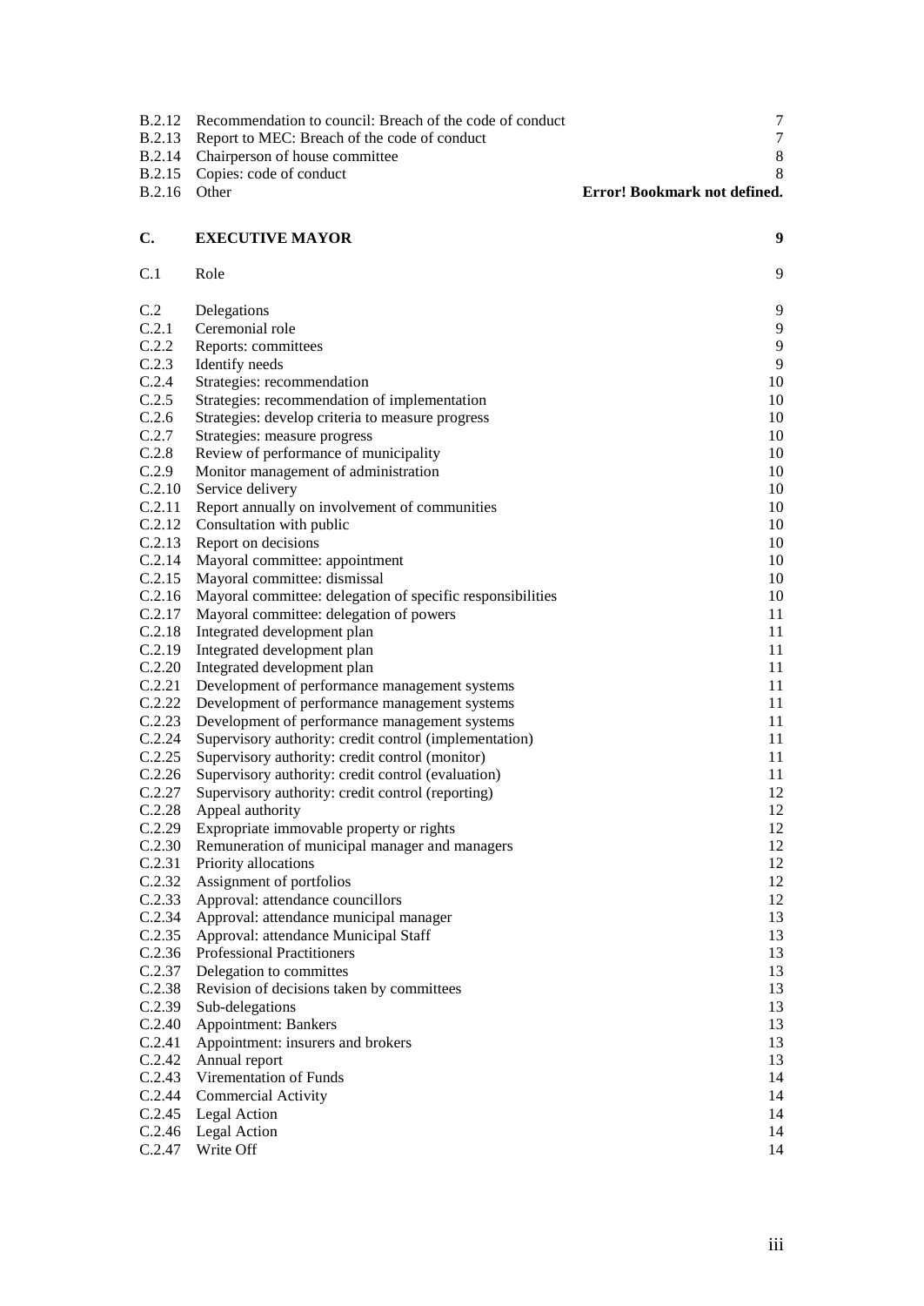| | | |
|---|---|---|
| B.2.12 | Recommendation to council: Breach of the code of conduct | 7 |
| B.2.13 | Report to MEC: Breach of the code of conduct | 7 |
| B.2.14 | Chairperson of house committee | 8 |
| B.2.15 | Copies: code of conduct | 8 |
| B.2.16 | Other | **Error! Bookmark not defined.** |
| **C.** | **EXECUTIVE MAYOR** | **9** |
| C.1 | Role | 9 |
| C.2 | Delegations | 9 |
| C.2.1 | Ceremonial role | 9 |
| C.2.2 | Reports: committees | 9 |
| C.2.3 | Identify needs | 9 |
| C.2.4 | Strategies: recommendation | 10 |
| C.2.5 | Strategies: recommendation of implementation | 10 |
| C.2.6 | Strategies: develop criteria to measure progress | 10 |
| C.2.7 | Strategies: measure progress | 10 |
| C.2.8 | Review of performance of municipality | 10 |
| C.2.9 | Monitor management of administration | 10 |
| C.2.10 | Service delivery | 10 |
| C.2.11 | Report annually on involvement of communities | 10 |
| C.2.12 | Consultation with public | 10 |
| C.2.13 | Report on decisions | 10 |
| C.2.14 | Mayoral committee: appointment | 10 |
| C.2.15 | Mayoral committee: dismissal | 10 |
| C.2.16 | Mayoral committee: delegation of specific responsibilities | 10 |
| C.2.17 | Mayoral committee: delegation of powers | 11 |
| C.2.18 | Integrated development plan | 11 |
| C.2.19 | Integrated development plan | 11 |
| C.2.20 | Integrated development plan | 11 |
| C.2.21 | Development of performance management systems | 11 |
| C.2.22 | Development of performance management systems | 11 |
| C.2.23 | Development of performance management systems | 11 |
| C.2.24 | Supervisory authority: credit control (implementation) | 11 |
| C.2.25 | Supervisory authority: credit control (monitor) | 11 |
| C.2.26 | Supervisory authority: credit control (evaluation) | 11 |
| C.2.27 | Supervisory authority: credit control (reporting) | 12 |
| C.2.28 | Appeal authority | 12 |
| C.2.29 | Expropriate immovable property or rights | 12 |
| C.2.30 | Remuneration of municipal manager and managers | 12 |
| C.2.31 | Priority allocations | 12 |
| C.2.32 | Assignment of portfolios | 12 |
| C.2.33 | Approval: attendance councillors | 12 |
| C.2.34 | Approval: attendance municipal manager | 13 |
| C.2.35 | Approval: attendance Municipal Staff | 13 |
| C.2.36 | Professional Practitioners | 13 |
| C.2.37 | Delegation to committes | 13 |
| C.2.38 | Revision of decisions taken by committees | 13 |
| C.2.39 | Sub-delegations | 13 |
| C.2.40 | Appointment: Bankers | 13 |
| C.2.41 | Appointment: insurers and brokers | 13 |
| C.2.42 | Annual report | 13 |
| C.2.43 | Virementation of Funds | 14 |
| C.2.44 | Commercial Activity | 14 |
| C.2.45 | Legal Action | 14 |
| C.2.46 | Legal Action | 14 |
| C.2.47 | Write Off | 14 |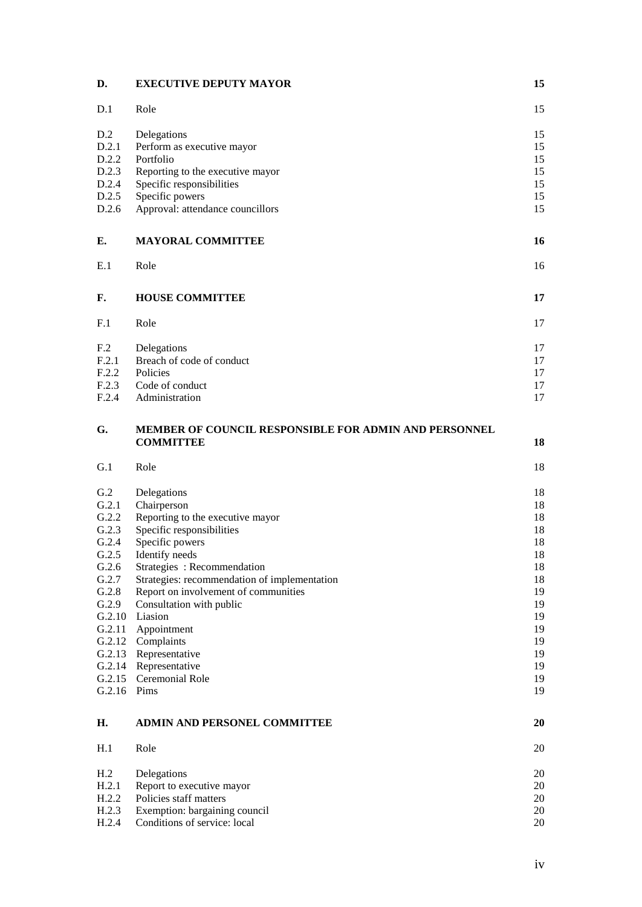| | | |
|---|---|---|
| **D.** | **EXECUTIVE DEPUTY MAYOR** | **15** |
| D.1 | Role | 15 |
| D.2 | Delegations | 15 |
| D.2.1 | Perform as executive mayor | 15 |
| D.2.2 | Portfolio | 15 |
| D.2.3 | Reporting to the executive mayor | 15 |
| D.2.4 | Specific responsibilities | 15 |
| D.2.5 | Specific powers | 15 |
| D.2.6 | Approval: attendance councillors | 15 |
| **E.** | **MAYORAL COMMITTEE** | **16** |
| E.1 | Role | 16 |
| **F.** | **HOUSE COMMITTEE** | **17** |
| F.1 | Role | 17 |
| F.2 | Delegations | 17 |
| F.2.1 | Breach of code of conduct | 17 |
| F.2.2 | Policies | 17 |
| F.2.3 | Code of conduct | 17 |
| F.2.4 | Administration | 17 |
| **G.** | **MEMBER OF COUNCIL RESPONSIBLE FOR ADMIN AND PERSONNEL COMMITTEE** | **18** |
| G.1 | Role | 18 |
| G.2 | Delegations | 18 |
| G.2.1 | Chairperson | 18 |
| G.2.2 | Reporting to the executive mayor | 18 |
| G.2.3 | Specific responsibilities | 18 |
| G.2.4 | Specific powers | 18 |
| G.2.5 | Identify needs | 18 |
| G.2.6 | Strategies : Recommendation | 18 |
| G.2.7 | Strategies: recommendation of implementation | 18 |
| G.2.8 | Report on involvement of communities | 19 |
| G.2.9 | Consultation with public | 19 |
| G.2.10 | Liasion | 19 |
| G.2.11 | Appointment | 19 |
| G.2.12 | Complaints | 19 |
| G.2.13 | Representative | 19 |
| G.2.14 | Representative | 19 |
| G.2.15 | Ceremonial Role | 19 |
| G.2.16 | Pims | 19 |
| **H.** | **ADMIN AND PERSONEL COMMITTEE** | **20** |
| H.1 | Role | 20 |
| H.2 | Delegations | 20 |
| H.2.1 | Report to executive mayor | 20 |
| H.2.2 | Policies staff matters | 20 |
| H.2.3 | Exemption: bargaining council | 20 |
| H.2.4 | Conditions of service: local | 20 |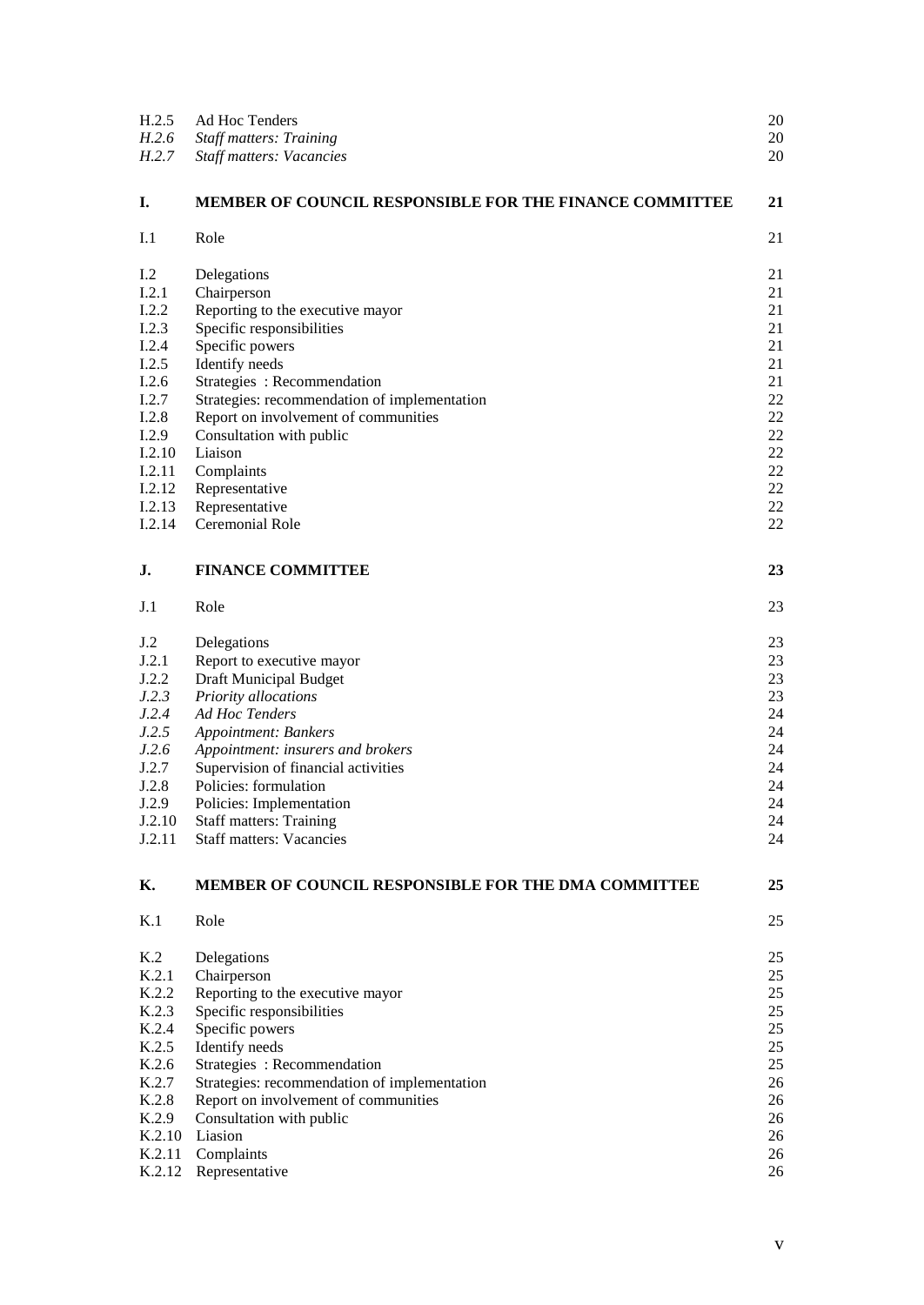| | | |
|---|---|---|
| H.2.5 | Ad Hoc Tenders | 20 |
| *H.2.6* | *Staff matters: Training* | 20 |
| *H.2.7* | *Staff matters: Vacancies* | 20 |
| | | |
| **I.** | **MEMBER OF COUNCIL RESPONSIBLE FOR THE FINANCE COMMITTEE** | **21** |
| | | |
| I.1 | Role | 21 |
| | | |
| I.2 | Delegations | 21 |
| I.2.1 | Chairperson | 21 |
| I.2.2 | Reporting to the executive mayor | 21 |
| I.2.3 | Specific responsibilities | 21 |
| I.2.4 | Specific powers | 21 |
| I.2.5 | Identify needs | 21 |
| I.2.6 | Strategies : Recommendation | 21 |
| I.2.7 | Strategies: recommendation of implementation | 22 |
| I.2.8 | Report on involvement of communities | 22 |
| I.2.9 | Consultation with public | 22 |
| I.2.10 | Liaison | 22 |
| I.2.11 | Complaints | 22 |
| I.2.12 | Representative | 22 |
| I.2.13 | Representative | 22 |
| I.2.14 | Ceremonial Role | 22 |
| | | |
| **J.** | **FINANCE COMMITTEE** | **23** |
| | | |
| J.1 | Role | 23 |
| | | |
| J.2 | Delegations | 23 |
| J.2.1 | Report to executive mayor | 23 |
| J.2.2 | Draft Municipal Budget | 23 |
| *J.2.3* | *Priority allocations* | 23 |
| *J.2.4* | *Ad Hoc Tenders* | 24 |
| *J.2.5* | *Appointment: Bankers* | 24 |
| *J.2.6* | *Appointment: insurers and brokers* | 24 |
| J.2.7 | Supervision of financial activities | 24 |
| J.2.8 | Policies: formulation | 24 |
| J.2.9 | Policies: Implementation | 24 |
| J.2.10 | Staff matters: Training | 24 |
| J.2.11 | Staff matters: Vacancies | 24 |
| | | |
| **K.** | **MEMBER OF COUNCIL RESPONSIBLE FOR THE DMA COMMITTEE** | **25** |
| | | |
| K.1 | Role | 25 |
| | | |
| K.2 | Delegations | 25 |
| K.2.1 | Chairperson | 25 |
| K.2.2 | Reporting to the executive mayor | 25 |
| K.2.3 | Specific responsibilities | 25 |
| K.2.4 | Specific powers | 25 |
| K.2.5 | Identify needs | 25 |
| K.2.6 | Strategies : Recommendation | 25 |
| K.2.7 | Strategies: recommendation of implementation | 26 |
| K.2.8 | Report on involvement of communities | 26 |
| K.2.9 | Consultation with public | 26 |
| K.2.10 | Liasion | 26 |
| K.2.11 | Complaints | 26 |
| K.2.12 | Representative | 26 |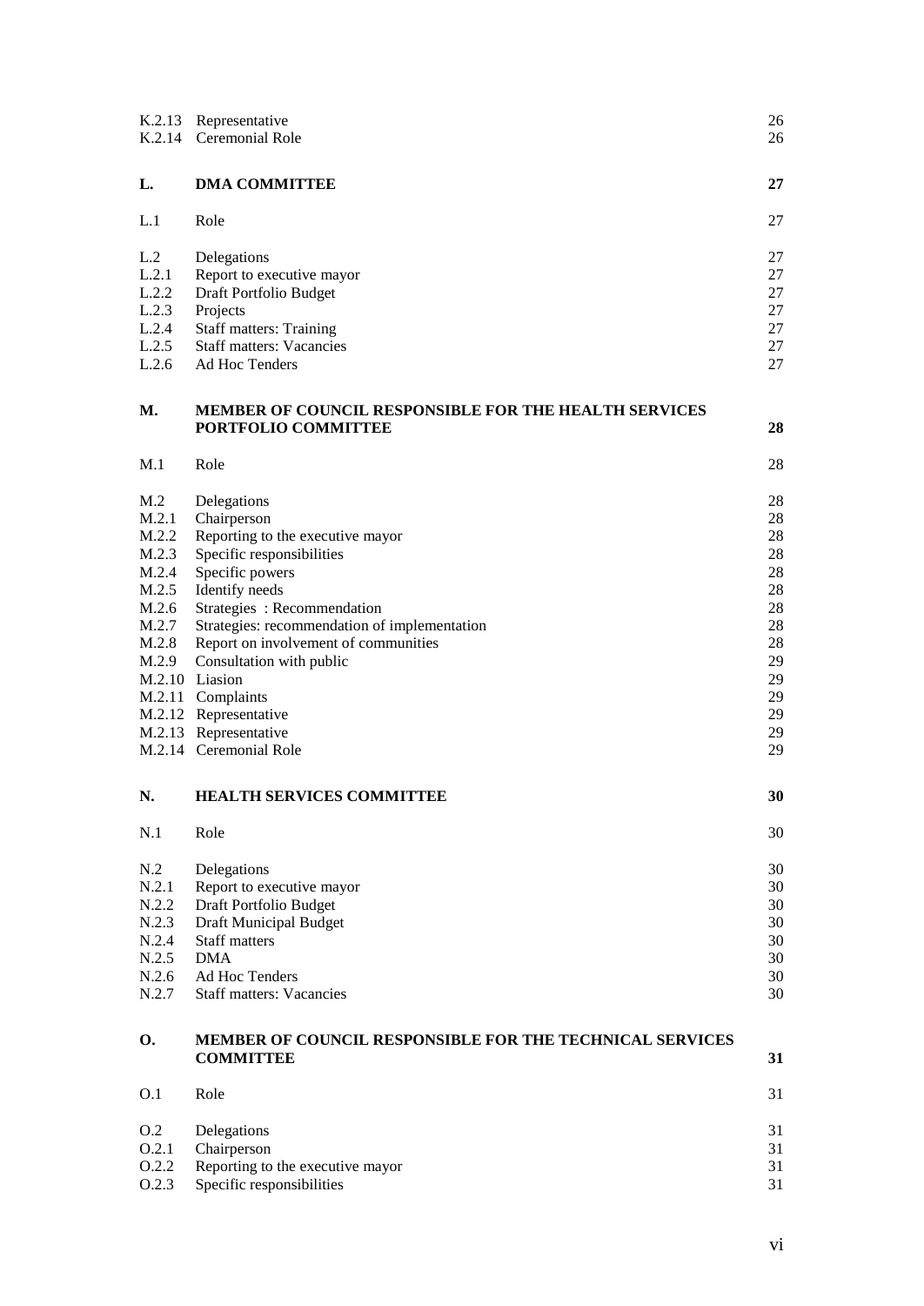| | | |
|---|---|---|
| K.2.13 | Representative | 26 |
| K.2.14 | Ceremonial Role | 26 |
| **L.** | **DMA COMMITTEE** | **27** |
| L.1 | Role | 27 |
| L.2 | Delegations | 27 |
| L.2.1 | Report to executive mayor | 27 |
| L.2.2 | Draft Portfolio Budget | 27 |
| L.2.3 | Projects | 27 |
| L.2.4 | Staff matters: Training | 27 |
| L.2.5 | Staff matters: Vacancies | 27 |
| L.2.6 | Ad Hoc Tenders | 27 |
| **M.** | **MEMBER OF COUNCIL RESPONSIBLE FOR THE HEALTH SERVICES PORTFOLIO COMMITTEE** | **28** |
| M.1 | Role | 28 |
| M.2 | Delegations | 28 |
| M.2.1 | Chairperson | 28 |
| M.2.2 | Reporting to the executive mayor | 28 |
| M.2.3 | Specific responsibilities | 28 |
| M.2.4 | Specific powers | 28 |
| M.2.5 | Identify needs | 28 |
| M.2.6 | Strategies : Recommendation | 28 |
| M.2.7 | Strategies: recommendation of implementation | 28 |
| M.2.8 | Report on involvement of communities | 28 |
| M.2.9 | Consultation with public | 29 |
| M.2.10 | Liasion | 29 |
| M.2.11 | Complaints | 29 |
| M.2.12 | Representative | 29 |
| M.2.13 | Representative | 29 |
| M.2.14 | Ceremonial Role | 29 |
| **N.** | **HEALTH SERVICES COMMITTEE** | **30** |
| N.1 | Role | 30 |
| N.2 | Delegations | 30 |
| N.2.1 | Report to executive mayor | 30 |
| N.2.2 | Draft Portfolio Budget | 30 |
| N.2.3 | Draft Municipal Budget | 30 |
| N.2.4 | Staff matters | 30 |
| N.2.5 | DMA | 30 |
| N.2.6 | Ad Hoc Tenders | 30 |
| N.2.7 | Staff matters: Vacancies | 30 |
| **O.** | **MEMBER OF COUNCIL RESPONSIBLE FOR THE TECHNICAL SERVICES COMMITTEE** | **31** |
| O.1 | Role | 31 |
| O.2 | Delegations | 31 |
| O.2.1 | Chairperson | 31 |
| O.2.2 | Reporting to the executive mayor | 31 |
| O.2.3 | Specific responsibilities | 31 |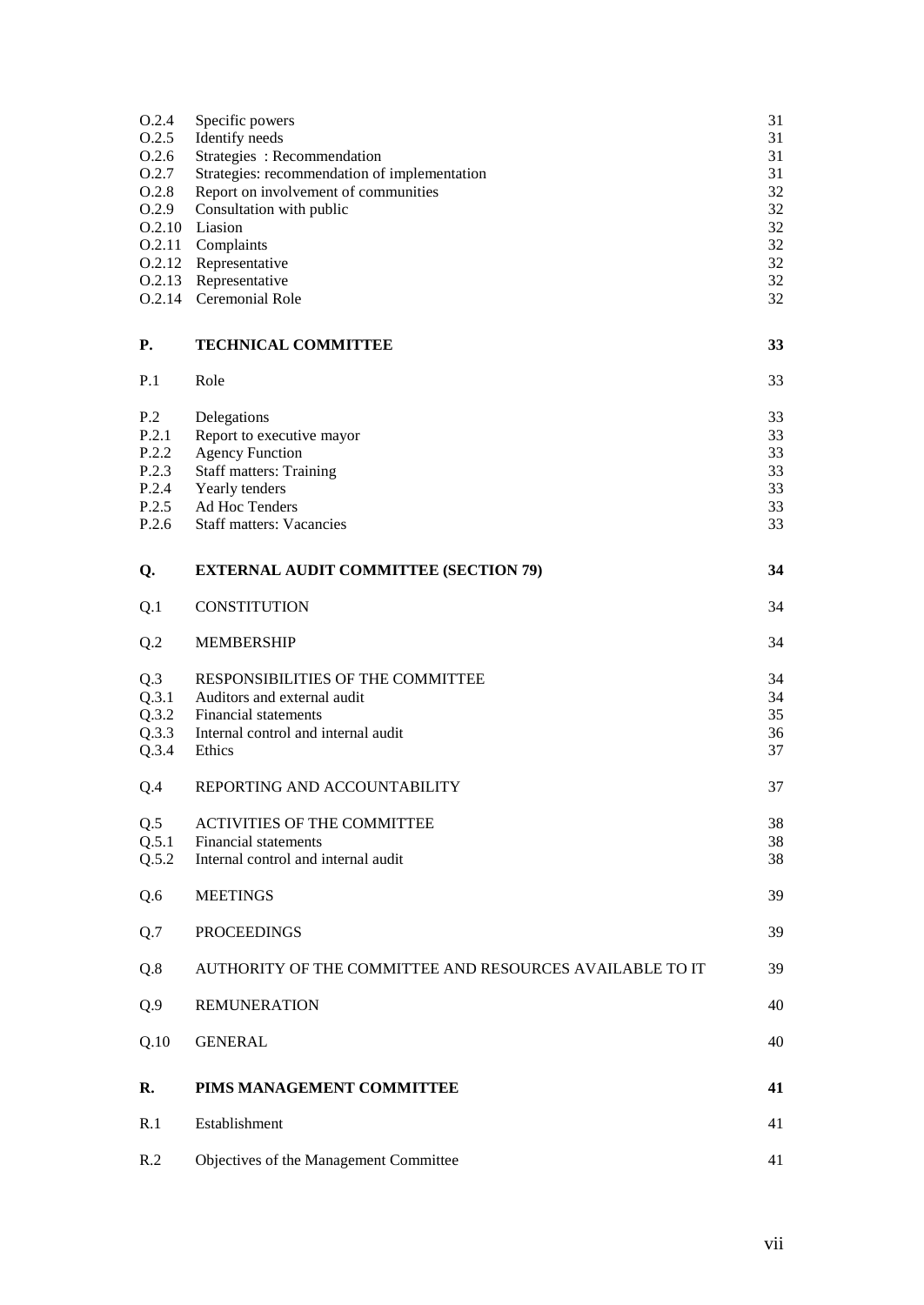| | | |
|---|---|---|
| O.2.4 | Specific powers | 31 |
| O.2.5 | Identify needs | 31 |
| O.2.6 | Strategies : Recommendation | 31 |
| O.2.7 | Strategies: recommendation of implementation | 31 |
| O.2.8 | Report on involvement of communities | 32 |
| O.2.9 | Consultation with public | 32 |
| O.2.10 | Liasion | 32 |
| O.2.11 | Complaints | 32 |
| O.2.12 | Representative | 32 |
| O.2.13 | Representative | 32 |
| O.2.14 | Ceremonial Role | 32 |
| **P.** | **TECHNICAL COMMITTEE** | **33** |
| P.1 | Role | 33 |
| P.2 | Delegations | 33 |
| P.2.1 | Report to executive mayor | 33 |
| P.2.2 | Agency Function | 33 |
| P.2.3 | Staff matters: Training | 33 |
| P.2.4 | Yearly tenders | 33 |
| P.2.5 | Ad Hoc Tenders | 33 |
| P.2.6 | Staff matters: Vacancies | 33 |
| **Q.** | **EXTERNAL AUDIT COMMITTEE (SECTION 79)** | **34** |
| Q.1 | CONSTITUTION | 34 |
| Q.2 | MEMBERSHIP | 34 |
| Q.3 | RESPONSIBILITIES OF THE COMMITTEE | 34 |
| Q.3.1 | Auditors and external audit | 34 |
| Q.3.2 | Financial statements | 35 |
| Q.3.3 | Internal control and internal audit | 36 |
| Q.3.4 | Ethics | 37 |
| Q.4 | REPORTING AND ACCOUNTABILITY | 37 |
| Q.5 | ACTIVITIES OF THE COMMITTEE | 38 |
| Q.5.1 | Financial statements | 38 |
| Q.5.2 | Internal control and internal audit | 38 |
| Q.6 | MEETINGS | 39 |
| Q.7 | PROCEEDINGS | 39 |
| Q.8 | AUTHORITY OF THE COMMITTEE AND RESOURCES AVAILABLE TO IT | 39 |
| Q.9 | REMUNERATION | 40 |
| Q.10 | GENERAL | 40 |
| **R.** | **PIMS MANAGEMENT COMMITTEE** | **41** |
| R.1 | Establishment | 41 |
| R.2 | Objectives of the Management Committee | 41 |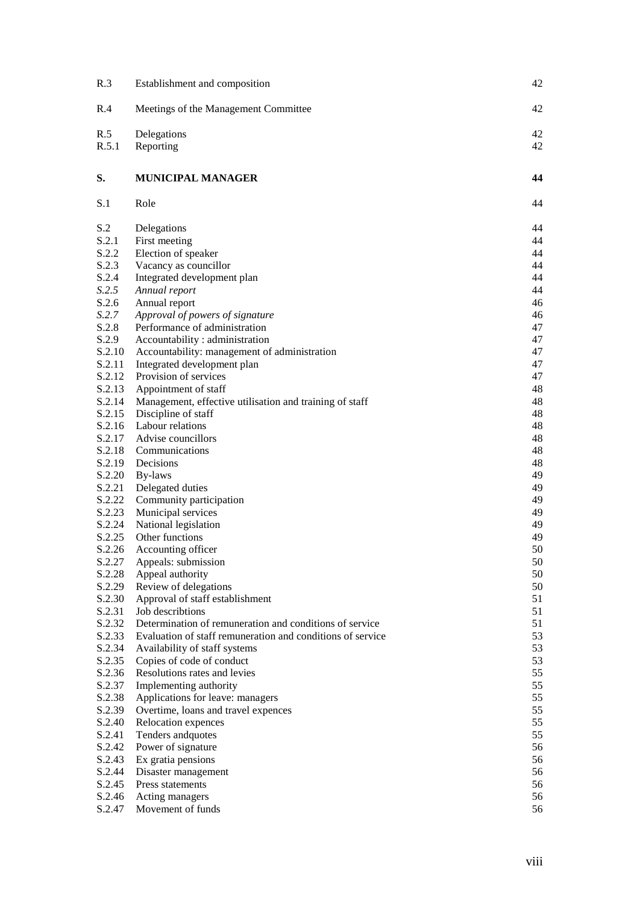| | | |
|---|---|---|
| R.3 | Establishment and composition | 42 |
| R.4 | Meetings of the Management Committee | 42 |
| R.5 | Delegations | 42 |
| R.5.1 | Reporting | 42 |
| **S.** | **MUNICIPAL MANAGER** | **44** |
| S.1 | Role | 44 |
| S.2 | Delegations | 44 |
| S.2.1 | First meeting | 44 |
| S.2.2 | Election of speaker | 44 |
| S.2.3 | Vacancy as councillor | 44 |
| S.2.4 | Integrated development plan | 44 |
| *S.2.5* | *Annual report* | 44 |
| S.2.6 | Annual report | 46 |
| *S.2.7* | *Approval of powers of signature* | 46 |
| S.2.8 | Performance of administration | 47 |
| S.2.9 | Accountability : administration | 47 |
| S.2.10 | Accountability: management of administration | 47 |
| S.2.11 | Integrated development plan | 47 |
| S.2.12 | Provision of services | 47 |
| S.2.13 | Appointment of staff | 48 |
| S.2.14 | Management, effective utilisation and training of staff | 48 |
| S.2.15 | Discipline of staff | 48 |
| S.2.16 | Labour relations | 48 |
| S.2.17 | Advise councillors | 48 |
| S.2.18 | Communications | 48 |
| S.2.19 | Decisions | 48 |
| S.2.20 | By-laws | 49 |
| S.2.21 | Delegated duties | 49 |
| S.2.22 | Community participation | 49 |
| S.2.23 | Municipal services | 49 |
| S.2.24 | National legislation | 49 |
| S.2.25 | Other functions | 49 |
| S.2.26 | Accounting officer | 50 |
| S.2.27 | Appeals: submission | 50 |
| S.2.28 | Appeal authority | 50 |
| S.2.29 | Review of delegations | 50 |
| S.2.30 | Approval of staff establishment | 51 |
| S.2.31 | Job describtions | 51 |
| S.2.32 | Determination of remuneration and conditions of service | 51 |
| S.2.33 | Evaluation of staff remuneration and conditions of service | 53 |
| S.2.34 | Availability of staff systems | 53 |
| S.2.35 | Copies of code of conduct | 53 |
| S.2.36 | Resolutions rates and levies | 55 |
| S.2.37 | Implementing authority | 55 |
| S.2.38 | Applications for leave: managers | 55 |
| S.2.39 | Overtime, loans and travel expences | 55 |
| S.2.40 | Relocation expences | 55 |
| S.2.41 | Tenders andquotes | 55 |
| S.2.42 | Power of signature | 56 |
| S.2.43 | Ex gratia pensions | 56 |
| S.2.44 | Disaster management | 56 |
| S.2.45 | Press statements | 56 |
| S.2.46 | Acting managers | 56 |
| S.2.47 | Movement of funds | 56 |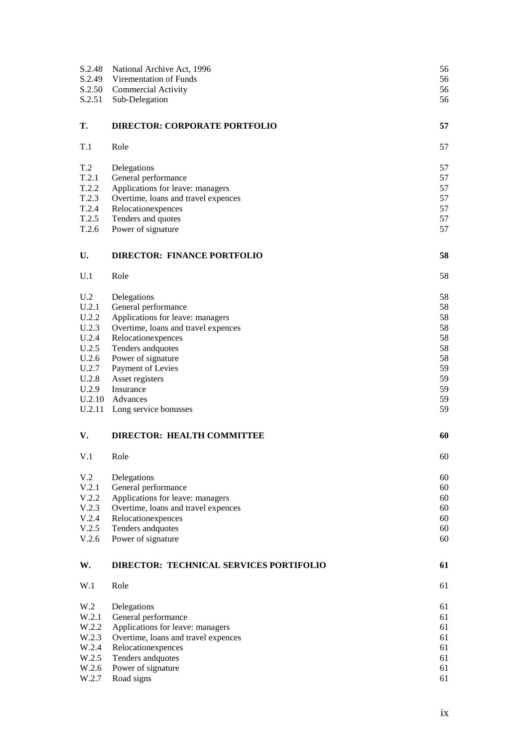| | | |
|---|---|---|
| S.2.48 | National Archive Act, 1996 | 56 |
| S.2.49 | Virementation of Funds | 56 |
| S.2.50 | Commercial Activity | 56 |
| S.2.51 | Sub-Delegation | 56 |
| | | |
| **T.** | **DIRECTOR: CORPORATE PORTFOLIO** | **57** |
| | | |
| T.1 | Role | 57 |
| | | |
| T.2 | Delegations | 57 |
| T.2.1 | General performance | 57 |
| T.2.2 | Applications for leave: managers | 57 |
| T.2.3 | Overtime, loans and travel expences | 57 |
| T.2.4 | Relocationexpences | 57 |
| T.2.5 | Tenders and quotes | 57 |
| T.2.6 | Power of signature | 57 |
| | | |
| **U.** | **DIRECTOR: FINANCE PORTFOLIO** | **58** |
| | | |
| U.1 | Role | 58 |
| | | |
| U.2 | Delegations | 58 |
| U.2.1 | General performance | 58 |
| U.2.2 | Applications for leave: managers | 58 |
| U.2.3 | Overtime, loans and travel expences | 58 |
| U.2.4 | Relocationexpences | 58 |
| U.2.5 | Tenders andquotes | 58 |
| U.2.6 | Power of signature | 58 |
| U.2.7 | Payment of Levies | 59 |
| U.2.8 | Asset registers | 59 |
| U.2.9 | Insurance | 59 |
| U.2.10 | Advances | 59 |
| U.2.11 | Long service bonusses | 59 |
| | | |
| **V.** | **DIRECTOR: HEALTH COMMITTEE** | **60** |
| | | |
| V.1 | Role | 60 |
| | | |
| V.2 | Delegations | 60 |
| V.2.1 | General performance | 60 |
| V.2.2 | Applications for leave: managers | 60 |
| V.2.3 | Overtime, loans and travel expences | 60 |
| V.2.4 | Relocationexpences | 60 |
| V.2.5 | Tenders andquotes | 60 |
| V.2.6 | Power of signature | 60 |
| | | |
| **W.** | **DIRECTOR: TECHNICAL SERVICES PORTIFOLIO** | **61** |
| | | |
| W.1 | Role | 61 |
| | | |
| W.2 | Delegations | 61 |
| W.2.1 | General performance | 61 |
| W.2.2 | Applications for leave: managers | 61 |
| W.2.3 | Overtime, loans and travel expences | 61 |
| W.2.4 | Relocationexpences | 61 |
| W.2.5 | Tenders andquotes | 61 |
| W.2.6 | Power of signature | 61 |
| W.2.7 | Road signs | 61 |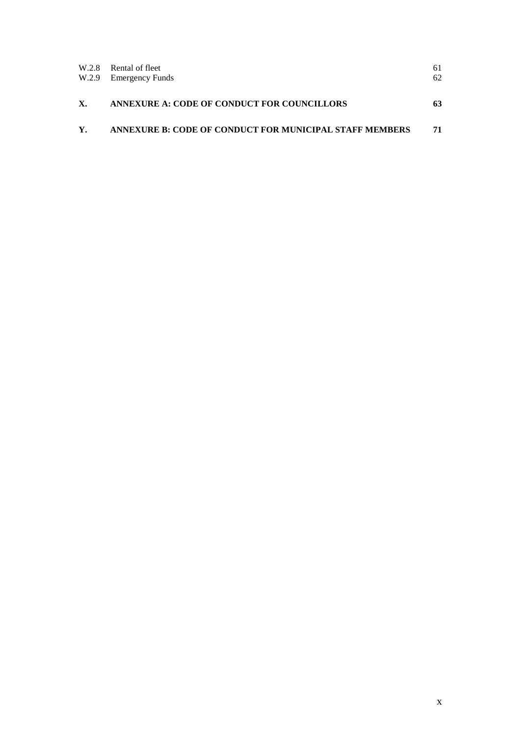W.2.8 Rental of fleet 61
W.2.9 Emergency Funds 62

**X. ANNEXURE A: CODE OF CONDUCT FOR COUNCILLORS 63**

**Y. ANNEXURE B: CODE OF CONDUCT FOR MUNICIPAL STAFF MEMBERS 71**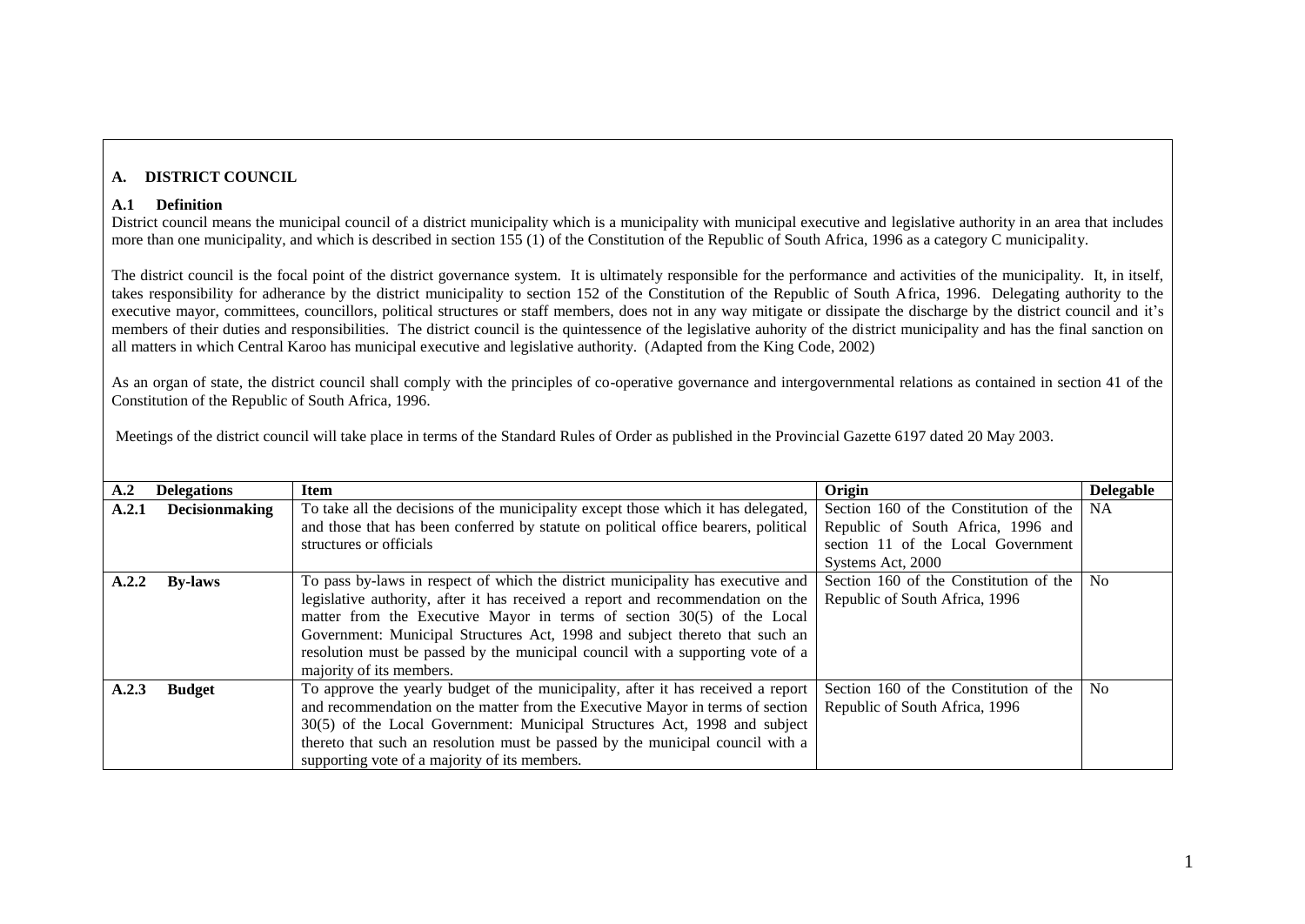## A. DISTRICT COUNCIL

### A.1 Definition

District council means the municipal council of a district municipality which is a municipality with municipal executive and legislative authority in an area that includes more than one municipality, and which is described in section 155 (1) of the Constitution of the Republic of South Africa, 1996 as a category C municipality.

The district council is the focal point of the district governance system. It is ultimately responsible for the performance and activities of the municipality. It, in itself, takes responsibility for adherance by the district municipality to section 152 of the Constitution of the Republic of South Africa, 1996. Delegating authority to the executive mayor, committees, councillors, political structures or staff members, does not in any way mitigate or dissipate the discharge by the district council and it's members of their duties and responsibilities. The district council is the quintessence of the legislative auhority of the district municipality and has the final sanction on all matters in which Central Karoo has municipal executive and legislative authority. (Adapted from the King Code, 2002)

As an organ of state, the district council shall comply with the principles of co-operative governance and intergovernmental relations as contained in section 41 of the Constitution of the Republic of South Africa, 1996.

Meetings of the district council will take place in terms of the Standard Rules of Order as published in the Provincial Gazette 6197 dated 20 May 2003.

| A.2 Delegations | Item | Origin | Delegable |
|---|---|---|---|
| **A.2.1 Decisionmaking** | To take all the decisions of the municipality except those which it has delegated, and those that has been conferred by statute on political office bearers, political structures or officials | Section 160 of the Constitution of the Republic of South Africa, 1996 and section 11 of the Local Government Systems Act, 2000 | NA |
| **A.2.2 By-laws** | To pass by-laws in respect of which the district municipality has executive and legislative authority, after it has received a report and recommendation on the matter from the Executive Mayor in terms of section 30(5) of the Local Government: Municipal Structures Act, 1998 and subject thereto that such an resolution must be passed by the municipal council with a supporting vote of a majority of its members. | Section 160 of the Constitution of the Republic of South Africa, 1996 | No |
| **A.2.3 Budget** | To approve the yearly budget of the municipality, after it has received a report and recommendation on the matter from the Executive Mayor in terms of section 30(5) of the Local Government: Municipal Structures Act, 1998 and subject thereto that such an resolution must be passed by the municipal council with a supporting vote of a majority of its members. | Section 160 of the Constitution of the Republic of South Africa, 1996 | No |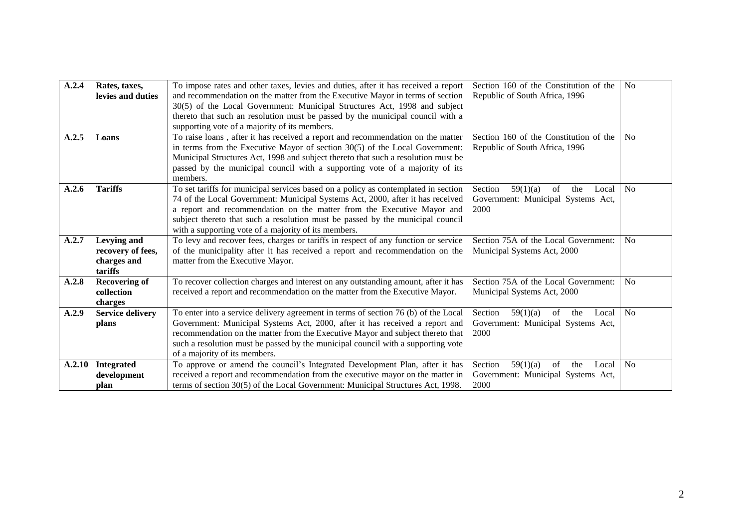| | | | | |
|---|---|---|---|---|
| **A.2.4** | **Rates, taxes, levies and duties** | To impose rates and other taxes, levies and duties, after it has received a report and recommendation on the matter from the Executive Mayor in terms of section 30(5) of the Local Government: Municipal Structures Act, 1998 and subject thereto that such an resolution must be passed by the municipal council with a supporting vote of a majority of its members. | Section 160 of the Constitution of the Republic of South Africa, 1996 | No |
| **A.2.5** | **Loans** | To raise loans , after it has received a report and recommendation on the matter in terms from the Executive Mayor of section 30(5) of the Local Government: Municipal Structures Act, 1998 and subject thereto that such a resolution must be passed by the municipal council with a supporting vote of a majority of its members. | Section 160 of the Constitution of the Republic of South Africa, 1996 | No |
| **A.2.6** | **Tariffs** | To set tariffs for municipal services based on a policy as contemplated in section 74 of the Local Government: Municipal Systems Act, 2000, after it has received a report and recommendation on the matter from the Executive Mayor and subject thereto that such a resolution must be passed by the municipal council with a supporting vote of a majority of its members. | Section 59(1)(a) of the Local Government: Municipal Systems Act, 2000 | No |
| **A.2.7** | **Levying and recovery of fees, charges and tariffs** | To levy and recover fees, charges or tariffs in respect of any function or service of the municipality after it has received a report and recommendation on the matter from the Executive Mayor. | Section 75A of the Local Government: Municipal Systems Act, 2000 | No |
| **A.2.8** | **Recovering of collection charges** | To recover collection charges and interest on any outstanding amount, after it has received a report and recommendation on the matter from the Executive Mayor. | Section 75A of the Local Government: Municipal Systems Act, 2000 | No |
| **A.2.9** | **Service delivery plans** | To enter into a service delivery agreement in terms of section 76 (b) of the Local Government: Municipal Systems Act, 2000, after it has received a report and recommendation on the matter from the Executive Mayor and subject thereto that such a resolution must be passed by the municipal council with a supporting vote of a majority of its members. | Section 59(1)(a) of the Local Government: Municipal Systems Act, 2000 | No |
| **A.2.10** | **Integrated development plan** | To approve or amend the council's Integrated Development Plan, after it has received a report and recommendation from the executive mayor on the matter in terms of section 30(5) of the Local Government: Municipal Structures Act, 1998. | Section 59(1)(a) of the Local Government: Municipal Systems Act, 2000 | No |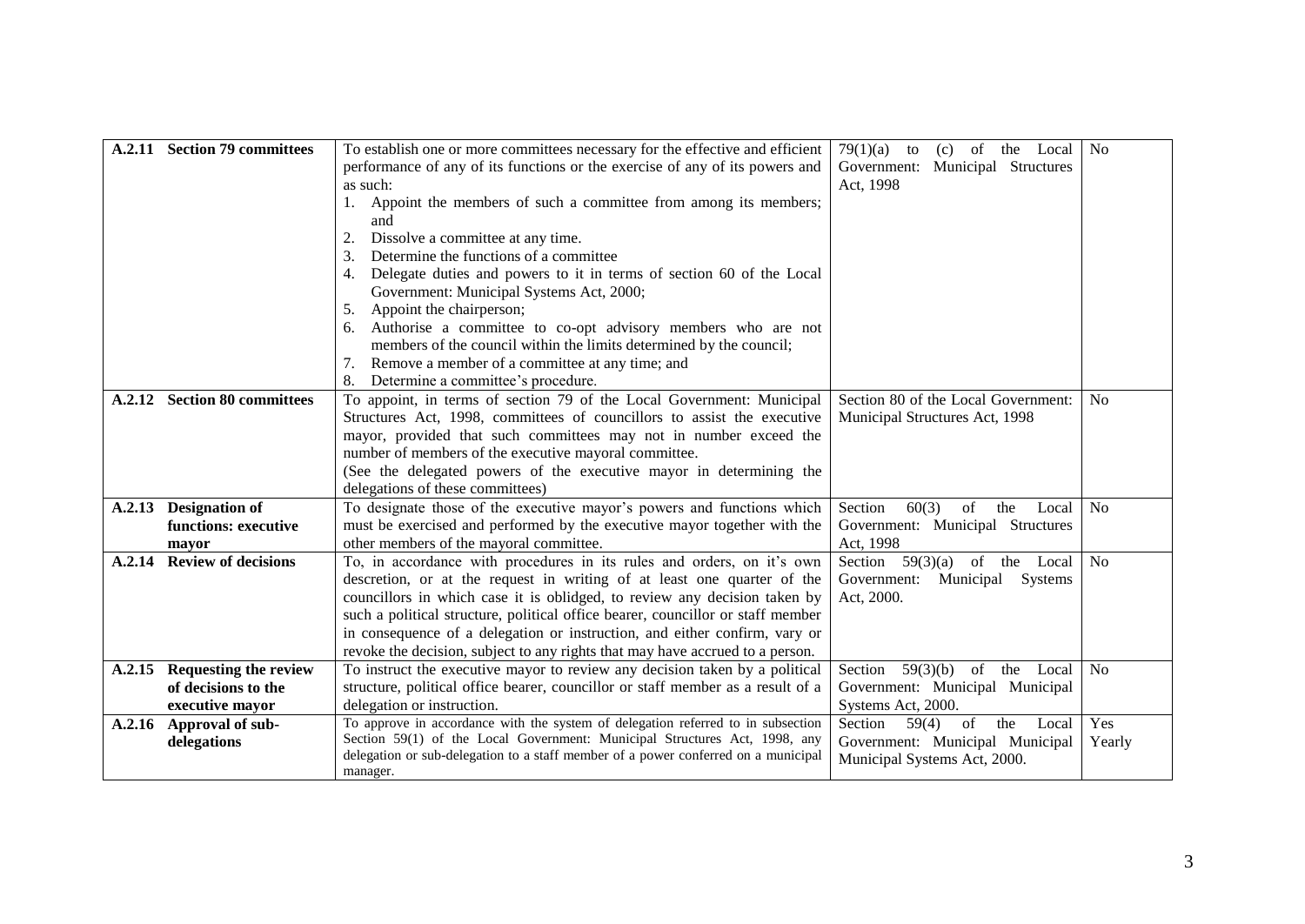| | | | | |
|---|---|---|---|---|
| **A.2.11** | **Section 79 committees** | To establish one or more committees necessary for the effective and efficient performance of any of its functions or the exercise of any of its powers and as such:<br>1. Appoint the members of such a committee from among its members; and<br>2. Dissolve a committee at any time.<br>3. Determine the functions of a committee<br>4. Delegate duties and powers to it in terms of section 60 of the Local Government: Municipal Systems Act, 2000;<br>5. Appoint the chairperson;<br>6. Authorise a committee to co-opt advisory members who are not members of the council within the limits determined by the council;<br>7. Remove a member of a committee at any time; and<br>8. Determine a committee's procedure. | 79(1)(a) to (c) of the Local Government: Municipal Structures Act, 1998 | No |
| **A.2.12** | **Section 80 committees** | To appoint, in terms of section 79 of the Local Government: Municipal Structures Act, 1998, committees of councillors to assist the executive mayor, provided that such committees may not in number exceed the number of members of the executive mayoral committee.<br>(See the delegated powers of the executive mayor in determining the delegations of these committees) | Section 80 of the Local Government: Municipal Structures Act, 1998 | No |
| **A.2.13** | **Designation of functions: executive mayor** | To designate those of the executive mayor's powers and functions which must be exercised and performed by the executive mayor together with the other members of the mayoral committee. | Section 60(3) of the Local Government: Municipal Structures Act, 1998 | No |
| **A.2.14** | **Review of decisions** | To, in accordance with procedures in its rules and orders, on it's own descretion, or at the request in writing of at least one quarter of the councillors in which case it is oblidged, to review any decision taken by such a political structure, political office bearer, councillor or staff member in consequence of a delegation or instruction, and either confirm, vary or revoke the decision, subject to any rights that may have accrued to a person. | Section 59(3)(a) of the Local Government: Municipal Systems Act, 2000. | No |
| **A.2.15** | **Requesting the review of decisions to the executive mayor** | To instruct the executive mayor to review any decision taken by a political structure, political office bearer, councillor or staff member as a result of a delegation or instruction. | Section 59(3)(b) of the Local Government: Municipal Municipal Systems Act, 2000. | No |
| **A.2.16** | **Approval of sub-delegations** | To approve in accordance with the system of delegation referred to in subsection Section 59(1) of the Local Government: Municipal Structures Act, 1998, any delegation or sub-delegation to a staff member of a power conferred on a municipal manager. | Section 59(4) of the Local Government: Municipal Municipal Municipal Systems Act, 2000. | Yes Yearly |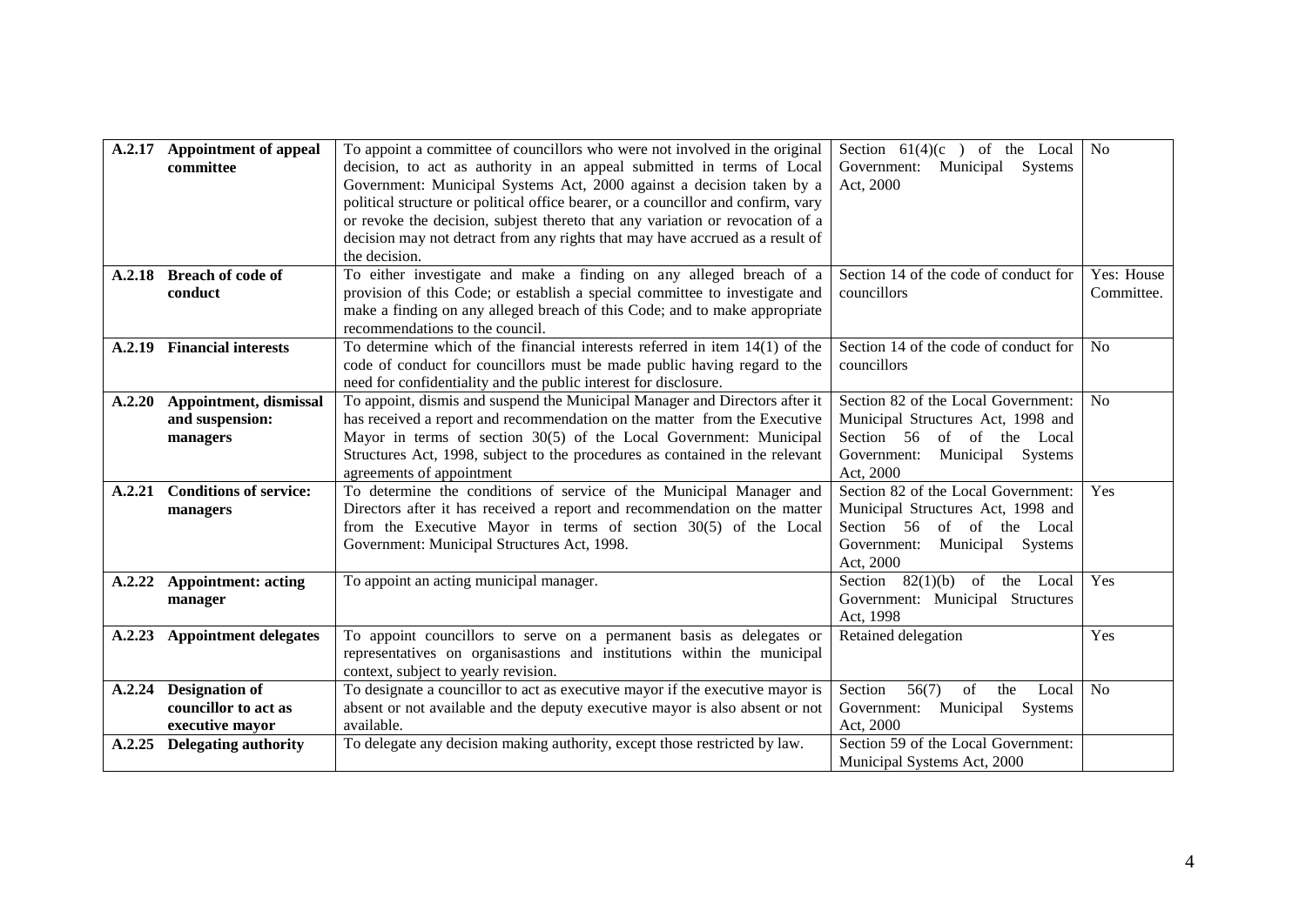| A.2.17 | **Appointment of appeal committee** | To appoint a committee of councillors who were not involved in the original decision, to act as authority in an appeal submitted in terms of Local Government: Municipal Systems Act, 2000 against a decision taken by a political structure or political office bearer, or a councillor and confirm, vary or revoke the decision, subject thereto that any variation or revocation of a decision may not detract from any rights that may have accrued as a result of the decision. | Section 61(4)(c ) of the Local Government: Municipal Systems Act, 2000 | No |
|---|---|---|---|---|
| **A.2.18** | **Breach of code of conduct** | To either investigate and make a finding on any alleged breach of a provision of this Code; or establish a special committee to investigate and make a finding on any alleged breach of this Code; and to make appropriate recommendations to the council. | Section 14 of the code of conduct for councillors | Yes: House Committee. |
| **A.2.19** | **Financial interests** | To determine which of the financial interests referred in item 14(1) of the code of conduct for councillors must be made public having regard to the need for confidentiality and the public interest for disclosure. | Section 14 of the code of conduct for councillors | No |
| **A.2.20** | **Appointment, dismissal and suspension: managers** | To appoint, dismis and suspend the Municipal Manager and Directors after it has received a report and recommendation on the matter from the Executive Mayor in terms of section 30(5) of the Local Government: Municipal Structures Act, 1998, subject to the procedures as contained in the relevant agreements of appointment | Section 82 of the Local Government: Municipal Structures Act, 1998 and Section 56 of of the Local Government: Municipal Systems Act, 2000 | No |
| **A.2.21** | **Conditions of service: managers** | To determine the conditions of service of the Municipal Manager and Directors after it has received a report and recommendation on the matter from the Executive Mayor in terms of section 30(5) of the Local Government: Municipal Structures Act, 1998. | Section 82 of the Local Government: Municipal Structures Act, 1998 and Section 56 of of the Local Government: Municipal Systems Act, 2000 | Yes |
| **A.2.22** | **Appointment: acting manager** | To appoint an acting municipal manager. | Section 82(1)(b) of the Local Government: Municipal Structures Act, 1998 | Yes |
| **A.2.23** | **Appointment delegates** | To appoint councillors to serve on a permanent basis as delegates or representatives on organisastions and institutions within the municipal context, subject to yearly revision. | Retained delegation | Yes |
| **A.2.24** | **Designation of councillor to act as executive mayor** | To designate a councillor to act as executive mayor if the executive mayor is absent or not available and the deputy executive mayor is also absent or not available. | Section 56(7) of the Local Government: Municipal Systems Act, 2000 | No |
| **A.2.25** | **Delegating authority** | To delegate any decision making authority, except those restricted by law. | Section 59 of the Local Government: Municipal Systems Act, 2000 | |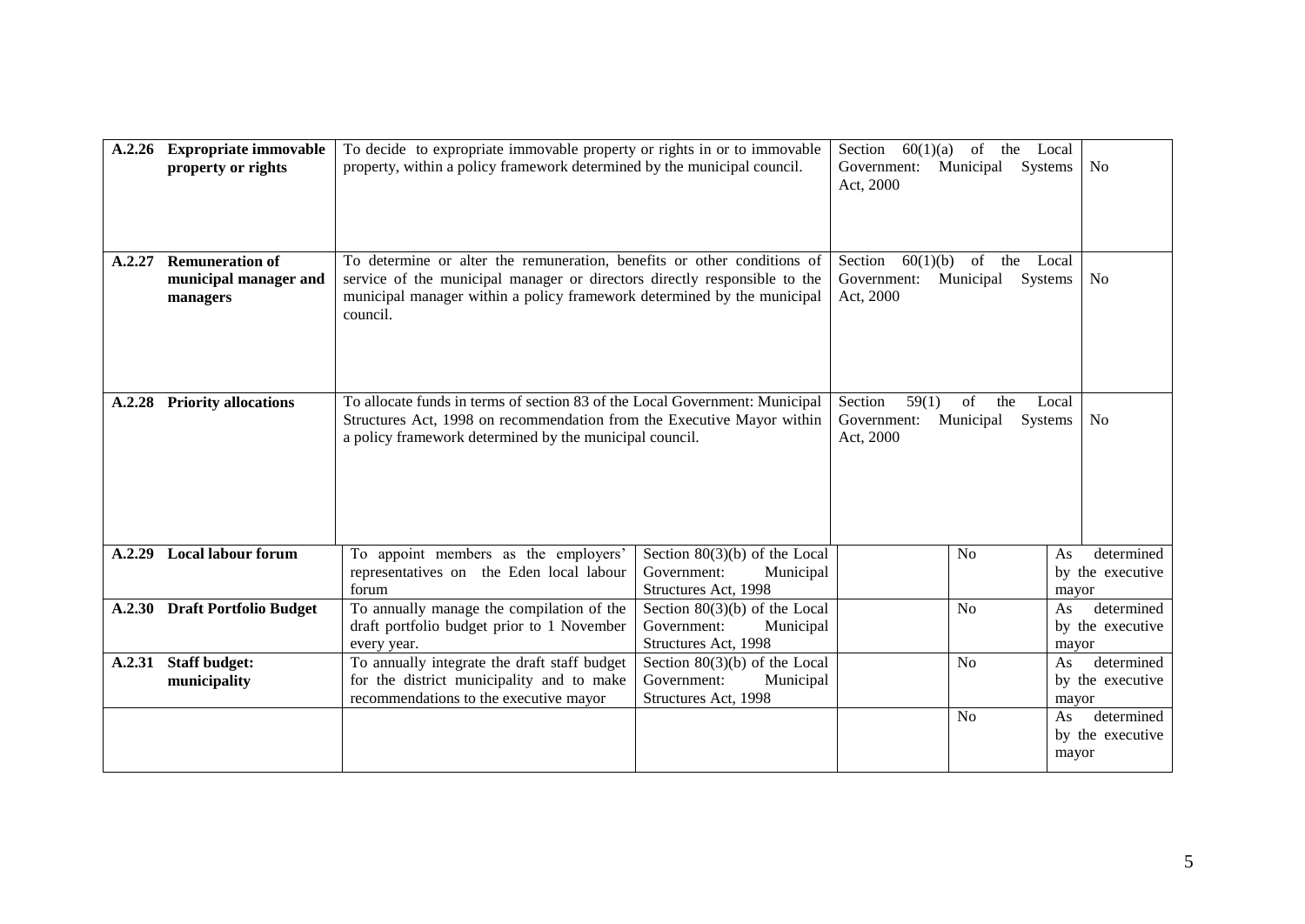| | | | | | | |
|---|---|---|---|---|---|---|
| **A.2.26** | **Expropriate immovable property or rights** | To decide to expropriate immovable property or rights in or to immovable property, within a policy framework determined by the municipal council. | | Section 60(1)(a) of the Local Government: Municipal Systems Act, 2000 | | No |
| **A.2.27** | **Remuneration of municipal manager and managers** | To determine or alter the remuneration, benefits or other conditions of service of the municipal manager or directors directly responsible to the municipal manager within a policy framework determined by the municipal council. | | Section 60(1)(b) of the Local Government: Municipal Systems Act, 2000 | | No |
| **A.2.28** | **Priority allocations** | To allocate funds in terms of section 83 of the Local Government: Municipal Structures Act, 1998 on recommendation from the Executive Mayor within a policy framework determined by the municipal council. | | Section 59(1) of the Local Government: Municipal Systems Act, 2000 | | No |
| **A.2.29** | **Local labour forum** | To appoint members as the employers' representatives on the Eden local labour forum | Section 80(3)(b) of the Local Government: Municipal Structures Act, 1998 | | No | As determined by the executive mayor |
| **A.2.30** | **Draft Portfolio Budget** | To annually manage the compilation of the draft portfolio budget prior to 1 November every year. | Section 80(3)(b) of the Local Government: Municipal Structures Act, 1998 | | No | As determined by the executive mayor |
| **A.2.31** | **Staff budget: municipality** | To annually integrate the draft staff budget for the district municipality and to make recommendations to the executive mayor | Section 80(3)(b) of the Local Government: Municipal Structures Act, 1998 | | No | As determined by the executive mayor |
| | | | | | No | As determined by the executive mayor |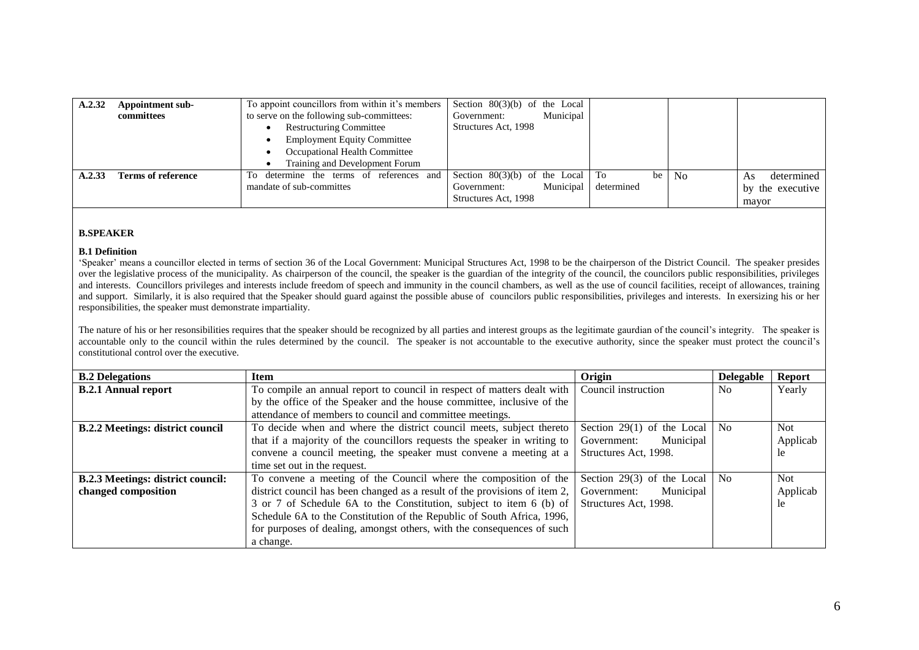| A.2.32 | Appointment sub-committees | To appoint councillors from within it's members to serve on the following sub-committees:<br>• Restructuring Committee<br>• Employment Equity Committee<br>• Occupational Health Committee<br>• Training and Development Forum | Section 80(3)(b) of the Local Government: Municipal Structures Act, 1998 | | | |
|---|---|---|---|---|---|---|
| **A.2.33** | **Terms of reference** | To determine the terms of references and mandate of sub-committes | Section 80(3)(b) of the Local Government: Municipal Structures Act, 1998 | To be determined | No | As determined by the executive mayor |

## B.SPEAKER

### B.1 Definition

'Speaker' means a councillor elected in terms of section 36 of the Local Government: Municipal Structures Act, 1998 to be the chairperson of the District Council. The speaker presides over the legislative process of the municipality. As chairperson of the council, the speaker is the guardian of the integrity of the council, the councilors public responsibilities, privileges and interests. Councillors privileges and interests include freedom of speech and immunity in the council chambers, as well as the use of council facilities, receipt of allowances, training and support. Similarly, it is also required that the Speaker should guard against the possible abuse of councilors public responsibilities, privileges and interests. In exersizing his or her responsibilities, the speaker must demonstrate impartiality.

The nature of his or her resonsibilities requires that the speaker should be recognized by all parties and interest groups as the legitimate gaurdian of the council's integrity. The speaker is accountable only to the council within the rules determined by the council. The speaker is not accountable to the executive authority, since the speaker must protect the council's constitutional control over the executive.

| B.2 Delegations | Item | Origin | Delegable | Report |
|---|---|---|---|---|
| **B.2.1 Annual report** | To compile an annual report to council in respect of matters dealt with by the office of the Speaker and the house committee, inclusive of the attendance of members to council and committee meetings. | Council instruction | No | Yearly |
| **B.2.2 Meetings: district council** | To decide when and where the district council meets, subject thereto that if a majority of the councillors requests the speaker in writing to convene a council meeting, the speaker must convene a meeting at a time set out in the request. | Section 29(1) of the Local Government: Municipal Structures Act, 1998. | No | Not Applicable |
| **B.2.3 Meetings: district council: changed composition** | To convene a meeting of the Council where the composition of the district council has been changed as a result of the provisions of item 2, 3 or 7 of Schedule 6A to the Constitution, subject to item 6 (b) of Schedule 6A to the Constitution of the Republic of South Africa, 1996, for purposes of dealing, amongst others, with the consequences of such a change. | Section 29(3) of the Local Government: Municipal Structures Act, 1998. | No | Not Applicable |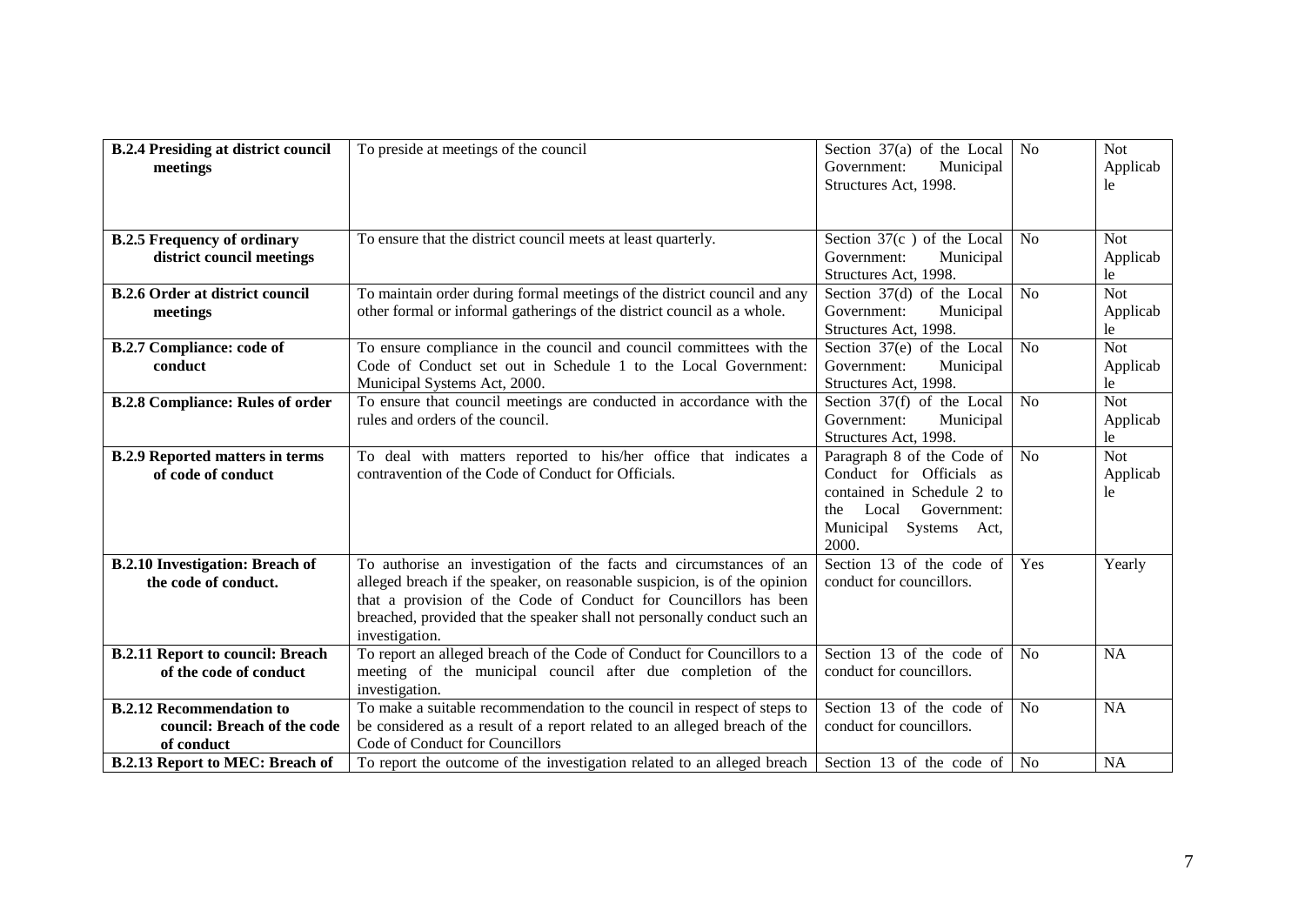| **B.2.4 Presiding at district council meetings** | To preside at meetings of the council | Section 37(a) of the Local Government: Municipal Structures Act, 1998. | No | Not Applicable |
|---|---|---|---|---|
| **B.2.5 Frequency of ordinary district council meetings** | To ensure that the district council meets at least quarterly. | Section 37(c ) of the Local Government: Municipal Structures Act, 1998. | No | Not Applicable |
| **B.2.6 Order at district council meetings** | To maintain order during formal meetings of the district council and any other formal or informal gatherings of the district council as a whole. | Section 37(d) of the Local Government: Municipal Structures Act, 1998. | No | Not Applicable |
| **B.2.7 Compliance: code of conduct** | To ensure compliance in the council and council committees with the Code of Conduct set out in Schedule 1 to the Local Government: Municipal Systems Act, 2000. | Section 37(e) of the Local Government: Municipal Structures Act, 1998. | No | Not Applicable |
| **B.2.8 Compliance: Rules of order** | To ensure that council meetings are conducted in accordance with the rules and orders of the council. | Section 37(f) of the Local Government: Municipal Structures Act, 1998. | No | Not Applicable |
| **B.2.9 Reported matters in terms of code of conduct** | To deal with matters reported to his/her office that indicates a contravention of the Code of Conduct for Officials. | Paragraph 8 of the Code of Conduct for Officials as contained in Schedule 2 to the Local Government: Municipal Systems Act, 2000. | No | Not Applicable |
| **B.2.10 Investigation: Breach of the code of conduct.** | To authorise an investigation of the facts and circumstances of an alleged breach if the speaker, on reasonable suspicion, is of the opinion that a provision of the Code of Conduct for Councillors has been breached, provided that the speaker shall not personally conduct such an investigation. | Section 13 of the code of conduct for councillors. | Yes | Yearly |
| **B.2.11 Report to council: Breach of the code of conduct** | To report an alleged breach of the Code of Conduct for Councillors to a meeting of the municipal council after due completion of the investigation. | Section 13 of the code of conduct for councillors. | No | NA |
| **B.2.12 Recommendation to council: Breach of the code of conduct** | To make a suitable recommendation to the council in respect of steps to be considered as a result of a report related to an alleged breach of the Code of Conduct for Councillors | Section 13 of the code of conduct for councillors. | No | NA |
| **B.2.13 Report to MEC: Breach of** | To report the outcome of the investigation related to an alleged breach | Section 13 of the code of | No | NA |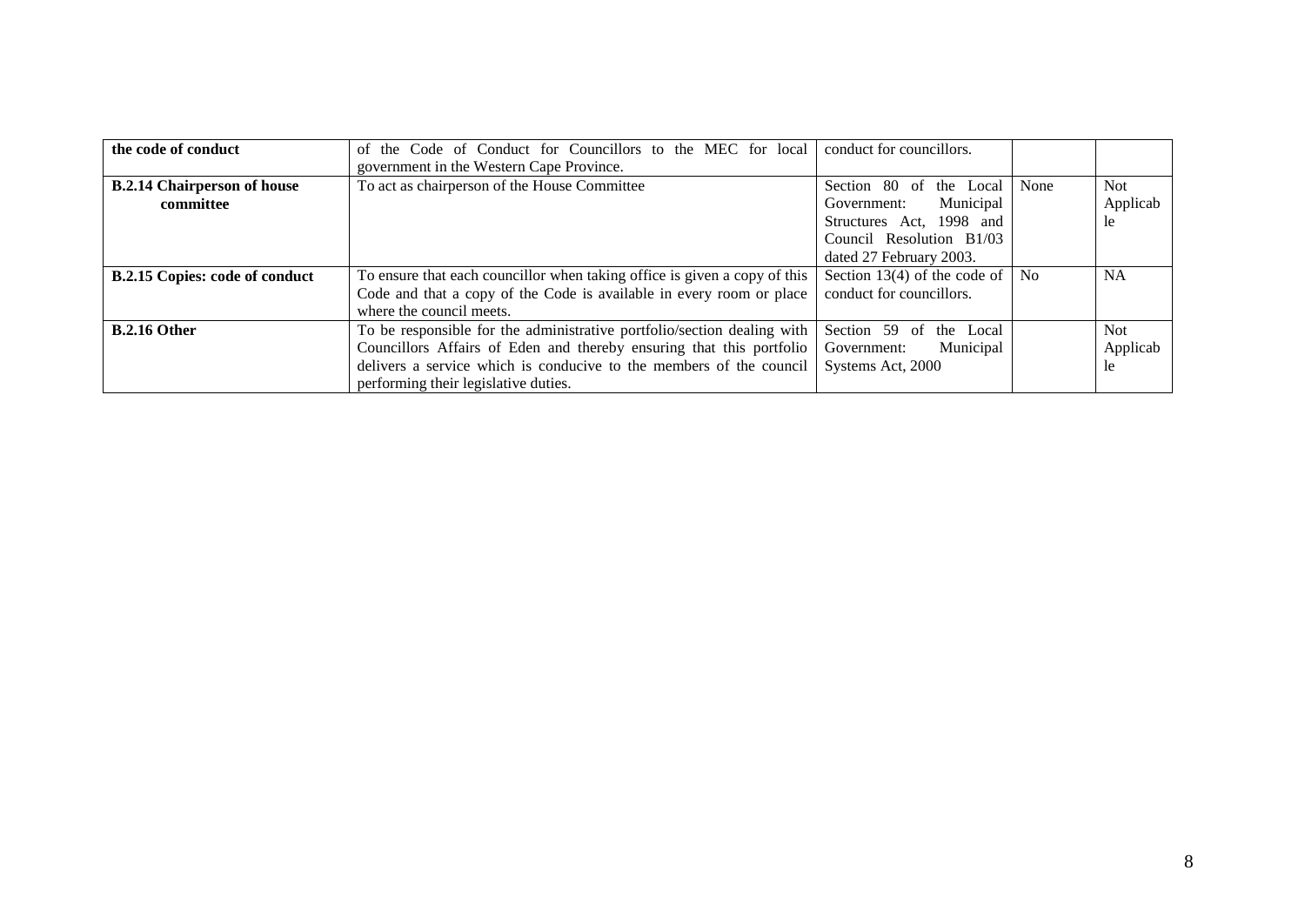| the code of conduct | of the Code of Conduct for Councillors to the MEC for local government in the Western Cape Province. | conduct for councillors. | | |
|---|---|---|---|---|
| **B.2.14 Chairperson of house committee** | To act as chairperson of the House Committee | Section 80 of the Local Government: Municipal Structures Act, 1998 and Council Resolution B1/03 dated 27 February 2003. | None | Not Applicable |
| **B.2.15 Copies: code of conduct** | To ensure that each councillor when taking office is given a copy of this Code and that a copy of the Code is available in every room or place where the council meets. | Section 13(4) of the code of conduct for councillors. | No | NA |
| **B.2.16 Other** | To be responsible for the administrative portfolio/section dealing with Councillors Affairs of Eden and thereby ensuring that this portfolio delivers a service which is conducive to the members of the council performing their legislative duties. | Section 59 of the Local Government: Municipal Systems Act, 2000 | | Not Applicable |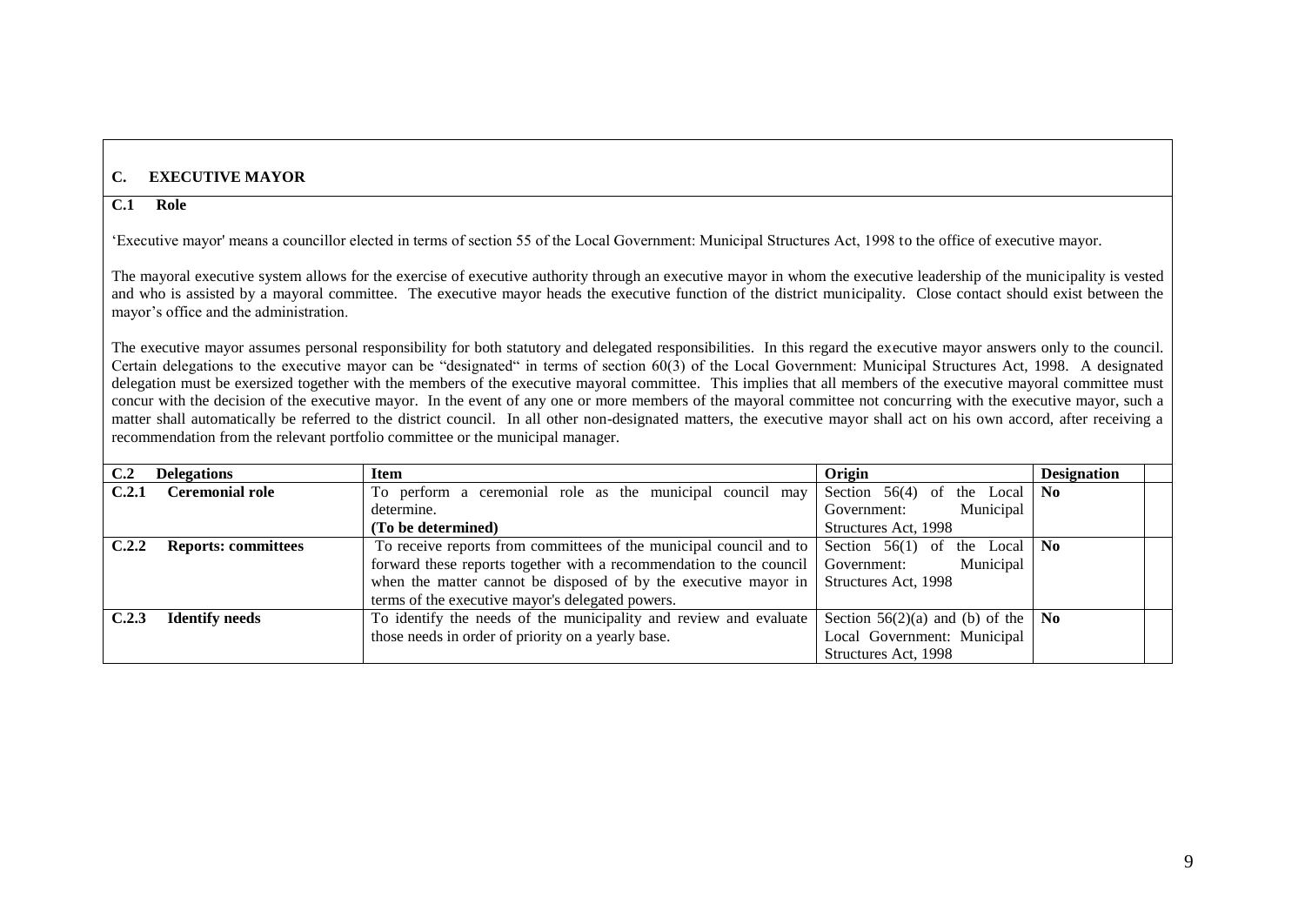## C. EXECUTIVE MAYOR

### C.1 Role

'Executive mayor' means a councillor elected in terms of section 55 of the Local Government: Municipal Structures Act, 1998 to the office of executive mayor.

The mayoral executive system allows for the exercise of executive authority through an executive mayor in whom the executive leadership of the municipality is vested and who is assisted by a mayoral committee. The executive mayor heads the executive function of the district municipality. Close contact should exist between the mayor's office and the administration.

The executive mayor assumes personal responsibility for both statutory and delegated responsibilities. In this regard the executive mayor answers only to the council. Certain delegations to the executive mayor can be "designated" in terms of section 60(3) of the Local Government: Municipal Structures Act, 1998. A designated delegation must be exersized together with the members of the executive mayoral committee. This implies that all members of the executive mayoral committee must concur with the decision of the executive mayor. In the event of any one or more members of the mayoral committee not concurring with the executive mayor, such a matter shall automatically be referred to the district council. In all other non-designated matters, the executive mayor shall act on his own accord, after receiving a recommendation from the relevant portfolio committee or the municipal manager.

| **C.2 Delegations** | **Item** | **Origin** | **Designation** | |
|---|---|---|---|---|
| **C.2.1 Ceremonial role** | To perform a ceremonial role as the municipal council may determine.<br>**(To be determined)** | Section 56(4) of the Local Government: Municipal Structures Act, 1998 | **No** | |
| **C.2.2 Reports: committees** | To receive reports from committees of the municipal council and to forward these reports together with a recommendation to the council when the matter cannot be disposed of by the executive mayor in terms of the executive mayor's delegated powers. | Section 56(1) of the Local Government: Municipal Structures Act, 1998 | **No** | |
| **C.2.3 Identify needs** | To identify the needs of the municipality and review and evaluate those needs in order of priority on a yearly base. | Section 56(2)(a) and (b) of the Local Government: Municipal Structures Act, 1998 | **No** | |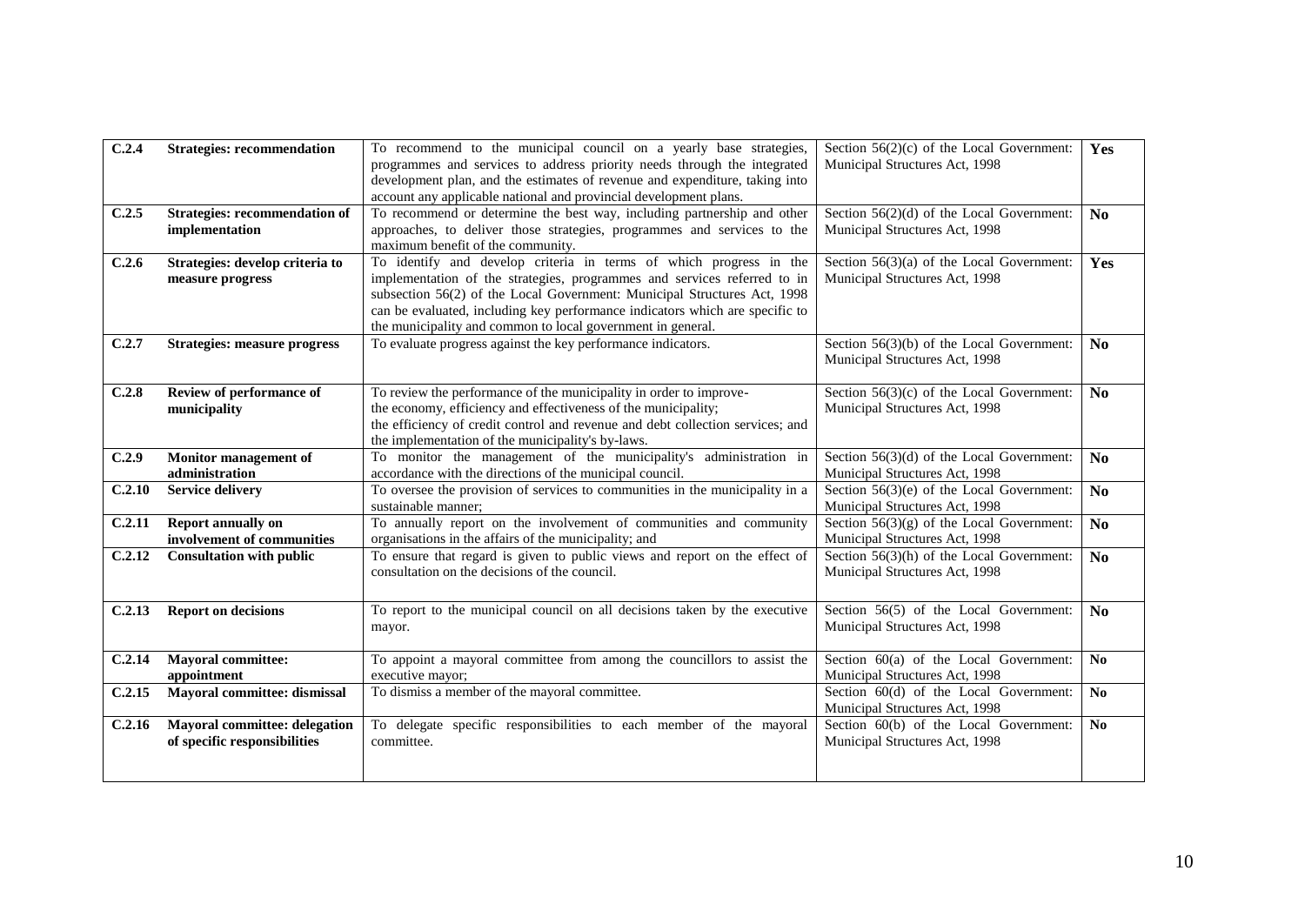| | | | | |
|---|---|---|---|---|
| **C.2.4** | **Strategies: recommendation** | To recommend to the municipal council on a yearly base strategies, programmes and services to address priority needs through the integrated development plan, and the estimates of revenue and expenditure, taking into account any applicable national and provincial development plans. | Section 56(2)(c) of the Local Government: Municipal Structures Act, 1998 | **Yes** |
| **C.2.5** | **Strategies: recommendation of implementation** | To recommend or determine the best way, including partnership and other approaches, to deliver those strategies, programmes and services to the maximum benefit of the community. | Section 56(2)(d) of the Local Government: Municipal Structures Act, 1998 | **No** |
| **C.2.6** | **Strategies: develop criteria to measure progress** | To identify and develop criteria in terms of which progress in the implementation of the strategies, programmes and services referred to in subsection 56(2) of the Local Government: Municipal Structures Act, 1998 can be evaluated, including key performance indicators which are specific to the municipality and common to local government in general. | Section 56(3)(a) of the Local Government: Municipal Structures Act, 1998 | **Yes** |
| **C.2.7** | **Strategies: measure progress** | To evaluate progress against the key performance indicators. | Section 56(3)(b) of the Local Government: Municipal Structures Act, 1998 | **No** |
| **C.2.8** | **Review of performance of municipality** | To review the performance of the municipality in order to improve- the economy, efficiency and effectiveness of the municipality; the efficiency of credit control and revenue and debt collection services; and the implementation of the municipality's by-laws. | Section 56(3)(c) of the Local Government: Municipal Structures Act, 1998 | **No** |
| **C.2.9** | **Monitor management of administration** | To monitor the management of the municipality's administration in accordance with the directions of the municipal council. | Section 56(3)(d) of the Local Government: Municipal Structures Act, 1998 | **No** |
| **C.2.10** | **Service delivery** | To oversee the provision of services to communities in the municipality in a sustainable manner; | Section 56(3)(e) of the Local Government: Municipal Structures Act, 1998 | **No** |
| **C.2.11** | **Report annually on involvement of communities** | To annually report on the involvement of communities and community organisations in the affairs of the municipality; and | Section 56(3)(g) of the Local Government: Municipal Structures Act, 1998 | **No** |
| **C.2.12** | **Consultation with public** | To ensure that regard is given to public views and report on the effect of consultation on the decisions of the council. | Section 56(3)(h) of the Local Government: Municipal Structures Act, 1998 | **No** |
| **C.2.13** | **Report on decisions** | To report to the municipal council on all decisions taken by the executive mayor. | Section 56(5) of the Local Government: Municipal Structures Act, 1998 | **No** |
| **C.2.14** | **Mayoral committee: appointment** | To appoint a mayoral committee from among the councillors to assist the executive mayor; | Section 60(a) of the Local Government: Municipal Structures Act, 1998 | **No** |
| **C.2.15** | **Mayoral committee: dismissal** | To dismiss a member of the mayoral committee. | Section 60(d) of the Local Government: Municipal Structures Act, 1998 | **No** |
| **C.2.16** | **Mayoral committee: delegation of specific responsibilities** | To delegate specific responsibilities to each member of the mayoral committee. | Section 60(b) of the Local Government: Municipal Structures Act, 1998 | **No** |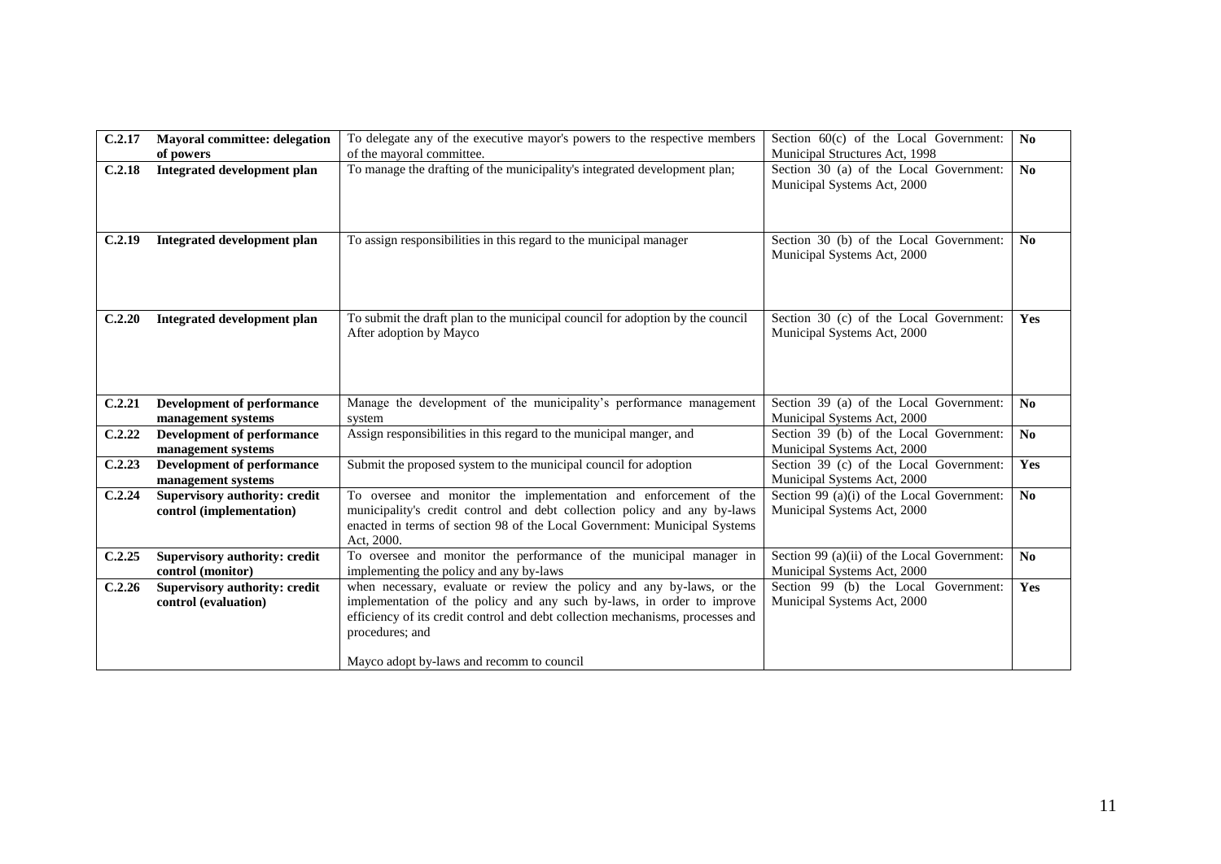| C.2.17 | **Mayoral committee: delegation of powers** | To delegate any of the executive mayor's powers to the respective members of the mayoral committee. | Section 60(c) of the Local Government: Municipal Structures Act, 1998 | **No** |
|---|---|---|---|---|
| **C.2.18** | **Integrated development plan** | To manage the drafting of the municipality's integrated development plan; | Section 30 (a) of the Local Government: Municipal Systems Act, 2000 | **No** |
| **C.2.19** | **Integrated development plan** | To assign responsibilities in this regard to the municipal manager | Section 30 (b) of the Local Government: Municipal Systems Act, 2000 | **No** |
| **C.2.20** | **Integrated development plan** | To submit the draft plan to the municipal council for adoption by the council After adoption by Mayco | Section 30 (c) of the Local Government: Municipal Systems Act, 2000 | **Yes** |
| **C.2.21** | **Development of performance management systems** | Manage the development of the municipality's performance management system | Section 39 (a) of the Local Government: Municipal Systems Act, 2000 | **No** |
| **C.2.22** | **Development of performance management systems** | Assign responsibilities in this regard to the municipal manger, and | Section 39 (b) of the Local Government: Municipal Systems Act, 2000 | **No** |
| **C.2.23** | **Development of performance management systems** | Submit the proposed system to the municipal council for adoption | Section 39 (c) of the Local Government: Municipal Systems Act, 2000 | **Yes** |
| **C.2.24** | **Supervisory authority: credit control (implementation)** | To oversee and monitor the implementation and enforcement of the municipality's credit control and debt collection policy and any by-laws enacted in terms of section 98 of the Local Government: Municipal Systems Act, 2000. | Section 99 (a)(i) of the Local Government: Municipal Systems Act, 2000 | **No** |
| **C.2.25** | **Supervisory authority: credit control (monitor)** | To oversee and monitor the performance of the municipal manager in implementing the policy and any by-laws | Section 99 (a)(ii) of the Local Government: Municipal Systems Act, 2000 | **No** |
| **C.2.26** | **Supervisory authority: credit control (evaluation)** | when necessary, evaluate or review the policy and any by-laws, or the implementation of the policy and any such by-laws, in order to improve efficiency of its credit control and debt collection mechanisms, processes and procedures; and<br><br>Mayco adopt by-laws and recomm to council | Section 99 (b) the Local Government: Municipal Systems Act, 2000 | **Yes** |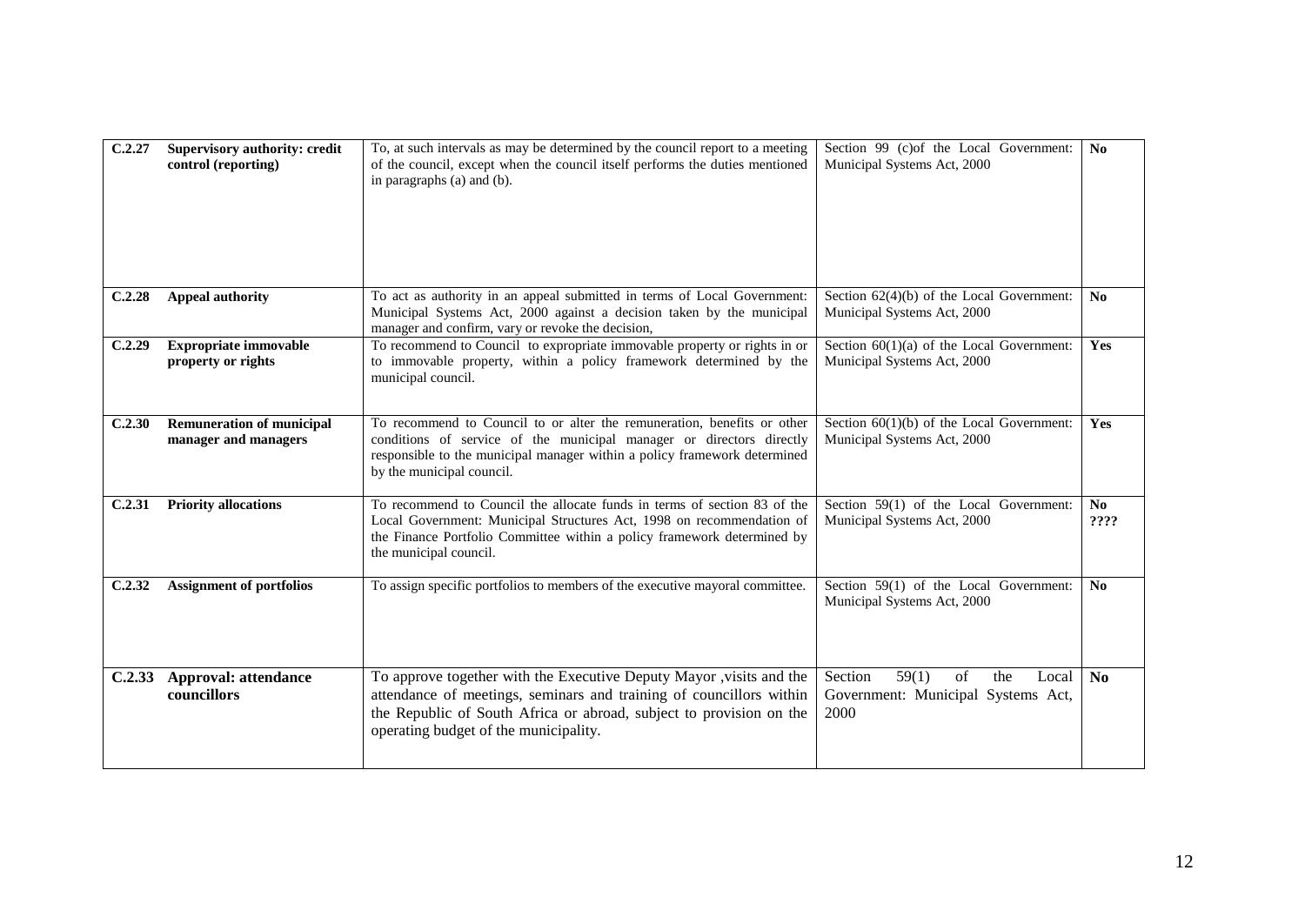| C.2.27 | **Supervisory authority: credit control (reporting)** | To, at such intervals as may be determined by the council report to a meeting of the council, except when the council itself performs the duties mentioned in paragraphs (a) and (b). | Section 99 (c)of the Local Government: Municipal Systems Act, 2000 | **No** |
|---|---|---|---|---|
| **C.2.28** | **Appeal authority** | To act as authority in an appeal submitted in terms of Local Government: Municipal Systems Act, 2000 against a decision taken by the municipal manager and confirm, vary or revoke the decision, | Section 62(4)(b) of the Local Government: Municipal Systems Act, 2000 | **No** |
| **C.2.29** | **Expropriate immovable property or rights** | To recommend to Council to expropriate immovable property or rights in or to immovable property, within a policy framework determined by the municipal council. | Section 60(1)(a) of the Local Government: Municipal Systems Act, 2000 | **Yes** |
| **C.2.30** | **Remuneration of municipal manager and managers** | To recommend to Council to or alter the remuneration, benefits or other conditions of service of the municipal manager or directors directly responsible to the municipal manager within a policy framework determined by the municipal council. | Section 60(1)(b) of the Local Government: Municipal Systems Act, 2000 | **Yes** |
| **C.2.31** | **Priority allocations** | To recommend to Council the allocate funds in terms of section 83 of the Local Government: Municipal Structures Act, 1998 on recommendation of the Finance Portfolio Committee within a policy framework determined by the municipal council. | Section 59(1) of the Local Government: Municipal Systems Act, 2000 | **No ????** |
| **C.2.32** | **Assignment of portfolios** | To assign specific portfolios to members of the executive mayoral committee. | Section 59(1) of the Local Government: Municipal Systems Act, 2000 | **No** |
| **C.2.33** | **Approval: attendance councillors** | To approve together with the Executive Deputy Mayor ,visits and the attendance of meetings, seminars and training of councillors within the Republic of South Africa or abroad, subject to provision on the operating budget of the municipality. | Section 59(1) of the Local Government: Municipal Systems Act, 2000 | **No** |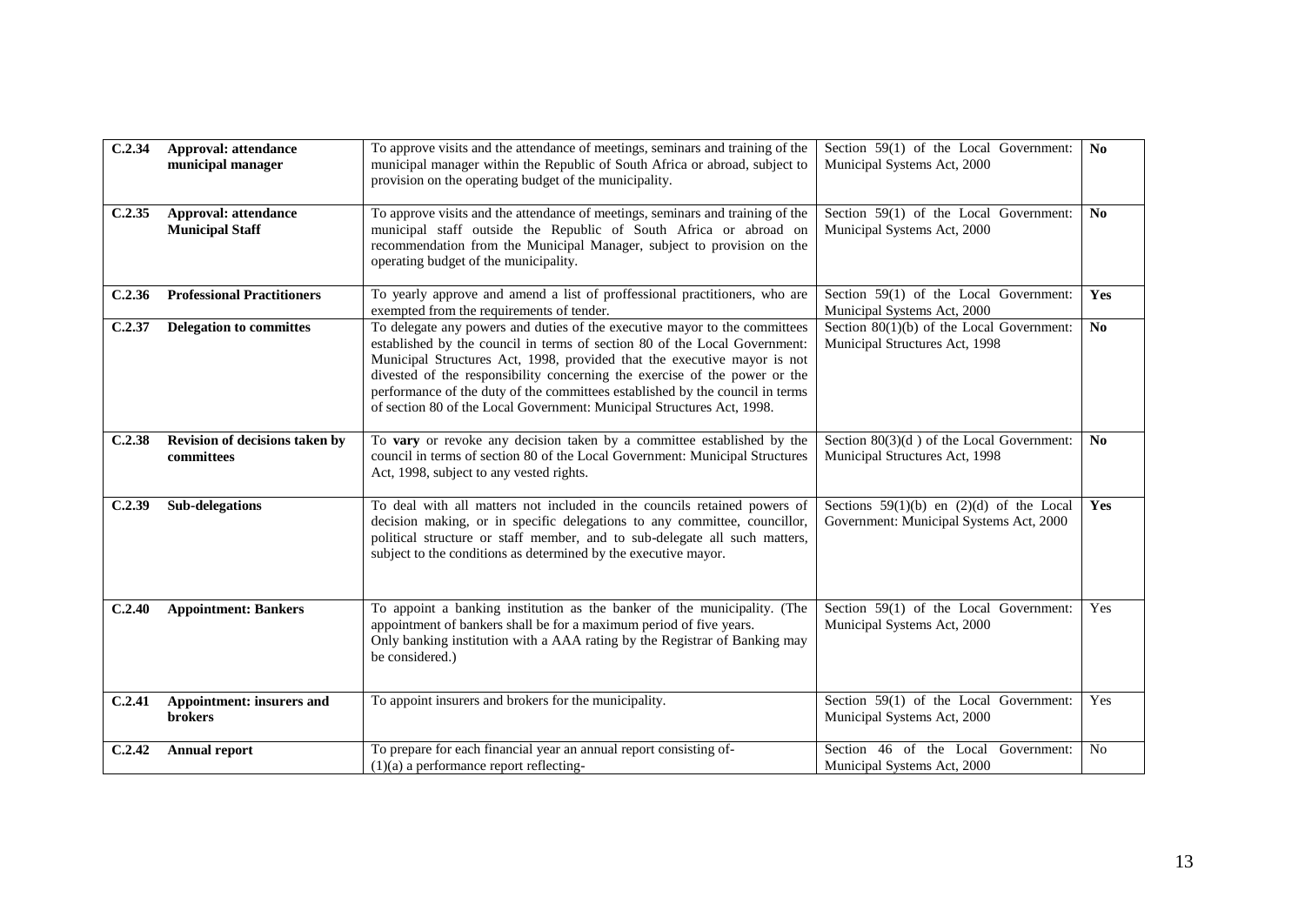| | | | | |
|---|---|---|---|---|
| **C.2.34** | **Approval: attendance municipal manager** | To approve visits and the attendance of meetings, seminars and training of the municipal manager within the Republic of South Africa or abroad, subject to provision on the operating budget of the municipality. | Section 59(1) of the Local Government: Municipal Systems Act, 2000 | **No** |
| **C.2.35** | **Approval: attendance Municipal Staff** | To approve visits and the attendance of meetings, seminars and training of the municipal staff outside the Republic of South Africa or abroad on recommendation from the Municipal Manager, subject to provision on the operating budget of the municipality. | Section 59(1) of the Local Government: Municipal Systems Act, 2000 | **No** |
| **C.2.36** | **Professional Practitioners** | To yearly approve and amend a list of proffessional practitioners, who are exempted from the requirements of tender. | Section 59(1) of the Local Government: Municipal Systems Act, 2000 | **Yes** |
| **C.2.37** | **Delegation to committes** | To delegate any powers and duties of the executive mayor to the committees established by the council in terms of section 80 of the Local Government: Municipal Structures Act, 1998, provided that the executive mayor is not divested of the responsibility concerning the exercise of the power or the performance of the duty of the committees established by the council in terms of section 80 of the Local Government: Municipal Structures Act, 1998. | Section 80(1)(b) of the Local Government: Municipal Structures Act, 1998 | **No** |
| **C.2.38** | **Revision of decisions taken by committees** | To **vary** or revoke any decision taken by a committee established by the council in terms of section 80 of the Local Government: Municipal Structures Act, 1998, subject to any vested rights. | Section 80(3)(d ) of the Local Government: Municipal Structures Act, 1998 | **No** |
| **C.2.39** | **Sub-delegations** | To deal with all matters not included in the councils retained powers of decision making, or in specific delegations to any committee, councillor, political structure or staff member, and to sub-delegate all such matters, subject to the conditions as determined by the executive mayor. | Sections 59(1)(b) en (2)(d) of the Local Government: Municipal Systems Act, 2000 | **Yes** |
| **C.2.40** | **Appointment: Bankers** | To appoint a banking institution as the banker of the municipality. (The appointment of bankers shall be for a maximum period of five years. Only banking institution with a AAA rating by the Registrar of Banking may be considered.) | Section 59(1) of the Local Government: Municipal Systems Act, 2000 | Yes |
| **C.2.41** | **Appointment: insurers and brokers** | To appoint insurers and brokers for the municipality. | Section 59(1) of the Local Government: Municipal Systems Act, 2000 | Yes |
| **C.2.42** | **Annual report** | To prepare for each financial year an annual report consisting of-<br>(1)(a) a performance report reflecting- | Section 46 of the Local Government: Municipal Systems Act, 2000 | No |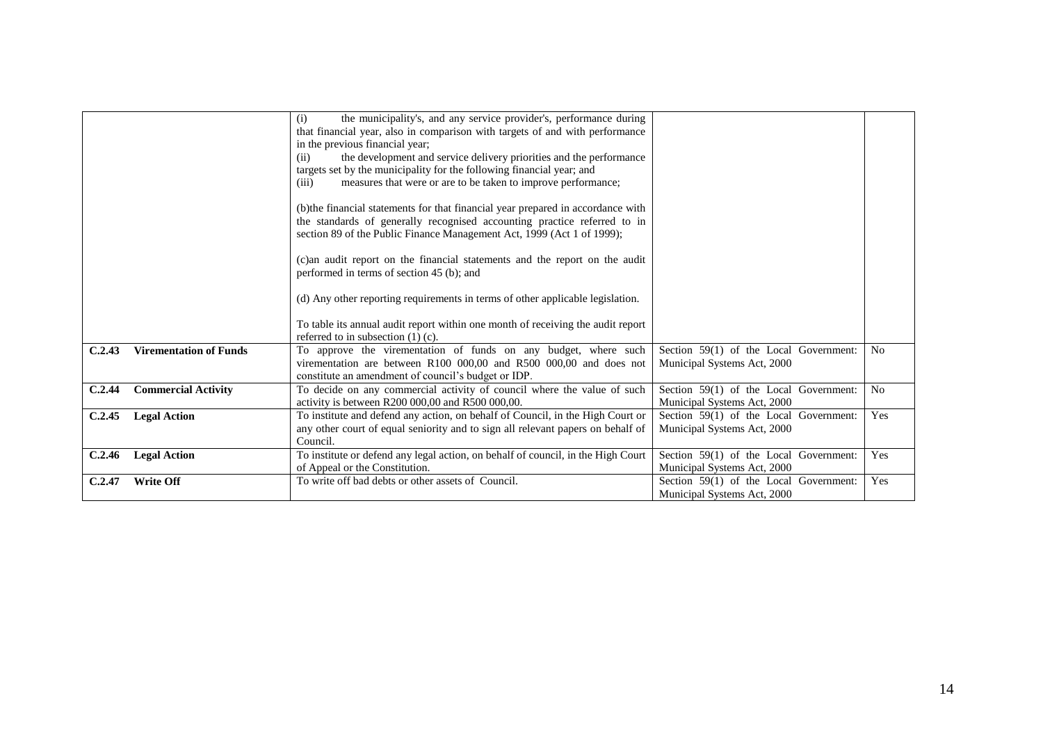| | | | |
|---|---|---|---|
| | (i) the municipality's, and any service provider's, performance during that financial year, also in comparison with targets of and with performance in the previous financial year;<br>(ii) the development and service delivery priorities and the performance targets set by the municipality for the following financial year; and<br>(iii) measures that were or are to be taken to improve performance;<br><br>(b)the financial statements for that financial year prepared in accordance with the standards of generally recognised accounting practice referred to in section 89 of the Public Finance Management Act, 1999 (Act 1 of 1999);<br><br>(c)an audit report on the financial statements and the report on the audit performed in terms of section 45 (b); and<br><br>(d) Any other reporting requirements in terms of other applicable legislation.<br><br>To table its annual audit report within one month of receiving the audit report referred to in subsection (1) (c). | | |
| **C.2.43 Virementation of Funds** | To approve the virementation of funds on any budget, where such virementation are between R100 000,00 and R500 000,00 and does not constitute an amendment of council's budget or IDP. | Section 59(1) of the Local Government: Municipal Systems Act, 2000 | No |
| **C.2.44 Commercial Activity** | To decide on any commercial activity of council where the value of such activity is between R200 000,00 and R500 000,00. | Section 59(1) of the Local Government: Municipal Systems Act, 2000 | No |
| **C.2.45 Legal Action** | To institute and defend any action, on behalf of Council, in the High Court or any other court of equal seniority and to sign all relevant papers on behalf of Council. | Section 59(1) of the Local Government: Municipal Systems Act, 2000 | Yes |
| **C.2.46 Legal Action** | To institute or defend any legal action, on behalf of council, in the High Court of Appeal or the Constitution. | Section 59(1) of the Local Government: Municipal Systems Act, 2000 | Yes |
| **C.2.47 Write Off** | To write off bad debts or other assets of Council. | Section 59(1) of the Local Government: Municipal Systems Act, 2000 | Yes |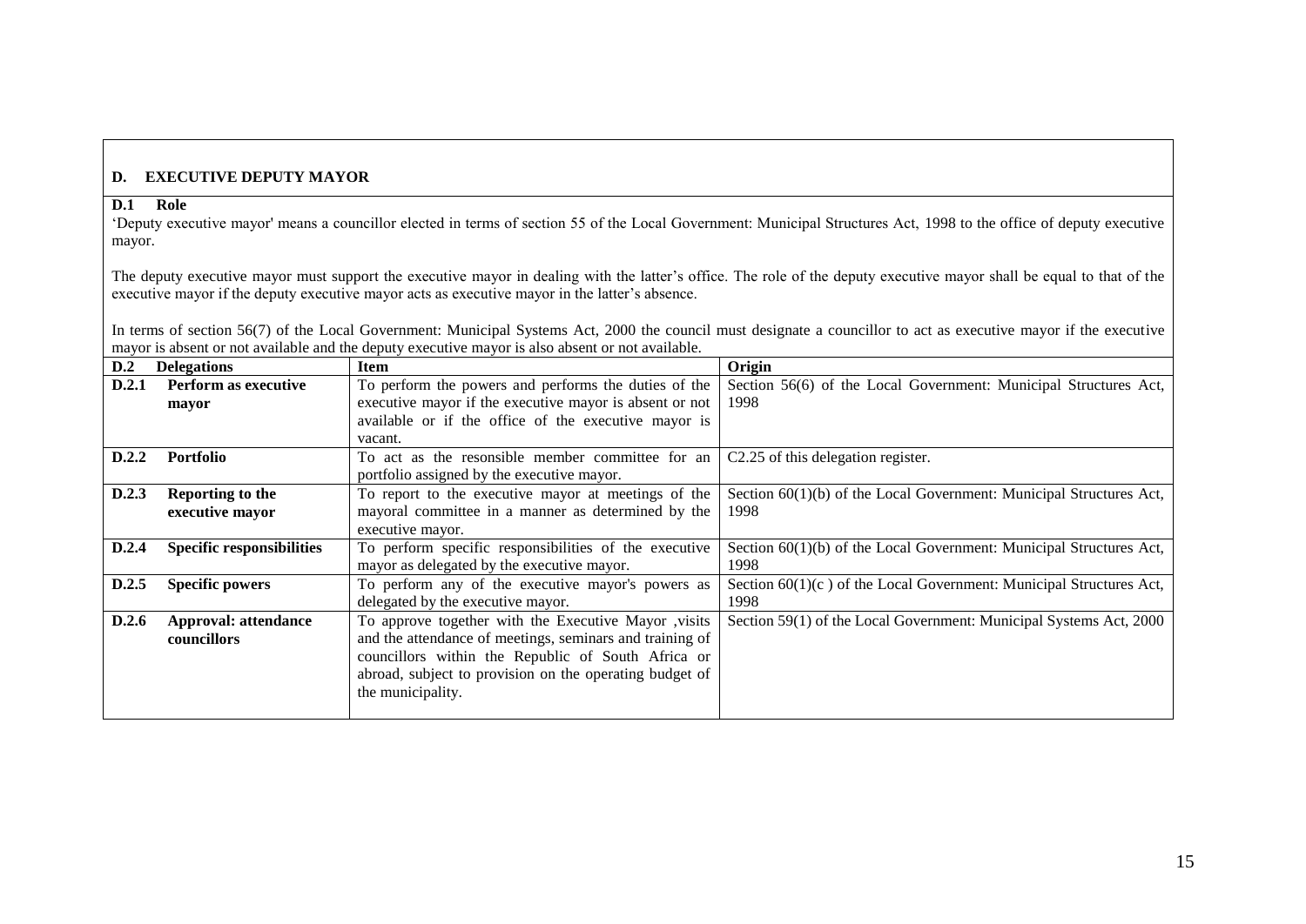## D. EXECUTIVE DEPUTY MAYOR

### D.1 Role

'Deputy executive mayor' means a councillor elected in terms of section 55 of the Local Government: Municipal Structures Act, 1998 to the office of deputy executive mayor.

The deputy executive mayor must support the executive mayor in dealing with the latter's office. The role of the deputy executive mayor shall be equal to that of the executive mayor if the deputy executive mayor acts as executive mayor in the latter's absence.

In terms of section 56(7) of the Local Government: Municipal Systems Act, 2000 the council must designate a councillor to act as executive mayor if the executive mayor is absent or not available and the deputy executive mayor is also absent or not available.

| D.2 | Delegations | Item | Origin |
|---|---|---|---|
| **D.2.1** | **Perform as executive mayor** | To perform the powers and performs the duties of the executive mayor if the executive mayor is absent or not available or if the office of the executive mayor is vacant. | Section 56(6) of the Local Government: Municipal Structures Act, 1998 |
| **D.2.2** | **Portfolio** | To act as the resonsible member committee for an portfolio assigned by the executive mayor. | C2.25 of this delegation register. |
| **D.2.3** | **Reporting to the executive mayor** | To report to the executive mayor at meetings of the mayoral committee in a manner as determined by the executive mayor. | Section 60(1)(b) of the Local Government: Municipal Structures Act, 1998 |
| **D.2.4** | **Specific responsibilities** | To perform specific responsibilities of the executive mayor as delegated by the executive mayor. | Section 60(1)(b) of the Local Government: Municipal Structures Act, 1998 |
| **D.2.5** | **Specific powers** | To perform any of the executive mayor's powers as delegated by the executive mayor. | Section 60(1)(c ) of the Local Government: Municipal Structures Act, 1998 |
| **D.2.6** | **Approval: attendance councillors** | To approve together with the Executive Mayor ,visits and the attendance of meetings, seminars and training of councillors within the Republic of South Africa or abroad, subject to provision on the operating budget of the municipality. | Section 59(1) of the Local Government: Municipal Systems Act, 2000 |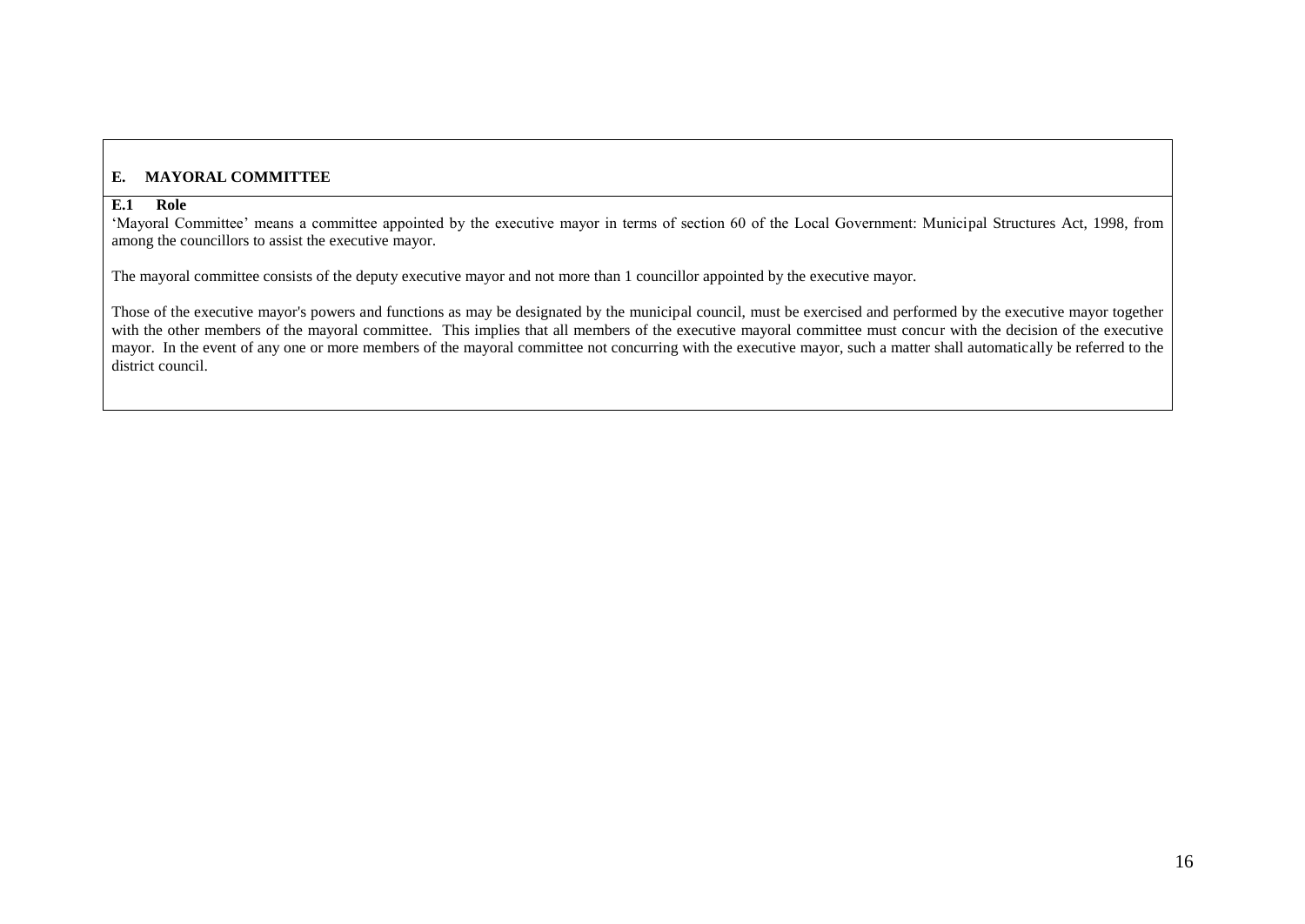## E. MAYORAL COMMITTEE

### E.1 Role

'Mayoral Committee' means a committee appointed by the executive mayor in terms of section 60 of the Local Government: Municipal Structures Act, 1998, from among the councillors to assist the executive mayor.

The mayoral committee consists of the deputy executive mayor and not more than 1 councillor appointed by the executive mayor.

Those of the executive mayor's powers and functions as may be designated by the municipal council, must be exercised and performed by the executive mayor together with the other members of the mayoral committee. This implies that all members of the executive mayoral committee must concur with the decision of the executive mayor. In the event of any one or more members of the mayoral committee not concurring with the executive mayor, such a matter shall automatically be referred to the district council.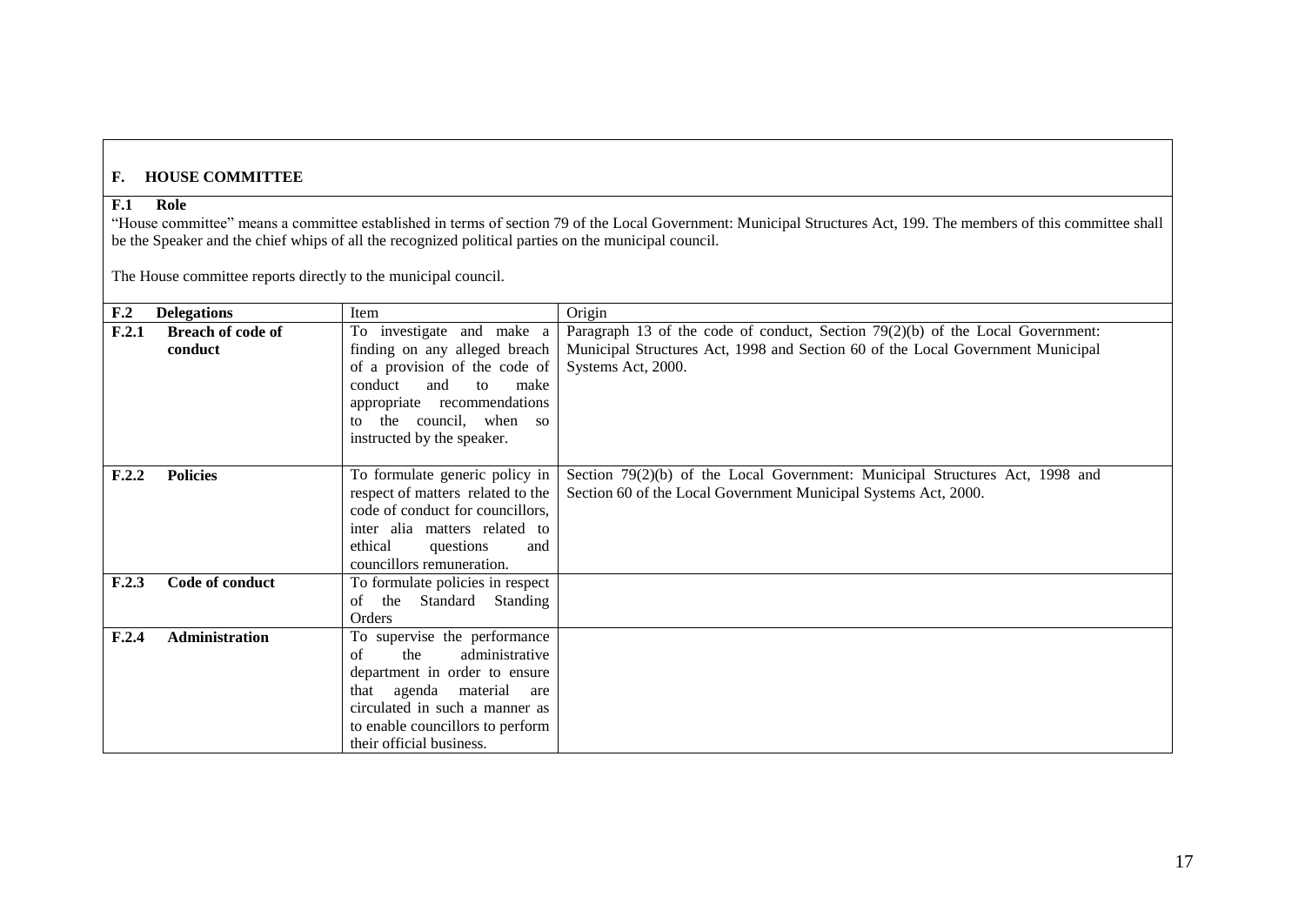## F. HOUSE COMMITTEE

### F.1 Role

"House committee" means a committee established in terms of section 79 of the Local Government: Municipal Structures Act, 199. The members of this committee shall be the Speaker and the chief whips of all the recognized political parties on the municipal council.

The House committee reports directly to the municipal council.

| F.2 Delegations | Item | Origin |
|---|---|---|
| **F.2.1 Breach of code of conduct** | To investigate and make a finding on any alleged breach of a provision of the code of conduct and to make appropriate recommendations to the council, when so instructed by the speaker. | Paragraph 13 of the code of conduct, Section 79(2)(b) of the Local Government: Municipal Structures Act, 1998 and Section 60 of the Local Government Municipal Systems Act, 2000. |
| **F.2.2 Policies** | To formulate generic policy in respect of matters related to the code of conduct for councillors, inter alia matters related to ethical questions and councillors remuneration. | Section 79(2)(b) of the Local Government: Municipal Structures Act, 1998 and Section 60 of the Local Government Municipal Systems Act, 2000. |
| **F.2.3 Code of conduct** | To formulate policies in respect of the Standard Standing Orders | |
| **F.2.4 Administration** | To supervise the performance of the administrative department in order to ensure that agenda material are circulated in such a manner as to enable councillors to perform their official business. | |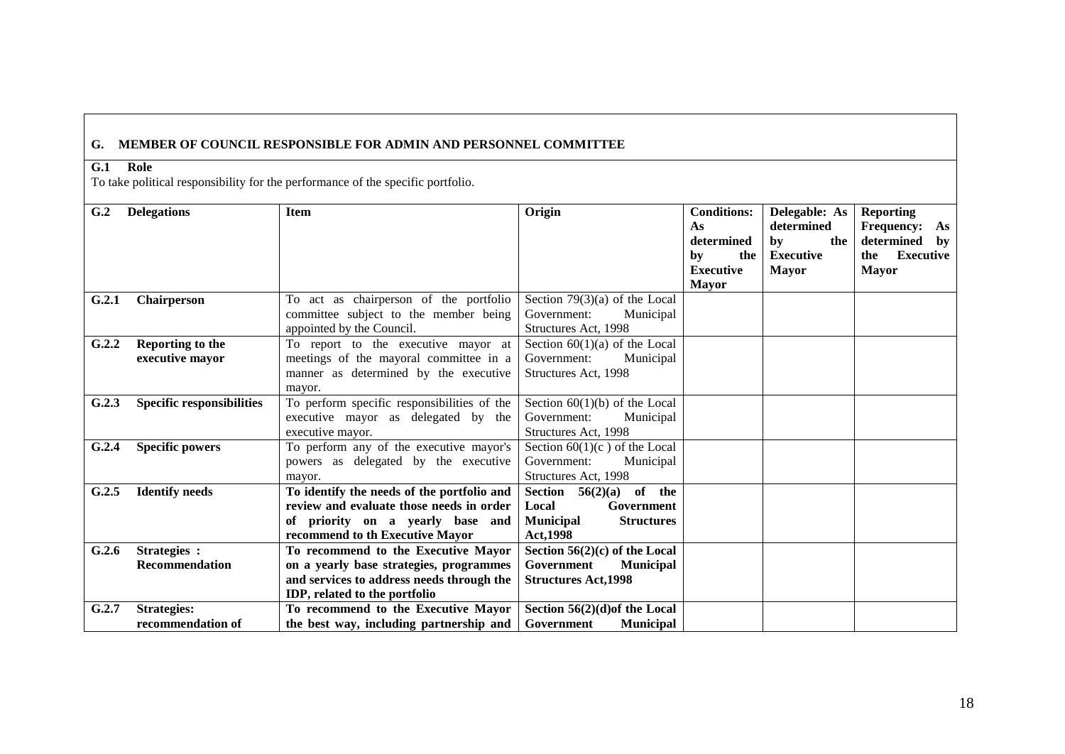## G. MEMBER OF COUNCIL RESPONSIBLE FOR ADMIN AND PERSONNEL COMMITTEE

### G.1 Role

To take political responsibility for the performance of the specific portfolio.

| G.2 | Delegations | Item | Origin | Conditions: As determined by the Executive Mayor | Delegable: As determined by the Executive Mayor | Reporting Frequency: As determined by the Executive Mayor |
|---|---|---|---|---|---|---|
| G.2.1 | **Chairperson** | To act as chairperson of the portfolio committee subject to the member being appointed by the Council. | Section 79(3)(a) of the Local Government: Municipal Structures Act, 1998 | | | |
| G.2.2 | **Reporting to the executive mayor** | To report to the executive mayor at meetings of the mayoral committee in a manner as determined by the executive mayor. | Section 60(1)(a) of the Local Government: Municipal Structures Act, 1998 | | | |
| G.2.3 | **Specific responsibilities** | To perform specific responsibilities of the executive mayor as delegated by the executive mayor. | Section 60(1)(b) of the Local Government: Municipal Structures Act, 1998 | | | |
| G.2.4 | **Specific powers** | To perform any of the executive mayor's powers as delegated by the executive mayor. | Section 60(1)(c ) of the Local Government: Municipal Structures Act, 1998 | | | |
| G.2.5 | **Identify needs** | **To identify the needs of the portfolio and review and evaluate those needs in order of priority on a yearly base and recommend to th Executive Mayor** | **Section 56(2)(a) of the Local Government Municipal Structures Act,1998** | | | |
| G.2.6 | **Strategies : Recommendation** | **To recommend to the Executive Mayor on a yearly base strategies, programmes and services to address needs through the IDP, related to the portfolio** | **Section 56(2)(c) of the Local Government Municipal Structures Act,1998** | | | |
| G.2.7 | **Strategies: recommendation of** | **To recommend to the Executive Mayor the best way, including partnership and** | **Section 56(2)(d)of the Local Government Municipal** | | | |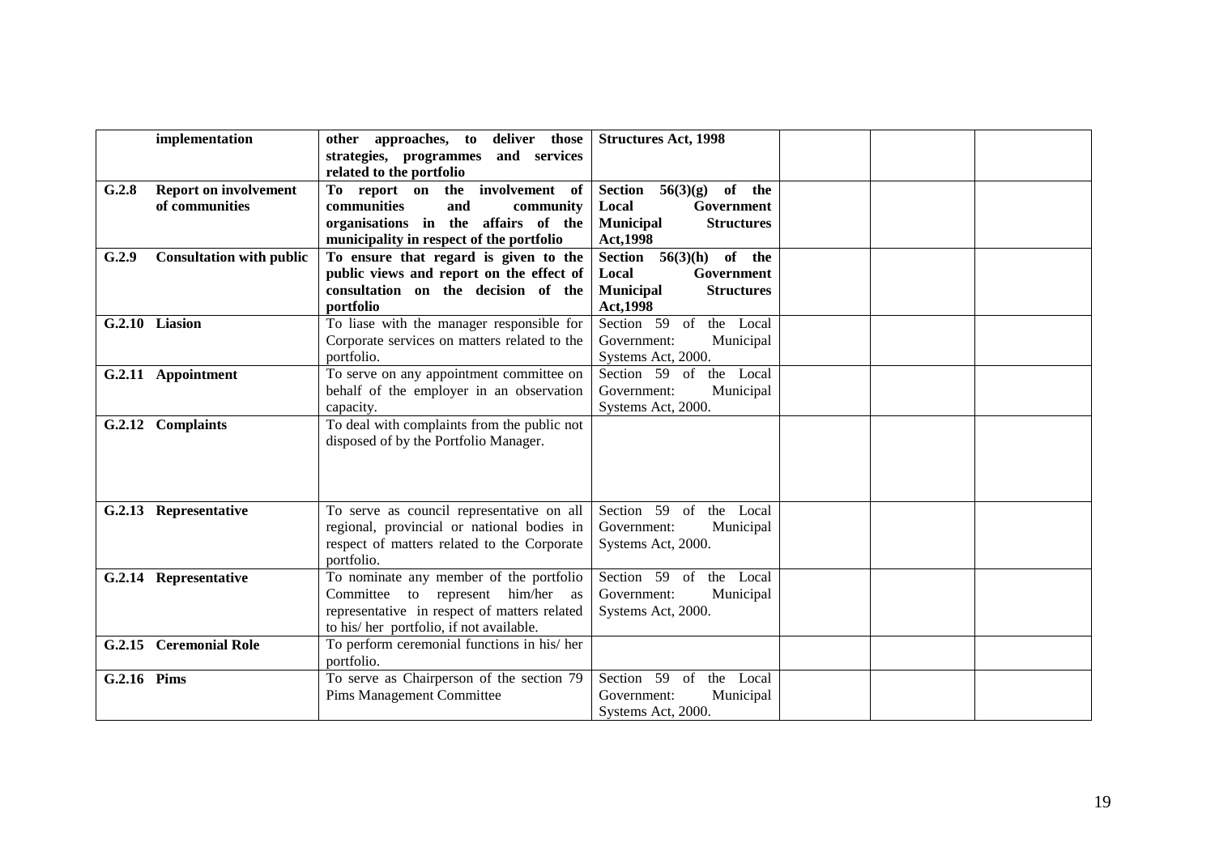| | | | | | |
|---|---|---|---|---|---|
| **implementation** | **other approaches, to deliver those strategies, programmes and services related to the portfolio** | **Structures Act, 1998** | | | |
| **G.2.8 Report on involvement of communities** | **To report on the involvement of communities and community organisations in the affairs of the municipality in respect of the portfolio** | **Section 56(3)(g) of the Local Government Municipal Structures Act,1998** | | | |
| **G.2.9 Consultation with public** | **To ensure that regard is given to the public views and report on the effect of consultation on the decision of the portfolio** | **Section 56(3)(h) of the Local Government Municipal Structures Act,1998** | | | |
| **G.2.10 Liasion** | To liase with the manager responsible for Corporate services on matters related to the portfolio. | Section 59 of the Local Government: Municipal Systems Act, 2000. | | | |
| **G.2.11 Appointment** | To serve on any appointment committee on behalf of the employer in an observation capacity. | Section 59 of the Local Government: Municipal Systems Act, 2000. | | | |
| **G.2.12 Complaints** | To deal with complaints from the public not disposed of by the Portfolio Manager. | | | | |
| **G.2.13 Representative** | To serve as council representative on all regional, provincial or national bodies in respect of matters related to the Corporate portfolio. | Section 59 of the Local Government: Municipal Systems Act, 2000. | | | |
| **G.2.14 Representative** | To nominate any member of the portfolio Committee to represent him/her as representative in respect of matters related to his/ her portfolio, if not available. | Section 59 of the Local Government: Municipal Systems Act, 2000. | | | |
| **G.2.15 Ceremonial Role** | To perform ceremonial functions in his/ her portfolio. | | | | |
| **G.2.16 Pims** | To serve as Chairperson of the section 79 Pims Management Committee | Section 59 of the Local Government: Municipal Systems Act, 2000. | | | |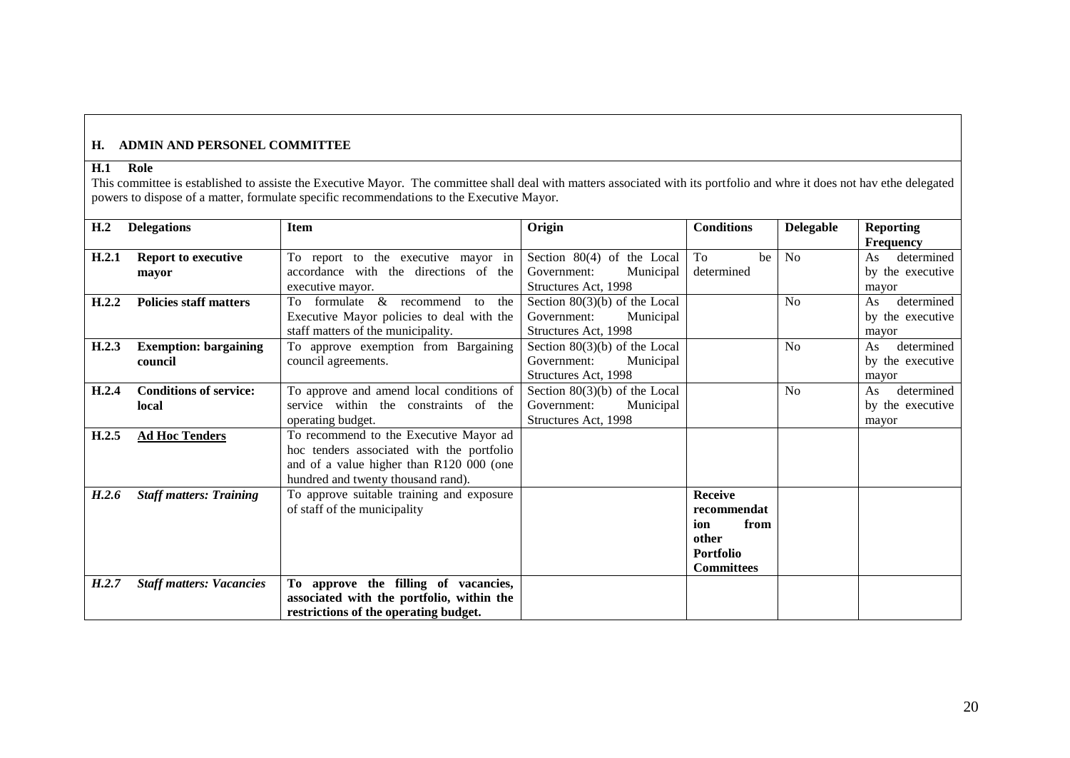## H. ADMIN AND PERSONEL COMMITTEE

### H.1 Role

This committee is established to assiste the Executive Mayor. The committee shall deal with matters associated with its portfolio and whre it does not hav ethe delegated powers to dispose of a matter, formulate specific recommendations to the Executive Mayor.

| H.2 | Delegations | Item | Origin | Conditions | Delegable | Reporting Frequency |
|---|---|---|---|---|---|---|
| H.2.1 | **Report to executive mayor** | To report to the executive mayor in accordance with the directions of the executive mayor. | Section 80(4) of the Local Government: Municipal Structures Act, 1998 | To be determined | No | As determined by the executive mayor |
| H.2.2 | **Policies staff matters** | To formulate & recommend to the Executive Mayor policies to deal with the staff matters of the municipality. | Section 80(3)(b) of the Local Government: Municipal Structures Act, 1998 | | No | As determined by the executive mayor |
| H.2.3 | **Exemption: bargaining council** | To approve exemption from Bargaining council agreements. | Section 80(3)(b) of the Local Government: Municipal Structures Act, 1998 | | No | As determined by the executive mayor |
| H.2.4 | **Conditions of service: local** | To approve and amend local conditions of service within the constraints of the operating budget. | Section 80(3)(b) of the Local Government: Municipal Structures Act, 1998 | | No | As determined by the executive mayor |
| H.2.5 | **<u>Ad Hoc Tenders</u>** | To recommend to the Executive Mayor ad hoc tenders associated with the portfolio and of a value higher than R120 000 (one hundred and twenty thousand rand). | | | | |
| *H.2.6* | ***Staff matters: Training*** | To approve suitable training and exposure of staff of the municipality | | **Receive recommendation from other Portfolio Committees** | | |
| *H.2.7* | ***Staff matters: Vacancies*** | **To approve the filling of vacancies, associated with the portfolio, within the restrictions of the operating budget.** | | | | |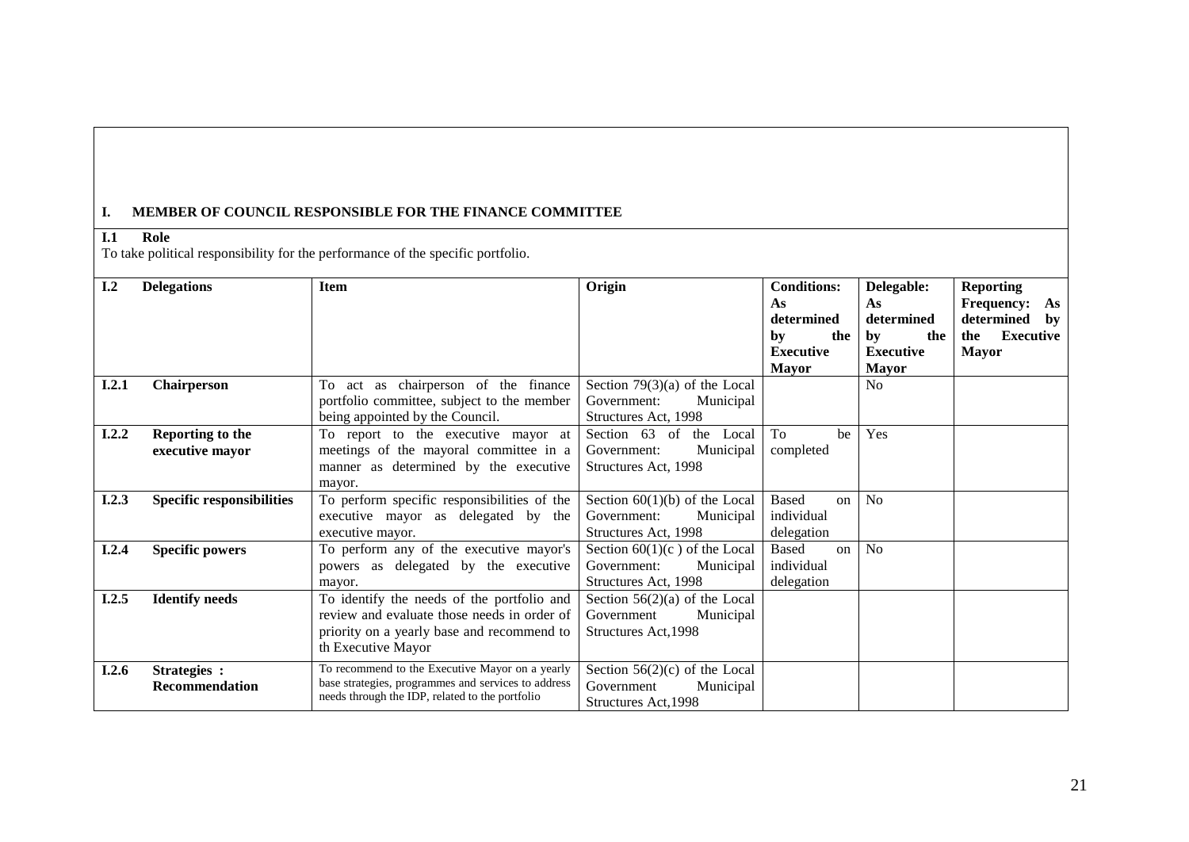## I. MEMBER OF COUNCIL RESPONSIBLE FOR THE FINANCE COMMITTEE

### I.1 Role

To take political responsibility for the performance of the specific portfolio.

| I.2 | Delegations | Item | Origin | Conditions: As determined by the Executive Mayor | Delegable: As determined by the Executive Mayor | Reporting Frequency: As determined by the Executive Mayor |
|---|---|---|---|---|---|---|
| **I.2.1** | **Chairperson** | To act as chairperson of the finance portfolio committee, subject to the member being appointed by the Council. | Section 79(3)(a) of the Local Government: Municipal Structures Act, 1998 | | No | |
| **I.2.2** | **Reporting to the executive mayor** | To report to the executive mayor at meetings of the mayoral committee in a manner as determined by the executive mayor. | Section 63 of the Local Government: Municipal Structures Act, 1998 | To be completed | Yes | |
| **I.2.3** | **Specific responsibilities** | To perform specific responsibilities of the executive mayor as delegated by the executive mayor. | Section 60(1)(b) of the Local Government: Municipal Structures Act, 1998 | Based on individual delegation | No | |
| **I.2.4** | **Specific powers** | To perform any of the executive mayor's powers as delegated by the executive mayor. | Section 60(1)(c ) of the Local Government: Municipal Structures Act, 1998 | Based on individual delegation | No | |
| **I.2.5** | **Identify needs** | To identify the needs of the portfolio and review and evaluate those needs in order of priority on a yearly base and recommend to th Executive Mayor | Section 56(2)(a) of the Local Government Municipal Structures Act,1998 | | | |
| **I.2.6** | **Strategies : Recommendation** | To recommend to the Executive Mayor on a yearly base strategies, programmes and services to address needs through the IDP, related to the portfolio | Section 56(2)(c) of the Local Government Municipal Structures Act,1998 | | | |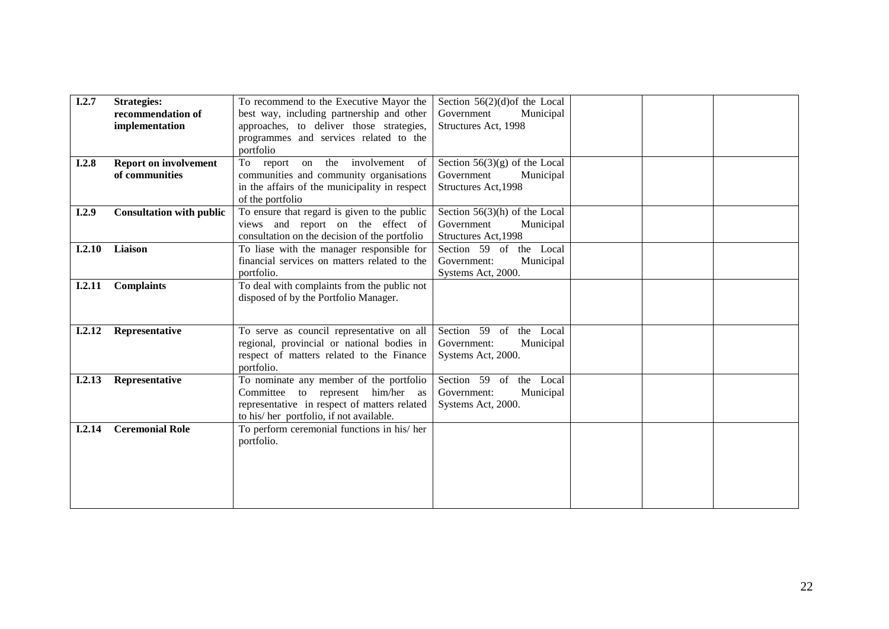| | | | | | | |
|---|---|---|---|---|---|---|
| **I.2.7** | **Strategies: recommendation of implementation** | To recommend to the Executive Mayor the best way, including partnership and other approaches, to deliver those strategies, programmes and services related to the portfolio | Section 56(2)(d)of the Local Government Municipal Structures Act, 1998 | | | |
| **I.2.8** | **Report on involvement of communities** | To report on the involvement of communities and community organisations in the affairs of the municipality in respect of the portfolio | Section 56(3)(g) of the Local Government Municipal Structures Act,1998 | | | |
| **I.2.9** | **Consultation with public** | To ensure that regard is given to the public views and report on the effect of consultation on the decision of the portfolio | Section 56(3)(h) of the Local Government Municipal Structures Act,1998 | | | |
| **I.2.10** | **Liaison** | To liase with the manager responsible for financial services on matters related to the portfolio. | Section 59 of the Local Government: Municipal Systems Act, 2000. | | | |
| **I.2.11** | **Complaints** | To deal with complaints from the public not disposed of by the Portfolio Manager. | | | | |
| **I.2.12** | **Representative** | To serve as council representative on all regional, provincial or national bodies in respect of matters related to the Finance portfolio. | Section 59 of the Local Government: Municipal Systems Act, 2000. | | | |
| **I.2.13** | **Representative** | To nominate any member of the portfolio Committee to represent him/her as representative in respect of matters related to his/ her portfolio, if not available. | Section 59 of the Local Government: Municipal Systems Act, 2000. | | | |
| **I.2.14** | **Ceremonial Role** | To perform ceremonial functions in his/ her portfolio. | | | | |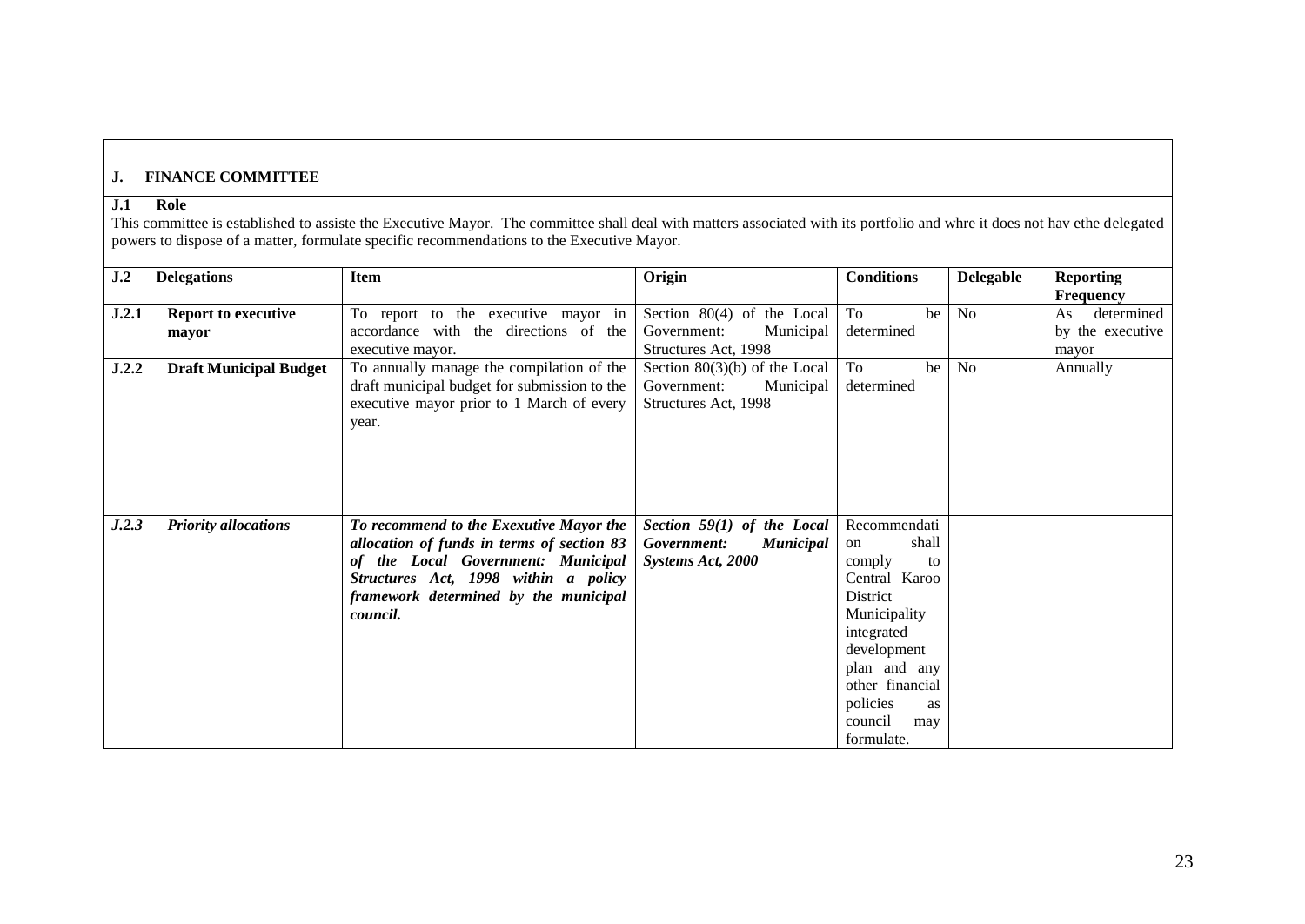## J. FINANCE COMMITTEE

### J.1 Role

This committee is established to assiste the Executive Mayor. The committee shall deal with matters associated with its portfolio and whre it does not hav ethe delegated powers to dispose of a matter, formulate specific recommendations to the Executive Mayor.

| J.2 | Delegations | Item | Origin | Conditions | Delegable | Reporting Frequency |
|---|---|---|---|---|---|---|
| **J.2.1** | **Report to executive mayor** | To report to the executive mayor in accordance with the directions of the executive mayor. | Section 80(4) of the Local Government: Municipal Structures Act, 1998 | To be determined | No | As determined by the executive mayor |
| **J.2.2** | **Draft Municipal Budget** | To annually manage the compilation of the draft municipal budget for submission to the executive mayor prior to 1 March of every year. | Section 80(3)(b) of the Local Government: Municipal Structures Act, 1998 | To be determined | No | Annually |
| ***J.2.3*** | ***Priority allocations*** | ***To recommend to the Exexutive Mayor the allocation of funds in terms of section 83 of the Local Government: Municipal Structures Act, 1998 within a policy framework determined by the municipal council.*** | ***Section 59(1) of the Local Government: Municipal Systems Act, 2000*** | Recommendation shall comply to Central Karoo District Municipality integrated development plan and any other financial policies as council may formulate. | | |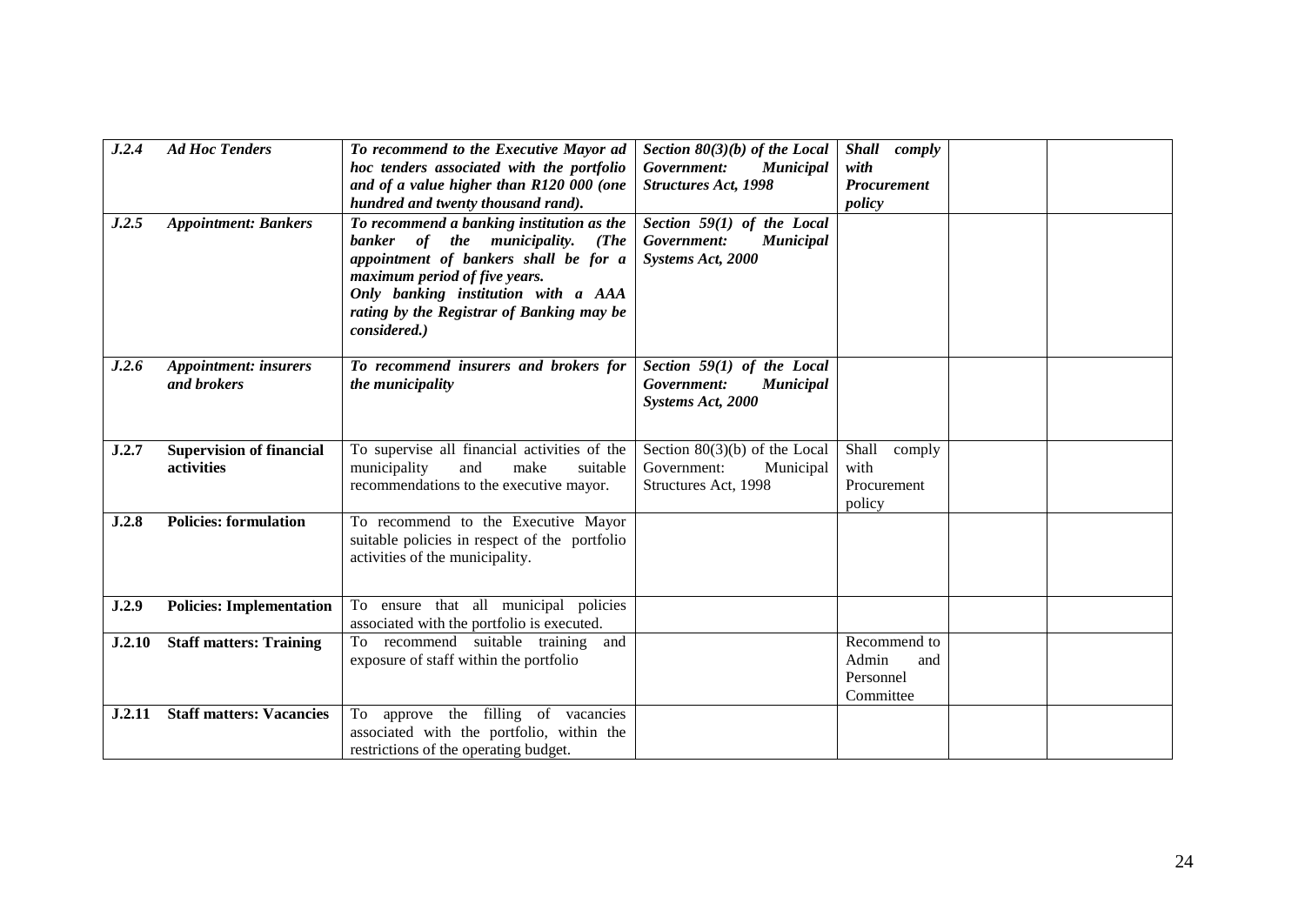| | | | | | | |
|---|---|---|---|---|---|---|
| ***J.2.4*** | ***Ad Hoc Tenders*** | ***To recommend to the Executive Mayor ad hoc tenders associated with the portfolio and of a value higher than R120 000 (one hundred and twenty thousand rand).*** | ***Section 80(3)(b) of the Local Government: Municipal Structures Act, 1998*** | ***Shall comply with Procurement policy*** | | |
| ***J.2.5*** | ***Appointment: Bankers*** | ***To recommend a banking institution as the banker of the municipality. (The appointment of bankers shall be for a maximum period of five years. Only banking institution with a AAA rating by the Registrar of Banking may be considered.)*** | ***Section 59(1) of the Local Government: Municipal Systems Act, 2000*** | | | |
| ***J.2.6*** | ***Appointment: insurers and brokers*** | ***To recommend insurers and brokers for the municipality*** | ***Section 59(1) of the Local Government: Municipal Systems Act, 2000*** | | | |
| **J.2.7** | **Supervision of financial activities** | To supervise all financial activities of the municipality and make suitable recommendations to the executive mayor. | Section 80(3)(b) of the Local Government: Municipal Structures Act, 1998 | Shall comply with Procurement policy | | |
| **J.2.8** | **Policies: formulation** | To recommend to the Executive Mayor suitable policies in respect of the portfolio activities of the municipality. | | | | |
| **J.2.9** | **Policies: Implementation** | To ensure that all municipal policies associated with the portfolio is executed. | | | | |
| **J.2.10** | **Staff matters: Training** | To recommend suitable training and exposure of staff within the portfolio | | Recommend to Admin and Personnel Committee | | |
| **J.2.11** | **Staff matters: Vacancies** | To approve the filling of vacancies associated with the portfolio, within the restrictions of the operating budget. | | | | |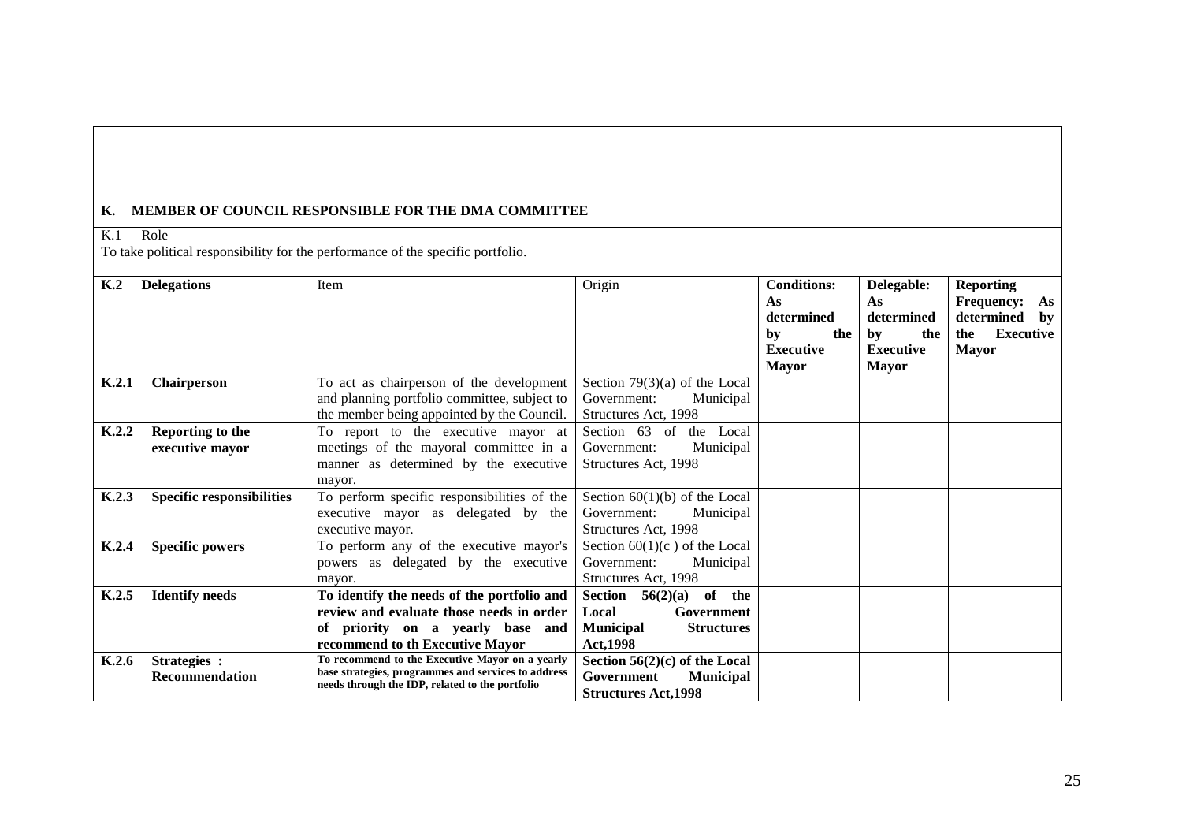## K. MEMBER OF COUNCIL RESPONSIBLE FOR THE DMA COMMITTEE

K.1 Role

To take political responsibility for the performance of the specific portfolio.

| K.2 Delegations | Item | Origin | Conditions: As determined by the Executive Mayor | Delegable: As determined by the Executive Mayor | Reporting Frequency: As determined by the Executive Mayor |
|---|---|---|---|---|---|
| **K.2.1 Chairperson** | To act as chairperson of the development and planning portfolio committee, subject to the member being appointed by the Council. | Section 79(3)(a) of the Local Government: Municipal Structures Act, 1998 | | | |
| **K.2.2 Reporting to the executive mayor** | To report to the executive mayor at meetings of the mayoral committee in a manner as determined by the executive mayor. | Section 63 of the Local Government: Municipal Structures Act, 1998 | | | |
| **K.2.3 Specific responsibilities** | To perform specific responsibilities of the executive mayor as delegated by the executive mayor. | Section 60(1)(b) of the Local Government: Municipal Structures Act, 1998 | | | |
| **K.2.4 Specific powers** | To perform any of the executive mayor's powers as delegated by the executive mayor. | Section 60(1)(c ) of the Local Government: Municipal Structures Act, 1998 | | | |
| **K.2.5 Identify needs** | **To identify the needs of the portfolio and review and evaluate those needs in order of priority on a yearly base and recommend to th Executive Mayor** | **Section 56(2)(a) of the Local Government Municipal Structures Act,1998** | | | |
| **K.2.6 Strategies : Recommendation** | **To recommend to the Executive Mayor on a yearly base strategies, programmes and services to address needs through the IDP, related to the portfolio** | **Section 56(2)(c) of the Local Government Municipal Structures Act,1998** | | | |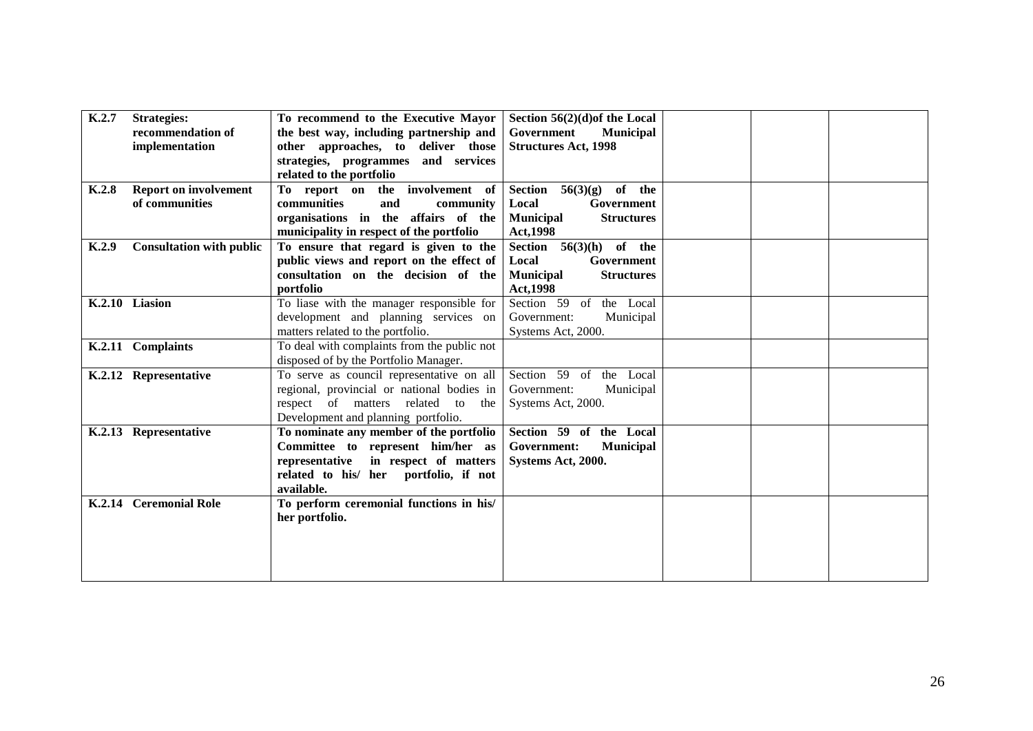| | | | | | | |
|---|---|---|---|---|---|---|
| **K.2.7** | **Strategies: recommendation of implementation** | **To recommend to the Executive Mayor the best way, including partnership and other approaches, to deliver those strategies, programmes and services related to the portfolio** | **Section 56(2)(d)of the Local Government Municipal Structures Act, 1998** | | | |
| **K.2.8** | **Report on involvement of communities** | **To report on the involvement of communities and community organisations in the affairs of the municipality in respect of the portfolio** | **Section 56(3)(g) of the Local Government Municipal Structures Act,1998** | | | |
| **K.2.9** | **Consultation with public** | **To ensure that regard is given to the public views and report on the effect of consultation on the decision of the portfolio** | **Section 56(3)(h) of the Local Government Municipal Structures Act,1998** | | | |
| **K.2.10** | **Liasion** | To liase with the manager responsible for development and planning services on matters related to the portfolio. | Section 59 of the Local Government: Municipal Systems Act, 2000. | | | |
| **K.2.11** | **Complaints** | To deal with complaints from the public not disposed of by the Portfolio Manager. | | | | |
| **K.2.12** | **Representative** | To serve as council representative on all regional, provincial or national bodies in respect of matters related to the Development and planning portfolio. | Section 59 of the Local Government: Municipal Systems Act, 2000. | | | |
| **K.2.13** | **Representative** | **To nominate any member of the portfolio Committee to represent him/her as representative in respect of matters related to his/ her portfolio, if not available.** | **Section 59 of the Local Government: Municipal Systems Act, 2000.** | | | |
| **K.2.14** | **Ceremonial Role** | **To perform ceremonial functions in his/ her portfolio.** | | | | |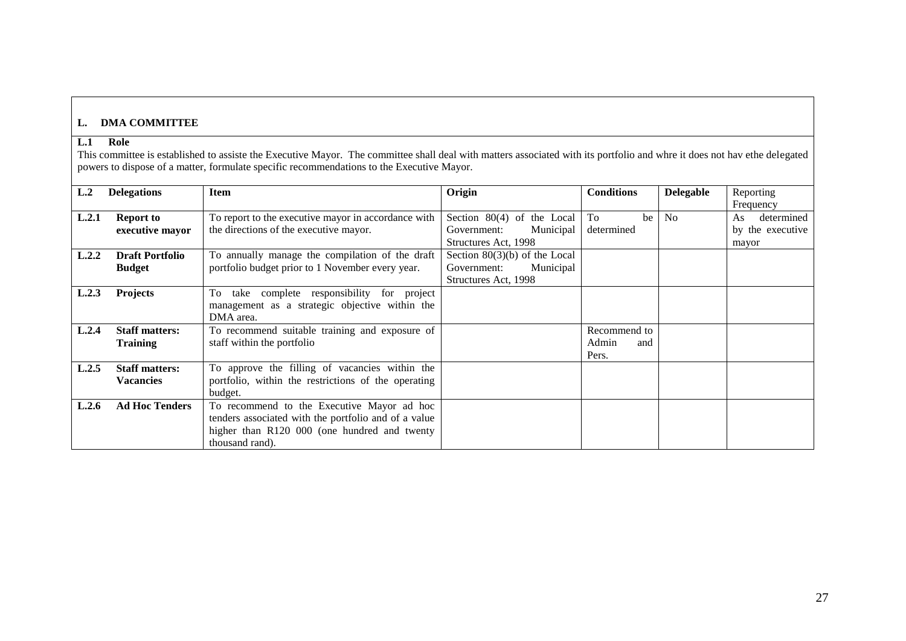## L. DMA COMMITTEE

### L.1 Role

This committee is established to assiste the Executive Mayor. The committee shall deal with matters associated with its portfolio and whre it does not hav ethe delegated powers to dispose of a matter, formulate specific recommendations to the Executive Mayor.

| L.2 | Delegations | Item | Origin | Conditions | Delegable | Reporting Frequency |
|---|---|---|---|---|---|---|
| **L.2.1** | **Report to executive mayor** | To report to the executive mayor in accordance with the directions of the executive mayor. | Section 80(4) of the Local Government: Municipal Structures Act, 1998 | To be determined | No | As determined by the executive mayor |
| **L.2.2** | **Draft Portfolio Budget** | To annually manage the compilation of the draft portfolio budget prior to 1 November every year. | Section 80(3)(b) of the Local Government: Municipal Structures Act, 1998 | | | |
| **L.2.3** | **Projects** | To take complete responsibility for project management as a strategic objective within the DMA area. | | | | |
| **L.2.4** | **Staff matters: Training** | To recommend suitable training and exposure of staff within the portfolio | | Recommend to Admin and Pers. | | |
| **L.2.5** | **Staff matters: Vacancies** | To approve the filling of vacancies within the portfolio, within the restrictions of the operating budget. | | | | |
| **L.2.6** | **Ad Hoc Tenders** | To recommend to the Executive Mayor ad hoc tenders associated with the portfolio and of a value higher than R120 000 (one hundred and twenty thousand rand). | | | | |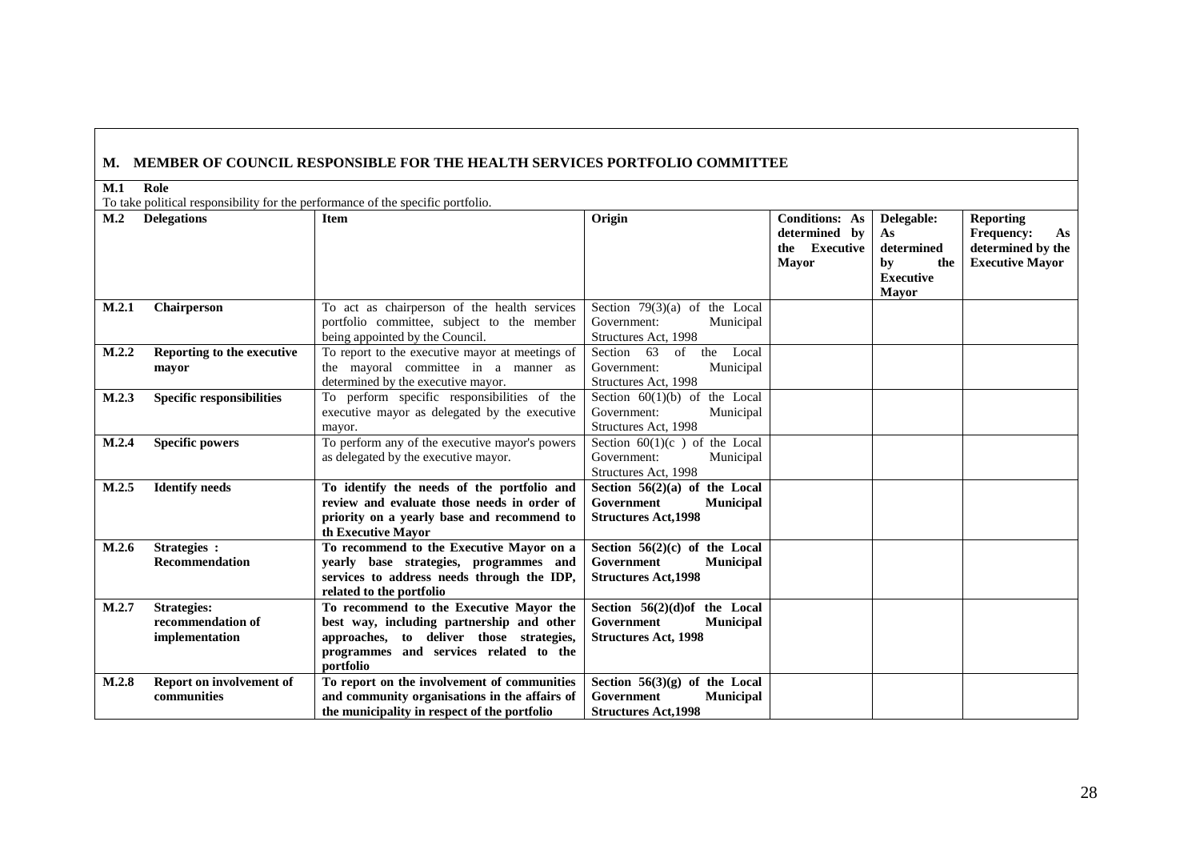## M. MEMBER OF COUNCIL RESPONSIBLE FOR THE HEALTH SERVICES PORTFOLIO COMMITTEE

**M.1 Role**

To take political responsibility for the performance of the specific portfolio.

| **M.2 Delegations** | | **Item** | **Origin** | **Conditions: As determined by the Executive Mayor** | **Delegable: As determined by the Executive Mayor** | **Reporting Frequency: As determined by the Executive Mayor** |
|---|---|---|---|---|---|---|
| **M.2.1** | **Chairperson** | To act as chairperson of the health services portfolio committee, subject to the member being appointed by the Council. | Section 79(3)(a) of the Local Government: Municipal Structures Act, 1998 | | | |
| **M.2.2** | **Reporting to the executive mayor** | To report to the executive mayor at meetings of the mayoral committee in a manner as determined by the executive mayor. | Section 63 of the Local Government: Municipal Structures Act, 1998 | | | |
| **M.2.3** | **Specific responsibilities** | To perform specific responsibilities of the executive mayor as delegated by the executive mayor. | Section 60(1)(b) of the Local Government: Municipal Structures Act, 1998 | | | |
| **M.2.4** | **Specific powers** | To perform any of the executive mayor's powers as delegated by the executive mayor. | Section 60(1)(c ) of the Local Government: Municipal Structures Act, 1998 | | | |
| **M.2.5** | **Identify needs** | **To identify the needs of the portfolio and review and evaluate those needs in order of priority on a yearly base and recommend to th Executive Mayor** | **Section 56(2)(a) of the Local Government Municipal Structures Act,1998** | | | |
| **M.2.6** | **Strategies : Recommendation** | **To recommend to the Executive Mayor on a yearly base strategies, programmes and services to address needs through the IDP, related to the portfolio** | **Section 56(2)(c) of the Local Government Municipal Structures Act,1998** | | | |
| **M.2.7** | **Strategies: recommendation of implementation** | **To recommend to the Executive Mayor the best way, including partnership and other approaches, to deliver those strategies, programmes and services related to the portfolio** | **Section 56(2)(d)of the Local Government Municipal Structures Act, 1998** | | | |
| **M.2.8** | **Report on involvement of communities** | **To report on the involvement of communities and community organisations in the affairs of the municipality in respect of the portfolio** | **Section 56(3)(g) of the Local Government Municipal Structures Act,1998** | | | |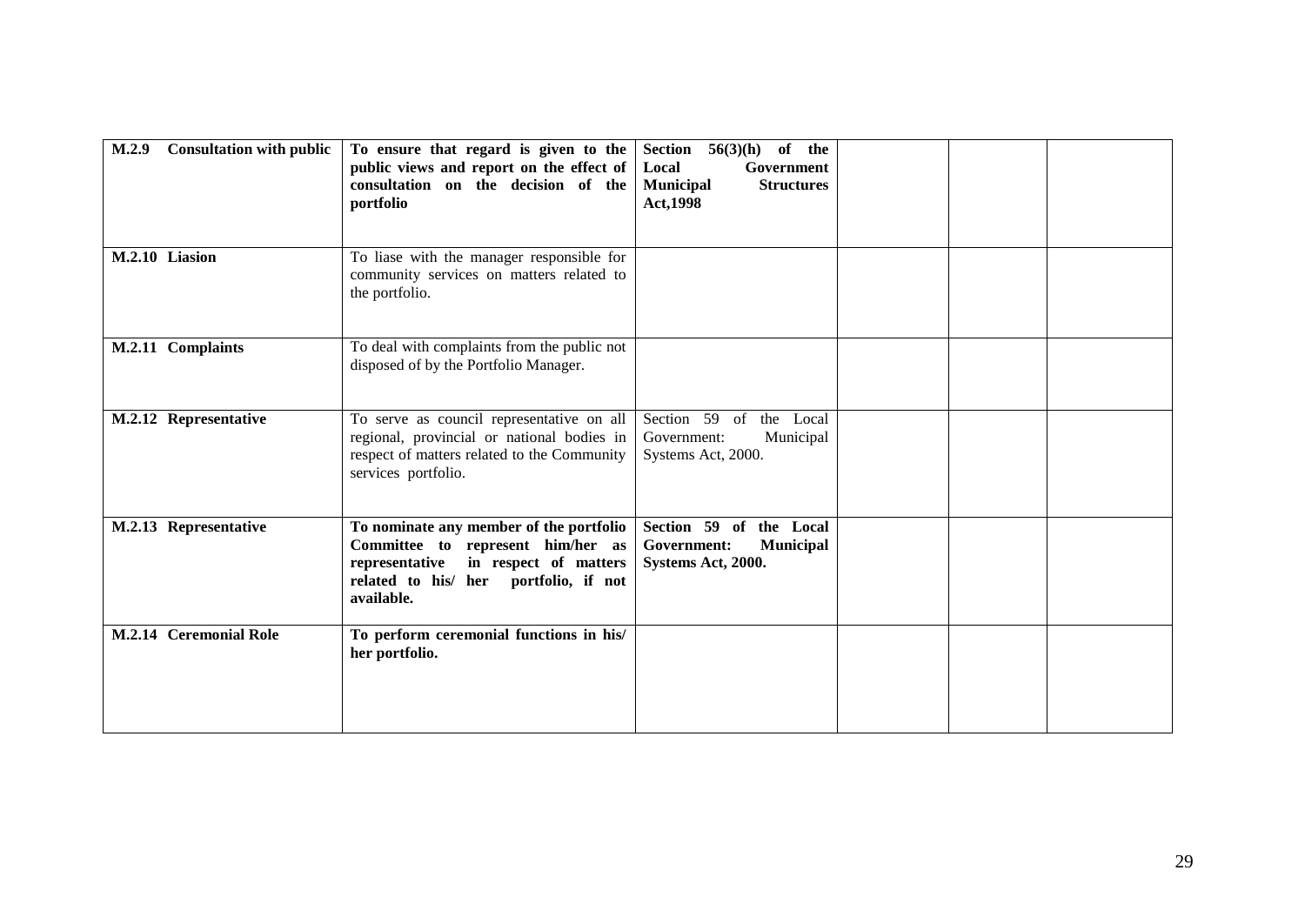| **M.2.9 Consultation with public** | **To ensure that regard is given to the public views and report on the effect of consultation on the decision of the portfolio** | **Section 56(3)(h) of the Local Government Municipal Structures Act,1998** | | | |
|---|---|---|---|---|---|
| **M.2.10 Liasion** | To liase with the manager responsible for community services on matters related to the portfolio. | | | | |
| **M.2.11 Complaints** | To deal with complaints from the public not disposed of by the Portfolio Manager. | | | | |
| **M.2.12 Representative** | To serve as council representative on all regional, provincial or national bodies in respect of matters related to the Community services portfolio. | Section 59 of the Local Government: Municipal Systems Act, 2000. | | | |
| **M.2.13 Representative** | **To nominate any member of the portfolio Committee to represent him/her as representative in respect of matters related to his/ her portfolio, if not available.** | **Section 59 of the Local Government: Municipal Systems Act, 2000.** | | | |
| **M.2.14 Ceremonial Role** | **To perform ceremonial functions in his/ her portfolio.** | | | | |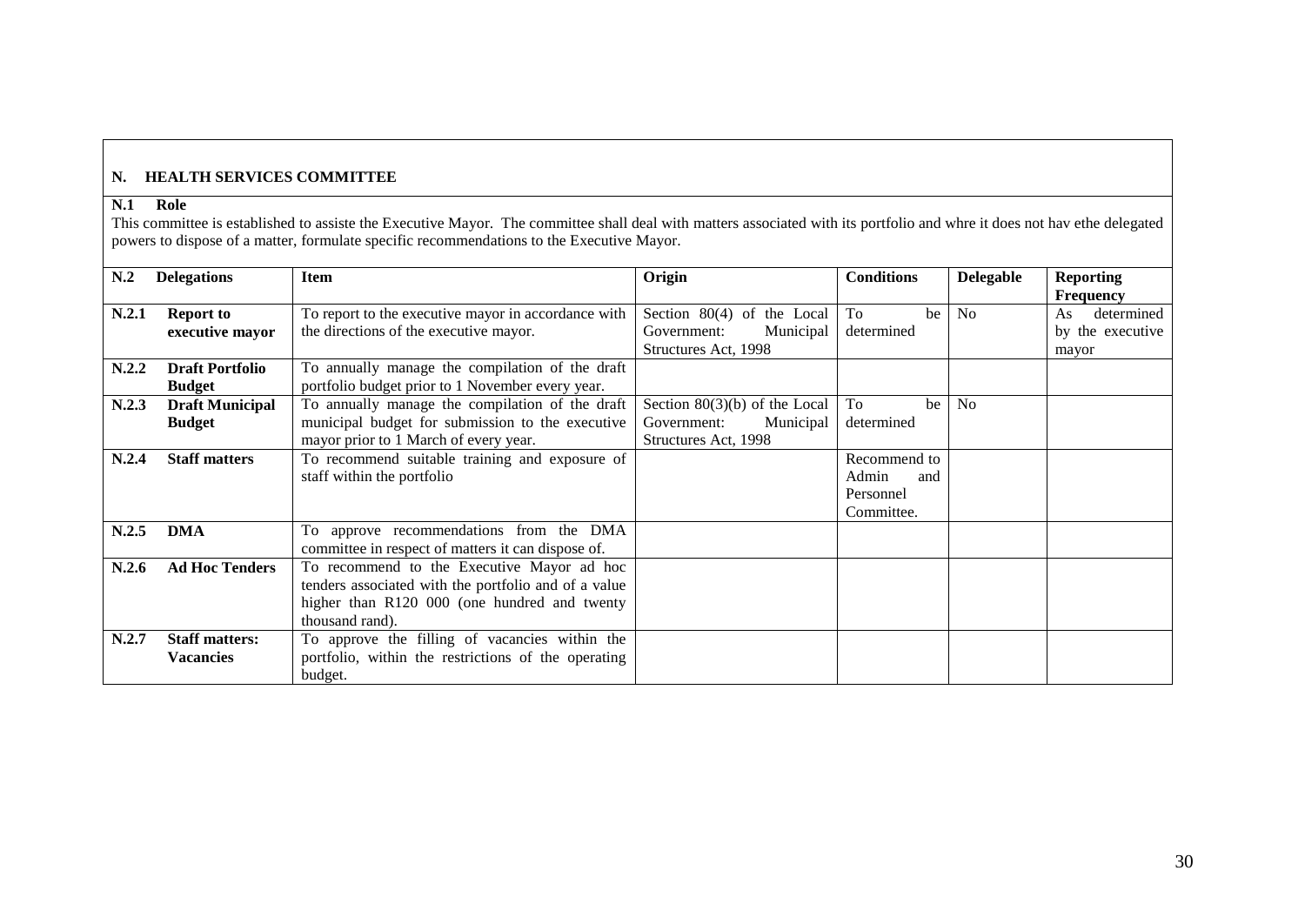## N. HEALTH SERVICES COMMITTEE

### N.1 Role

This committee is established to assiste the Executive Mayor. The committee shall deal with matters associated with its portfolio and whre it does not hav ethe delegated powers to dispose of a matter, formulate specific recommendations to the Executive Mayor.

| N.2 | Delegations | Item | Origin | Conditions | Delegable | Reporting Frequency |
|---|---|---|---|---|---|---|
| N.2.1 | **Report to executive mayor** | To report to the executive mayor in accordance with the directions of the executive mayor. | Section 80(4) of the Local Government: Municipal Structures Act, 1998 | To be determined | No | As determined by the executive mayor |
| N.2.2 | **Draft Portfolio Budget** | To annually manage the compilation of the draft portfolio budget prior to 1 November every year. | | | | |
| N.2.3 | **Draft Municipal Budget** | To annually manage the compilation of the draft municipal budget for submission to the executive mayor prior to 1 March of every year. | Section 80(3)(b) of the Local Government: Municipal Structures Act, 1998 | To be determined | No | |
| N.2.4 | **Staff matters** | To recommend suitable training and exposure of staff within the portfolio | | Recommend to Admin and Personnel Committee. | | |
| N.2.5 | **DMA** | To approve recommendations from the DMA committee in respect of matters it can dispose of. | | | | |
| N.2.6 | **Ad Hoc Tenders** | To recommend to the Executive Mayor ad hoc tenders associated with the portfolio and of a value higher than R120 000 (one hundred and twenty thousand rand). | | | | |
| N.2.7 | **Staff matters: Vacancies** | To approve the filling of vacancies within the portfolio, within the restrictions of the operating budget. | | | | |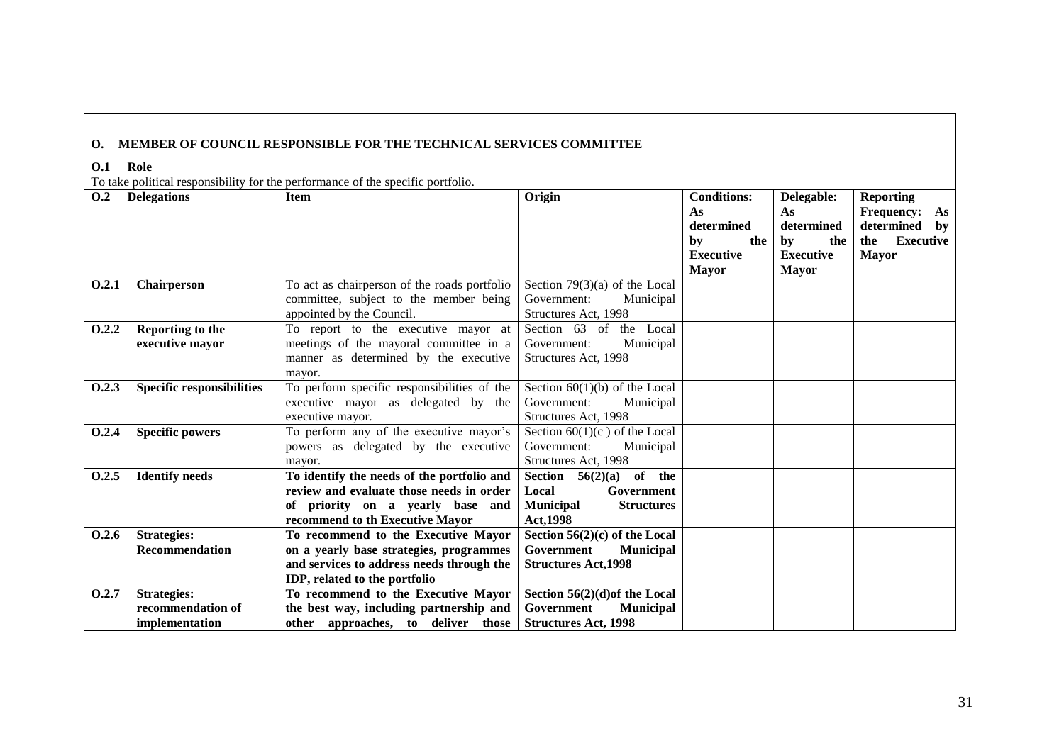## O. MEMBER OF COUNCIL RESPONSIBLE FOR THE TECHNICAL SERVICES COMMITTEE

**O.1 Role**

To take political responsibility for the performance of the specific portfolio.

| O.2 Delegations | Item | Origin | Conditions: As determined by the Executive Mayor | Delegable: As determined by the Executive Mayor | Reporting Frequency: As determined by the Executive Mayor |
|---|---|---|---|---|---|
| **O.2.1 Chairperson** | To act as chairperson of the roads portfolio committee, subject to the member being appointed by the Council. | Section 79(3)(a) of the Local Government: Municipal Structures Act, 1998 | | | |
| **O.2.2 Reporting to the executive mayor** | To report to the executive mayor at meetings of the mayoral committee in a manner as determined by the executive mayor. | Section 63 of the Local Government: Municipal Structures Act, 1998 | | | |
| **O.2.3 Specific responsibilities** | To perform specific responsibilities of the executive mayor as delegated by the executive mayor. | Section 60(1)(b) of the Local Government: Municipal Structures Act, 1998 | | | |
| **O.2.4 Specific powers** | To perform any of the executive mayor's powers as delegated by the executive mayor. | Section 60(1)(c ) of the Local Government: Municipal Structures Act, 1998 | | | |
| **O.2.5 Identify needs** | **To identify the needs of the portfolio and review and evaluate those needs in order of priority on a yearly base and recommend to th Executive Mayor** | **Section 56(2)(a) of the Local Government Municipal Structures Act,1998** | | | |
| **O.2.6 Strategies: Recommendation** | **To recommend to the Executive Mayor on a yearly base strategies, programmes and services to address needs through the IDP, related to the portfolio** | **Section 56(2)(c) of the Local Government Municipal Structures Act,1998** | | | |
| **O.2.7 Strategies: recommendation of implementation** | **To recommend to the Executive Mayor the best way, including partnership and other approaches, to deliver those** | **Section 56(2)(d)of the Local Government Municipal Structures Act, 1998** | | | |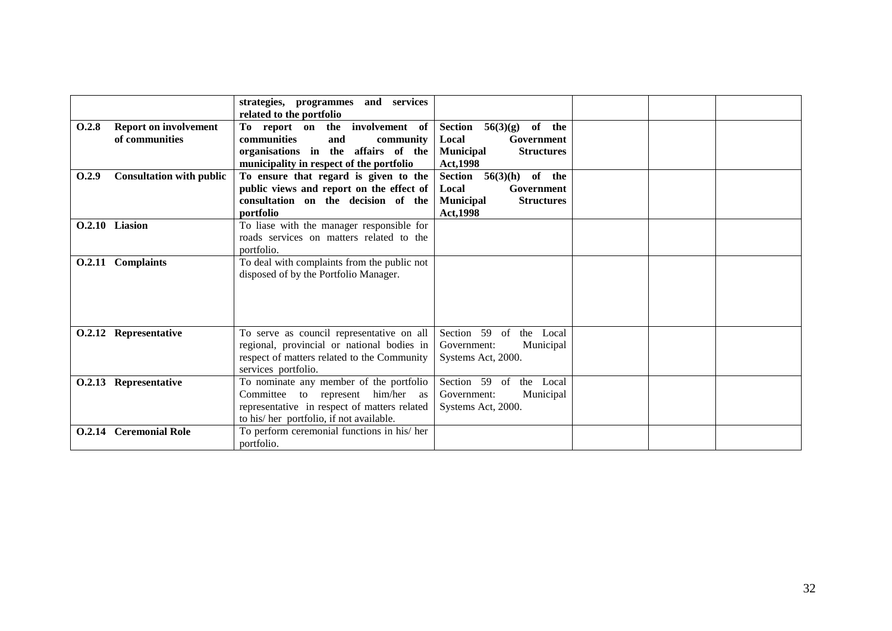| | | | | | |
|---|---|---|---|---|---|
| | **strategies, programmes and services related to the portfolio** | | | | |
| **O.2.8 Report on involvement of communities** | **To report on the involvement of communities and community organisations in the affairs of the municipality in respect of the portfolio** | **Section 56(3)(g) of the Local Government Municipal Structures Act,1998** | | | |
| **O.2.9 Consultation with public** | **To ensure that regard is given to the public views and report on the effect of consultation on the decision of the portfolio** | **Section 56(3)(h) of the Local Government Municipal Structures Act,1998** | | | |
| **O.2.10 Liasion** | To liase with the manager responsible for roads services on matters related to the portfolio. | | | | |
| **O.2.11 Complaints** | To deal with complaints from the public not disposed of by the Portfolio Manager. | | | | |
| **O.2.12 Representative** | To serve as council representative on all regional, provincial or national bodies in respect of matters related to the Community services portfolio. | Section 59 of the Local Government: Municipal Systems Act, 2000. | | | |
| **O.2.13 Representative** | To nominate any member of the portfolio Committee to represent him/her as representative in respect of matters related to his/ her portfolio, if not available. | Section 59 of the Local Government: Municipal Systems Act, 2000. | | | |
| **O.2.14 Ceremonial Role** | To perform ceremonial functions in his/ her portfolio. | | | | |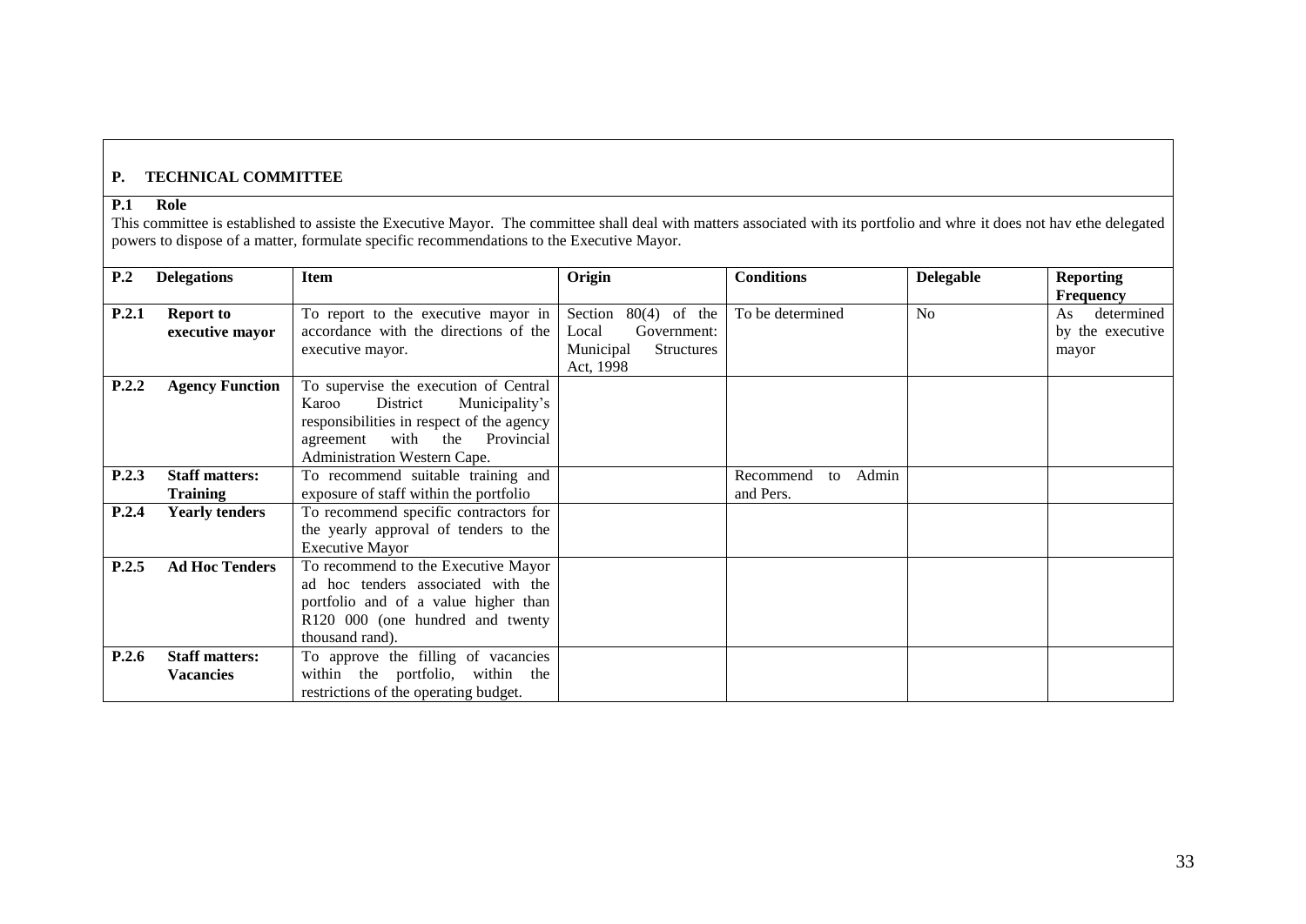## P. TECHNICAL COMMITTEE

### P.1 Role

This committee is established to assiste the Executive Mayor. The committee shall deal with matters associated with its portfolio and whre it does not hav ethe delegated powers to dispose of a matter, formulate specific recommendations to the Executive Mayor.

| P.2 | Delegations | Item | Origin | Conditions | Delegable | Reporting Frequency |
|---|---|---|---|---|---|---|
| P.2.1 | **Report to executive mayor** | To report to the executive mayor in accordance with the directions of the executive mayor. | Section 80(4) of the Local Government: Municipal Structures Act, 1998 | To be determined | No | As determined by the executive mayor |
| P.2.2 | **Agency Function** | To supervise the execution of Central Karoo District Municipality's responsibilities in respect of the agency agreement with the Provincial Administration Western Cape. | | | | |
| P.2.3 | **Staff matters: Training** | To recommend suitable training and exposure of staff within the portfolio | | Recommend to Admin and Pers. | | |
| P.2.4 | **Yearly tenders** | To recommend specific contractors for the yearly approval of tenders to the Executive Mayor | | | | |
| P.2.5 | **Ad Hoc Tenders** | To recommend to the Executive Mayor ad hoc tenders associated with the portfolio and of a value higher than R120 000 (one hundred and twenty thousand rand). | | | | |
| P.2.6 | **Staff matters: Vacancies** | To approve the filling of vacancies within the portfolio, within the restrictions of the operating budget. | | | | |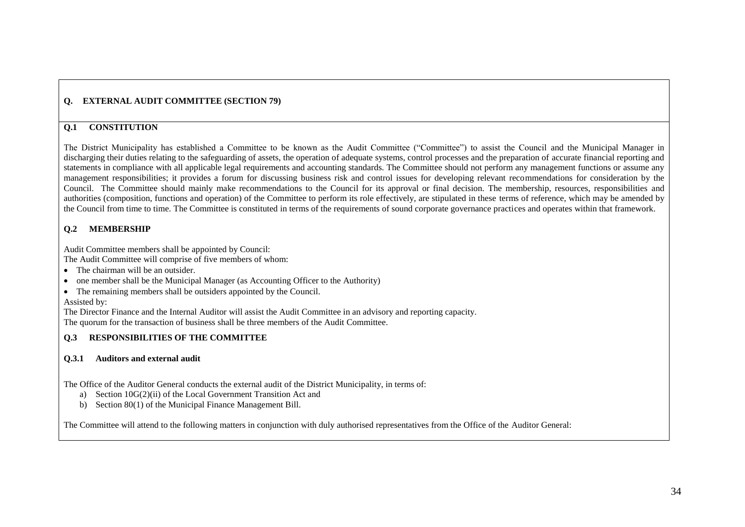## Q. EXTERNAL AUDIT COMMITTEE (SECTION 79)

### Q.1 CONSTITUTION

The District Municipality has established a Committee to be known as the Audit Committee ("Committee") to assist the Council and the Municipal Manager in discharging their duties relating to the safeguarding of assets, the operation of adequate systems, control processes and the preparation of accurate financial reporting and statements in compliance with all applicable legal requirements and accounting standards. The Committee should not perform any management functions or assume any management responsibilities; it provides a forum for discussing business risk and control issues for developing relevant recommendations for consideration by the Council. The Committee should mainly make recommendations to the Council for its approval or final decision. The membership, resources, responsibilities and authorities (composition, functions and operation) of the Committee to perform its role effectively, are stipulated in these terms of reference, which may be amended by the Council from time to time. The Committee is constituted in terms of the requirements of sound corporate governance practices and operates within that framework.

### Q.2 MEMBERSHIP

Audit Committee members shall be appointed by Council:

The Audit Committee will comprise of five members of whom:

- The chairman will be an outsider.
- one member shall be the Municipal Manager (as Accounting Officer to the Authority)
- The remaining members shall be outsiders appointed by the Council.

Assisted by:

The Director Finance and the Internal Auditor will assist the Audit Committee in an advisory and reporting capacity.

The quorum for the transaction of business shall be three members of the Audit Committee.

### Q.3 RESPONSIBILITIES OF THE COMMITTEE

#### Q.3.1 Auditors and external audit

The Office of the Auditor General conducts the external audit of the District Municipality, in terms of:

a) Section 10G(2)(ii) of the Local Government Transition Act and
b) Section 80(1) of the Municipal Finance Management Bill.

The Committee will attend to the following matters in conjunction with duly authorised representatives from the Office of the Auditor General: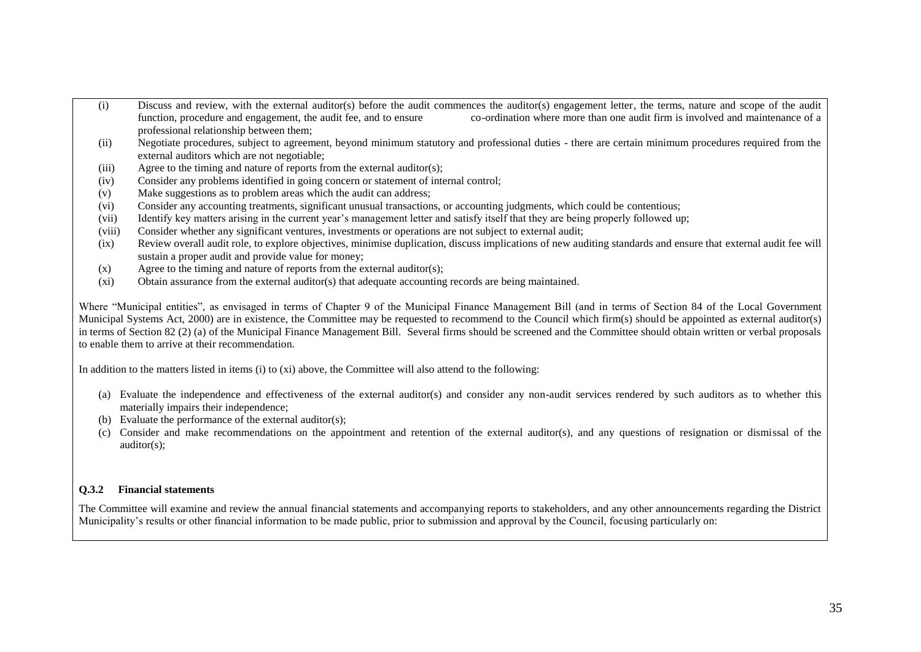(i) Discuss and review, with the external auditor(s) before the audit commences the auditor(s) engagement letter, the terms, nature and scope of the audit function, procedure and engagement, the audit fee, and to ensure co-ordination where more than one audit firm is involved and maintenance of a professional relationship between them;

(ii) Negotiate procedures, subject to agreement, beyond minimum statutory and professional duties - there are certain minimum procedures required from the external auditors which are not negotiable;

(iii) Agree to the timing and nature of reports from the external auditor(s);

(iv) Consider any problems identified in going concern or statement of internal control;

(v) Make suggestions as to problem areas which the audit can address;

(vi) Consider any accounting treatments, significant unusual transactions, or accounting judgments, which could be contentious;

(vii) Identify key matters arising in the current year's management letter and satisfy itself that they are being properly followed up;

(viii) Consider whether any significant ventures, investments or operations are not subject to external audit;

(ix) Review overall audit role, to explore objectives, minimise duplication, discuss implications of new auditing standards and ensure that external audit fee will sustain a proper audit and provide value for money;

(x) Agree to the timing and nature of reports from the external auditor(s);

(xi) Obtain assurance from the external auditor(s) that adequate accounting records are being maintained.

Where "Municipal entities", as envisaged in terms of Chapter 9 of the Municipal Finance Management Bill (and in terms of Section 84 of the Local Government Municipal Systems Act, 2000) are in existence, the Committee may be requested to recommend to the Council which firm(s) should be appointed as external auditor(s) in terms of Section 82 (2) (a) of the Municipal Finance Management Bill. Several firms should be screened and the Committee should obtain written or verbal proposals to enable them to arrive at their recommendation.

In addition to the matters listed in items (i) to (xi) above, the Committee will also attend to the following:

(a) Evaluate the independence and effectiveness of the external auditor(s) and consider any non-audit services rendered by such auditors as to whether this materially impairs their independence;

(b) Evaluate the performance of the external auditor(s);

(c) Consider and make recommendations on the appointment and retention of the external auditor(s), and any questions of resignation or dismissal of the auditor(s);

#### Q.3.2 Financial statements

The Committee will examine and review the annual financial statements and accompanying reports to stakeholders, and any other announcements regarding the District Municipality's results or other financial information to be made public, prior to submission and approval by the Council, focusing particularly on: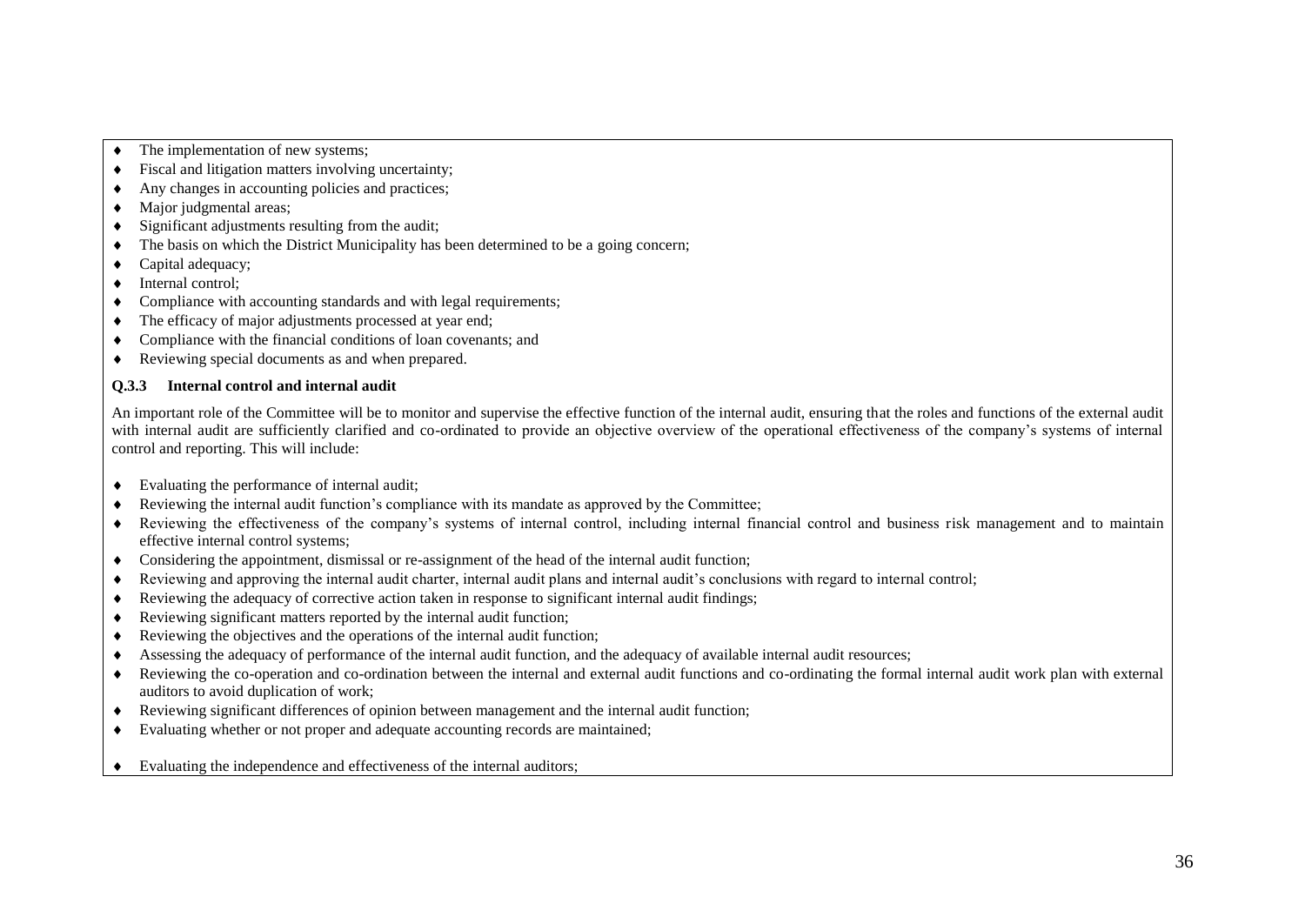- The implementation of new systems;
- Fiscal and litigation matters involving uncertainty;
- Any changes in accounting policies and practices;
- Major judgmental areas;
- Significant adjustments resulting from the audit;
- The basis on which the District Municipality has been determined to be a going concern;
- Capital adequacy;
- Internal control;
- Compliance with accounting standards and with legal requirements;
- The efficacy of major adjustments processed at year end;
- Compliance with the financial conditions of loan covenants; and
- Reviewing special documents as and when prepared.

### Q.3.3 Internal control and internal audit

An important role of the Committee will be to monitor and supervise the effective function of the internal audit, ensuring that the roles and functions of the external audit with internal audit are sufficiently clarified and co-ordinated to provide an objective overview of the operational effectiveness of the company's systems of internal control and reporting. This will include:

- Evaluating the performance of internal audit;
- Reviewing the internal audit function's compliance with its mandate as approved by the Committee;
- Reviewing the effectiveness of the company's systems of internal control, including internal financial control and business risk management and to maintain effective internal control systems;
- Considering the appointment, dismissal or re-assignment of the head of the internal audit function;
- Reviewing and approving the internal audit charter, internal audit plans and internal audit's conclusions with regard to internal control;
- Reviewing the adequacy of corrective action taken in response to significant internal audit findings;
- Reviewing significant matters reported by the internal audit function;
- Reviewing the objectives and the operations of the internal audit function;
- Assessing the adequacy of performance of the internal audit function, and the adequacy of available internal audit resources;
- Reviewing the co-operation and co-ordination between the internal and external audit functions and co-ordinating the formal internal audit work plan with external auditors to avoid duplication of work;
- Reviewing significant differences of opinion between management and the internal audit function;
- Evaluating whether or not proper and adequate accounting records are maintained;
- Evaluating the independence and effectiveness of the internal auditors;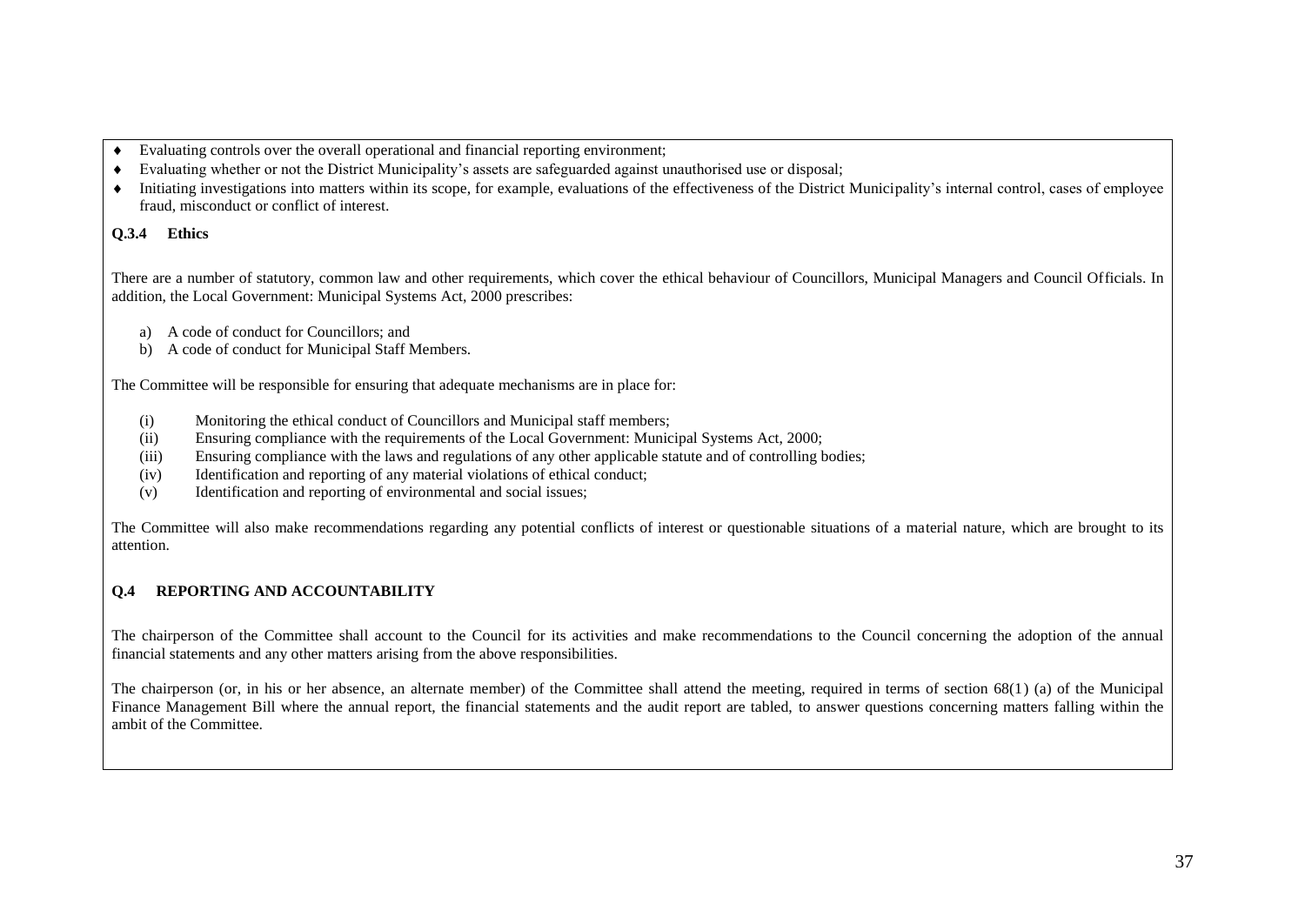- Evaluating controls over the overall operational and financial reporting environment;
- Evaluating whether or not the District Municipality's assets are safeguarded against unauthorised use or disposal;
- Initiating investigations into matters within its scope, for example, evaluations of the effectiveness of the District Municipality's internal control, cases of employee fraud, misconduct or conflict of interest.

### Q.3.4 Ethics

There are a number of statutory, common law and other requirements, which cover the ethical behaviour of Councillors, Municipal Managers and Council Officials. In addition, the Local Government: Municipal Systems Act, 2000 prescribes:

a) A code of conduct for Councillors; and
b) A code of conduct for Municipal Staff Members.

The Committee will be responsible for ensuring that adequate mechanisms are in place for:

(i) Monitoring the ethical conduct of Councillors and Municipal staff members;
(ii) Ensuring compliance with the requirements of the Local Government: Municipal Systems Act, 2000;
(iii) Ensuring compliance with the laws and regulations of any other applicable statute and of controlling bodies;
(iv) Identification and reporting of any material violations of ethical conduct;
(v) Identification and reporting of environmental and social issues;

The Committee will also make recommendations regarding any potential conflicts of interest or questionable situations of a material nature, which are brought to its attention.

## Q.4 REPORTING AND ACCOUNTABILITY

The chairperson of the Committee shall account to the Council for its activities and make recommendations to the Council concerning the adoption of the annual financial statements and any other matters arising from the above responsibilities.

The chairperson (or, in his or her absence, an alternate member) of the Committee shall attend the meeting, required in terms of section 68(1) (a) of the Municipal Finance Management Bill where the annual report, the financial statements and the audit report are tabled, to answer questions concerning matters falling within the ambit of the Committee.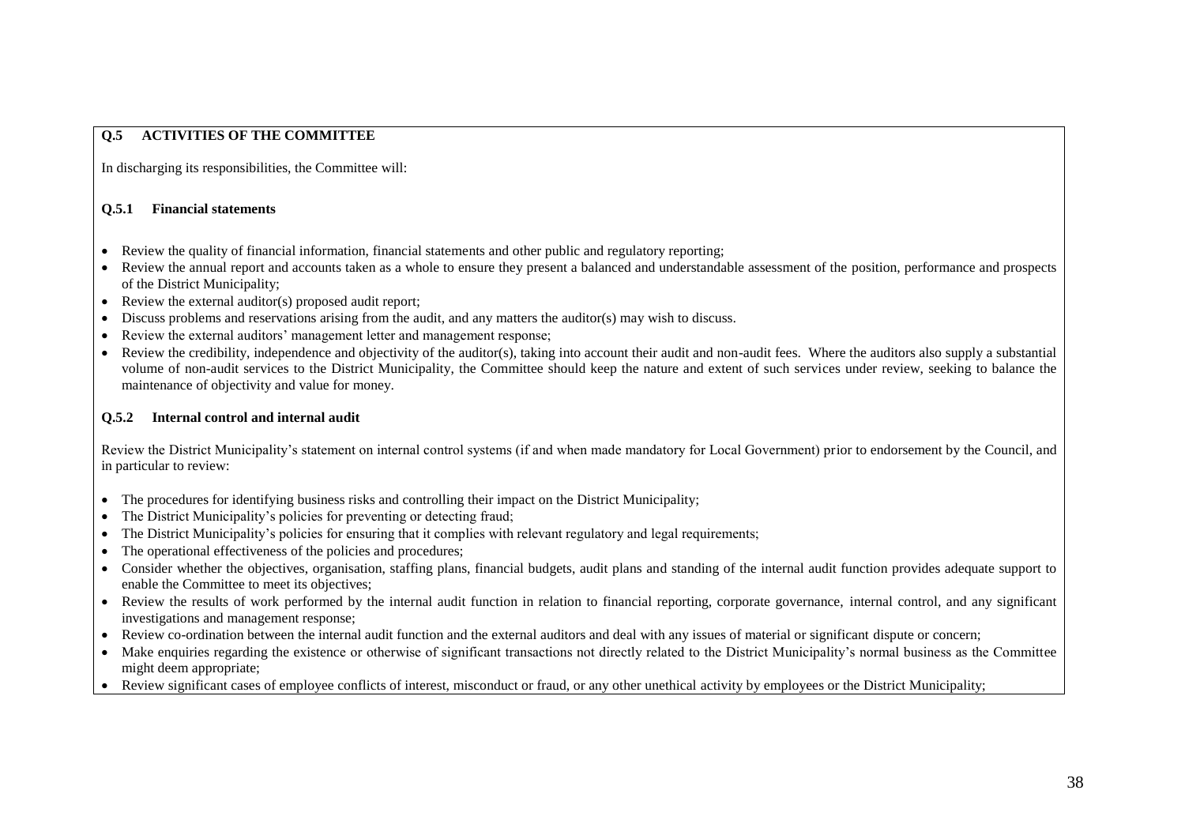## Q.5 ACTIVITIES OF THE COMMITTEE

In discharging its responsibilities, the Committee will:

### Q.5.1 Financial statements

- Review the quality of financial information, financial statements and other public and regulatory reporting;
- Review the annual report and accounts taken as a whole to ensure they present a balanced and understandable assessment of the position, performance and prospects of the District Municipality;
- Review the external auditor(s) proposed audit report;
- Discuss problems and reservations arising from the audit, and any matters the auditor(s) may wish to discuss.
- Review the external auditors' management letter and management response;
- Review the credibility, independence and objectivity of the auditor(s), taking into account their audit and non-audit fees. Where the auditors also supply a substantial volume of non-audit services to the District Municipality, the Committee should keep the nature and extent of such services under review, seeking to balance the maintenance of objectivity and value for money.

### Q.5.2 Internal control and internal audit

Review the District Municipality's statement on internal control systems (if and when made mandatory for Local Government) prior to endorsement by the Council, and in particular to review:

- The procedures for identifying business risks and controlling their impact on the District Municipality;
- The District Municipality's policies for preventing or detecting fraud;
- The District Municipality's policies for ensuring that it complies with relevant regulatory and legal requirements;
- The operational effectiveness of the policies and procedures;
- Consider whether the objectives, organisation, staffing plans, financial budgets, audit plans and standing of the internal audit function provides adequate support to enable the Committee to meet its objectives;
- Review the results of work performed by the internal audit function in relation to financial reporting, corporate governance, internal control, and any significant investigations and management response;
- Review co-ordination between the internal audit function and the external auditors and deal with any issues of material or significant dispute or concern;
- Make enquiries regarding the existence or otherwise of significant transactions not directly related to the District Municipality's normal business as the Committee might deem appropriate;
- Review significant cases of employee conflicts of interest, misconduct or fraud, or any other unethical activity by employees or the District Municipality;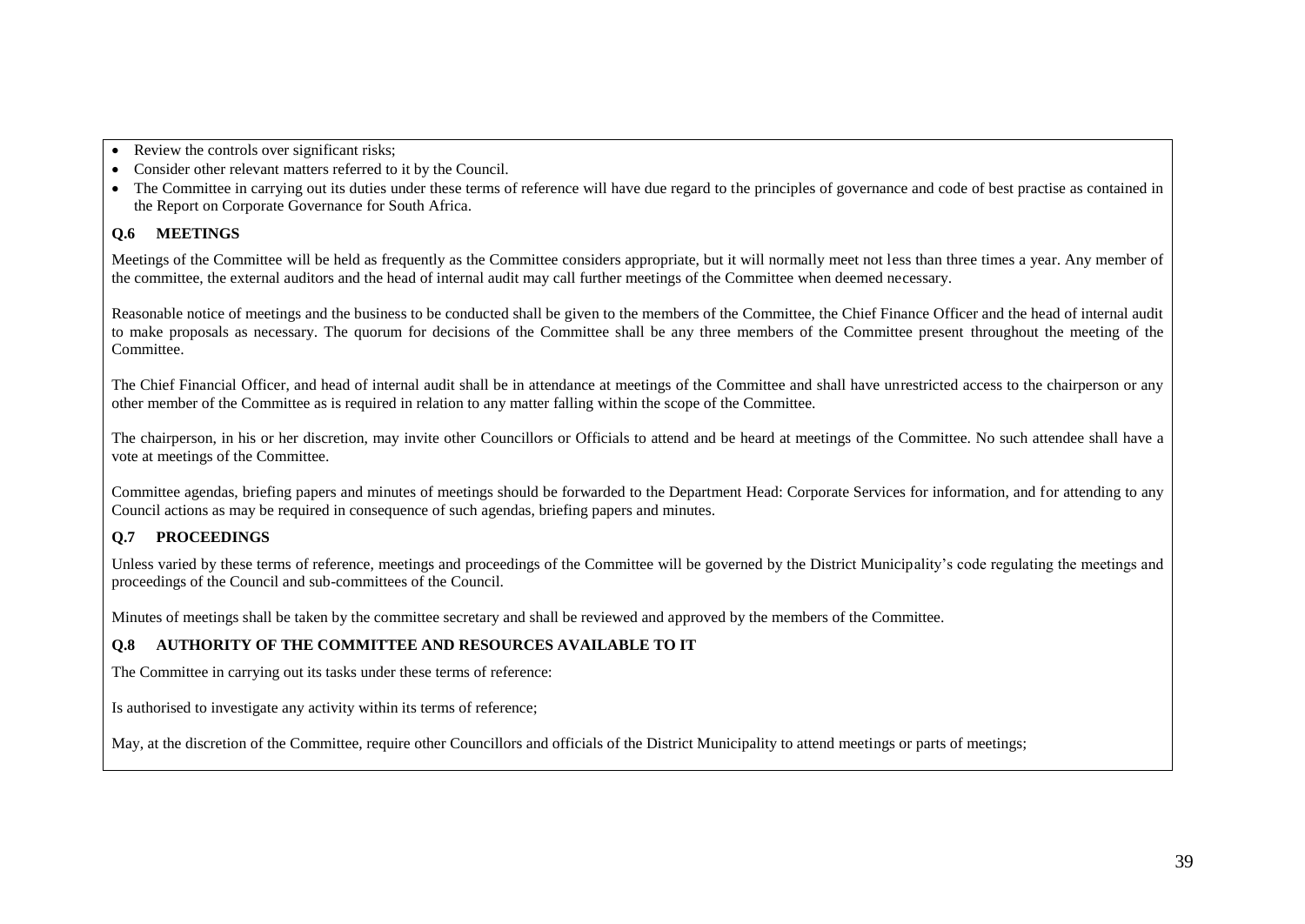- Review the controls over significant risks;
- Consider other relevant matters referred to it by the Council.
- The Committee in carrying out its duties under these terms of reference will have due regard to the principles of governance and code of best practise as contained in the Report on Corporate Governance for South Africa.

### Q.6 MEETINGS

Meetings of the Committee will be held as frequently as the Committee considers appropriate, but it will normally meet not less than three times a year. Any member of the committee, the external auditors and the head of internal audit may call further meetings of the Committee when deemed necessary.

Reasonable notice of meetings and the business to be conducted shall be given to the members of the Committee, the Chief Finance Officer and the head of internal audit to make proposals as necessary. The quorum for decisions of the Committee shall be any three members of the Committee present throughout the meeting of the Committee.

The Chief Financial Officer, and head of internal audit shall be in attendance at meetings of the Committee and shall have unrestricted access to the chairperson or any other member of the Committee as is required in relation to any matter falling within the scope of the Committee.

The chairperson, in his or her discretion, may invite other Councillors or Officials to attend and be heard at meetings of the Committee. No such attendee shall have a vote at meetings of the Committee.

Committee agendas, briefing papers and minutes of meetings should be forwarded to the Department Head: Corporate Services for information, and for attending to any Council actions as may be required in consequence of such agendas, briefing papers and minutes.

### Q.7 PROCEEDINGS

Unless varied by these terms of reference, meetings and proceedings of the Committee will be governed by the District Municipality's code regulating the meetings and proceedings of the Council and sub-committees of the Council.

Minutes of meetings shall be taken by the committee secretary and shall be reviewed and approved by the members of the Committee.

### Q.8 AUTHORITY OF THE COMMITTEE AND RESOURCES AVAILABLE TO IT

The Committee in carrying out its tasks under these terms of reference:

Is authorised to investigate any activity within its terms of reference;

May, at the discretion of the Committee, require other Councillors and officials of the District Municipality to attend meetings or parts of meetings;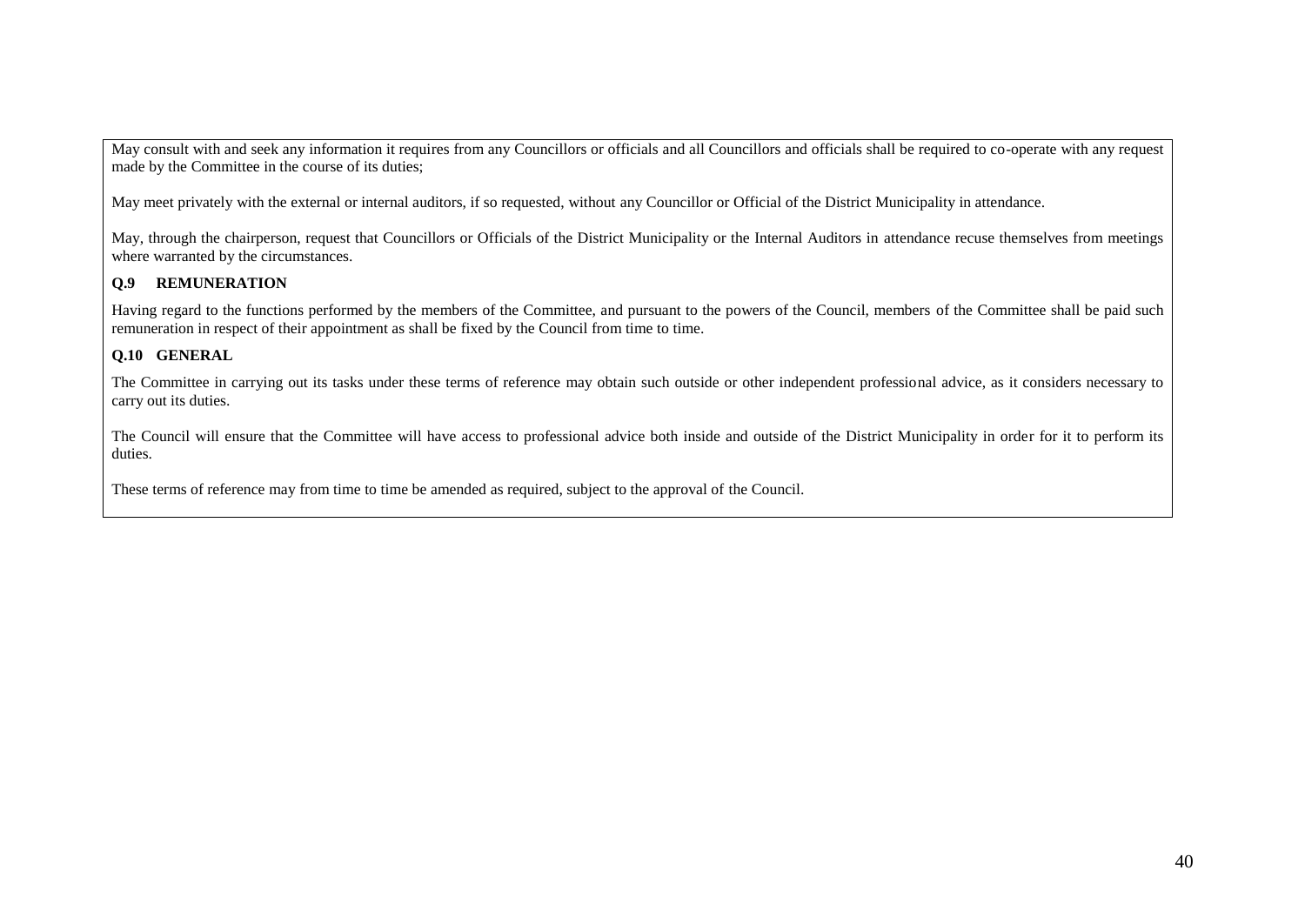May consult with and seek any information it requires from any Councillors or officials and all Councillors and officials shall be required to co-operate with any request made by the Committee in the course of its duties;

May meet privately with the external or internal auditors, if so requested, without any Councillor or Official of the District Municipality in attendance.

May, through the chairperson, request that Councillors or Officials of the District Municipality or the Internal Auditors in attendance recuse themselves from meetings where warranted by the circumstances.

**Q.9 REMUNERATION**

Having regard to the functions performed by the members of the Committee, and pursuant to the powers of the Council, members of the Committee shall be paid such remuneration in respect of their appointment as shall be fixed by the Council from time to time.

**Q.10 GENERAL**

The Committee in carrying out its tasks under these terms of reference may obtain such outside or other independent professional advice, as it considers necessary to carry out its duties.

The Council will ensure that the Committee will have access to professional advice both inside and outside of the District Municipality in order for it to perform its duties.

These terms of reference may from time to time be amended as required, subject to the approval of the Council.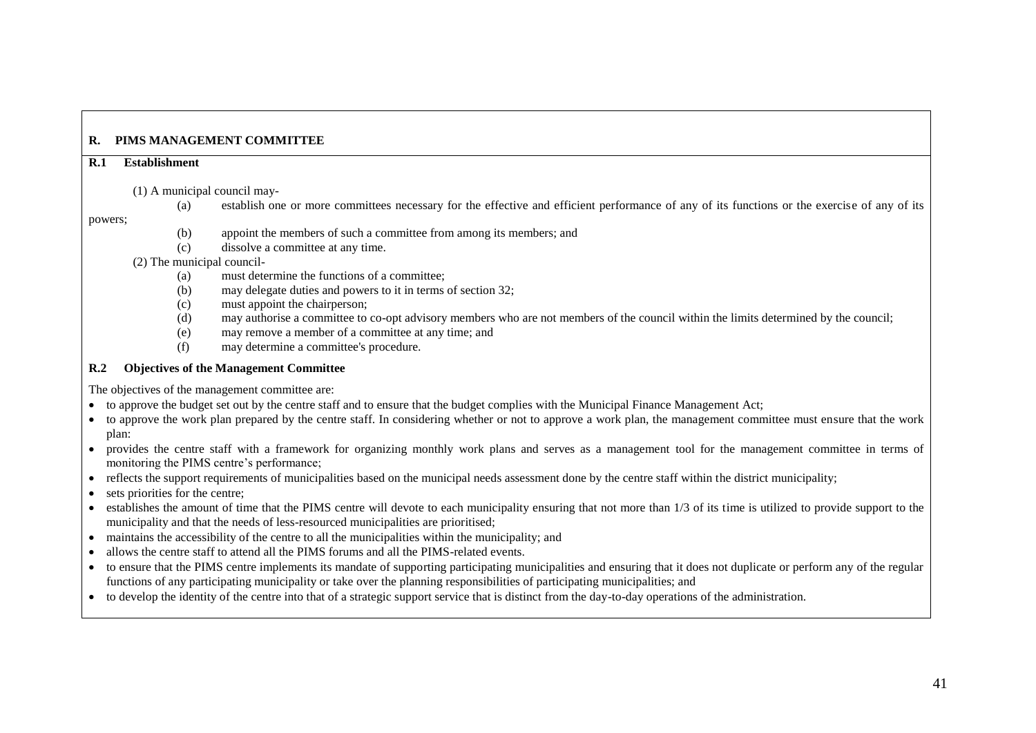## R. PIMS MANAGEMENT COMMITTEE

### R.1 Establishment

(1) A municipal council may-

(a) establish one or more committees necessary for the effective and efficient performance of any of its functions or the exercise of any of its powers;

(b) appoint the members of such a committee from among its members; and

(c) dissolve a committee at any time.

(2) The municipal council-

(a) must determine the functions of a committee;

(b) may delegate duties and powers to it in terms of section 32;

(c) must appoint the chairperson;

(d) may authorise a committee to co-opt advisory members who are not members of the council within the limits determined by the council;

(e) may remove a member of a committee at any time; and

(f) may determine a committee's procedure.

### R.2 Objectives of the Management Committee

The objectives of the management committee are:

- to approve the budget set out by the centre staff and to ensure that the budget complies with the Municipal Finance Management Act;
- to approve the work plan prepared by the centre staff. In considering whether or not to approve a work plan, the management committee must ensure that the work plan:
- provides the centre staff with a framework for organizing monthly work plans and serves as a management tool for the management committee in terms of monitoring the PIMS centre's performance;
- reflects the support requirements of municipalities based on the municipal needs assessment done by the centre staff within the district municipality;
- sets priorities for the centre;
- establishes the amount of time that the PIMS centre will devote to each municipality ensuring that not more than 1/3 of its time is utilized to provide support to the municipality and that the needs of less-resourced municipalities are prioritised;
- maintains the accessibility of the centre to all the municipalities within the municipality; and
- allows the centre staff to attend all the PIMS forums and all the PIMS-related events.
- to ensure that the PIMS centre implements its mandate of supporting participating municipalities and ensuring that it does not duplicate or perform any of the regular functions of any participating municipality or take over the planning responsibilities of participating municipalities; and
- to develop the identity of the centre into that of a strategic support service that is distinct from the day-to-day operations of the administration.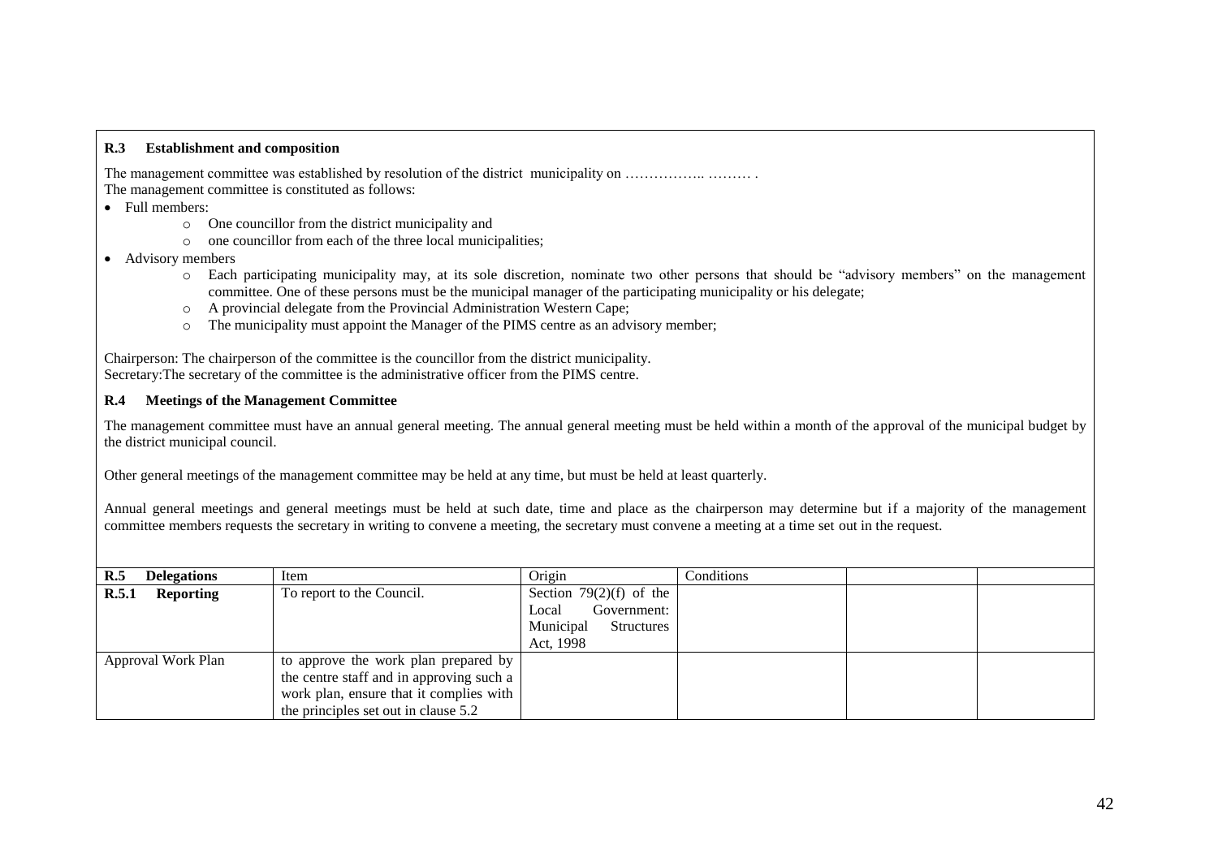**R.3 Establishment and composition**

The management committee was established by resolution of the district municipality on …………….. ……… .
The management committee is constituted as follows:

- Full members:
  - One councillor from the district municipality and
  - one councillor from each of the three local municipalities;
- Advisory members
  - Each participating municipality may, at its sole discretion, nominate two other persons that should be "advisory members" on the management committee. One of these persons must be the municipal manager of the participating municipality or his delegate;
  - A provincial delegate from the Provincial Administration Western Cape;
  - The municipality must appoint the Manager of the PIMS centre as an advisory member;

Chairperson: The chairperson of the committee is the councillor from the district municipality.
Secretary:The secretary of the committee is the administrative officer from the PIMS centre.

**R.4 Meetings of the Management Committee**

The management committee must have an annual general meeting. The annual general meeting must be held within a month of the approval of the municipal budget by the district municipal council.

Other general meetings of the management committee may be held at any time, but must be held at least quarterly.

Annual general meetings and general meetings must be held at such date, time and place as the chairperson may determine but if a majority of the management committee members requests the secretary in writing to convene a meeting, the secretary must convene a meeting at a time set out in the request.

| **R.5 Delegations** | Item | Origin | Conditions | | |
|---|---|---|---|---|---|
| **R.5.1 Reporting** | To report to the Council. | Section 79(2)(f) of the Local Government: Municipal Structures Act, 1998 | | | |
| Approval Work Plan | to approve the work plan prepared by the centre staff and in approving such a work plan, ensure that it complies with the principles set out in clause 5.2 | | | | |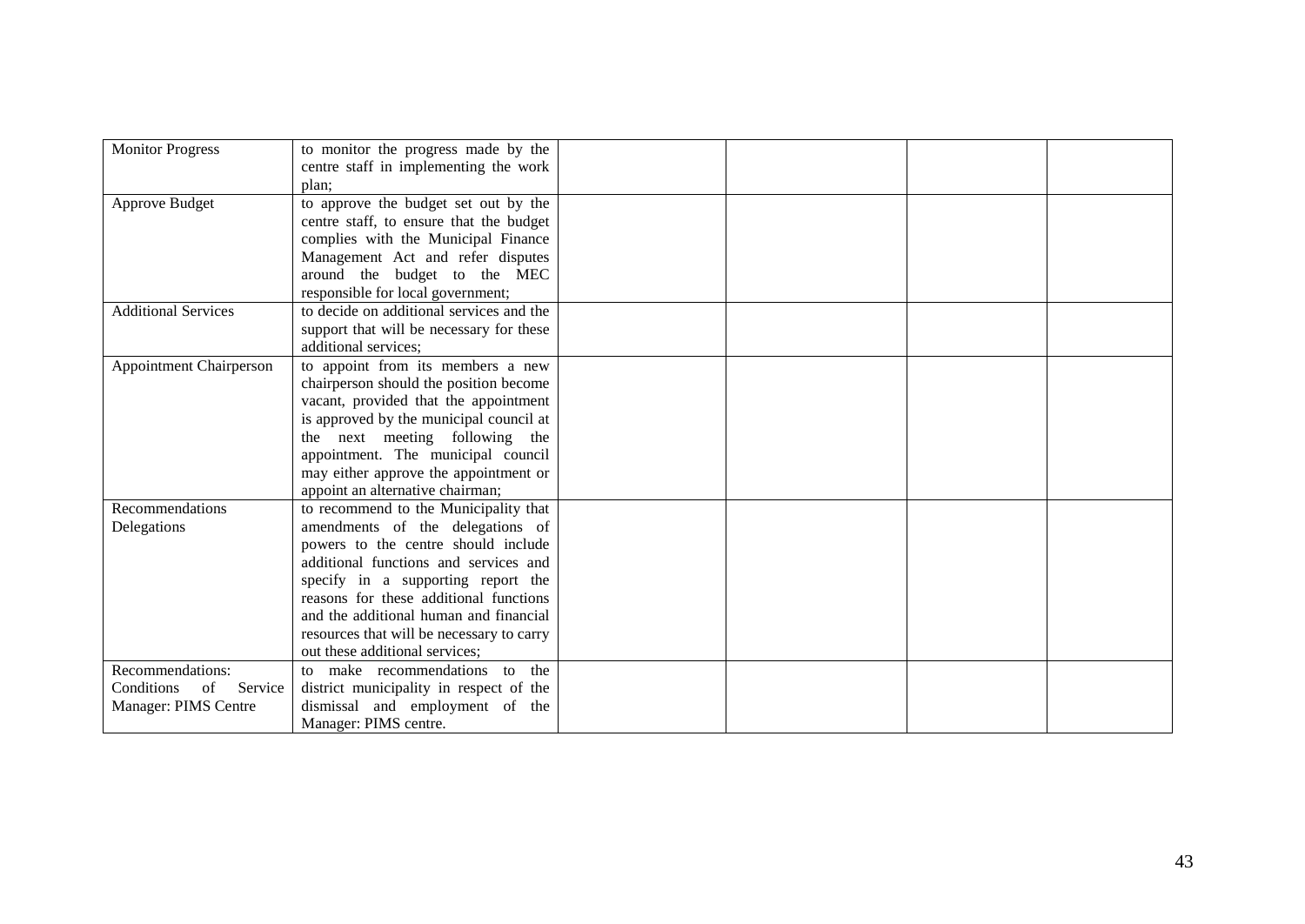| | | | | | |
|---|---|---|---|---|---|
| Monitor Progress | to monitor the progress made by the centre staff in implementing the work plan; | | | | |
| Approve Budget | to approve the budget set out by the centre staff, to ensure that the budget complies with the Municipal Finance Management Act and refer disputes around the budget to the MEC responsible for local government; | | | | |
| Additional Services | to decide on additional services and the support that will be necessary for these additional services; | | | | |
| Appointment Chairperson | to appoint from its members a new chairperson should the position become vacant, provided that the appointment is approved by the municipal council at the next meeting following the appointment. The municipal council may either approve the appointment or appoint an alternative chairman; | | | | |
| Recommendations Delegations | to recommend to the Municipality that amendments of the delegations of powers to the centre should include additional functions and services and specify in a supporting report the reasons for these additional functions and the additional human and financial resources that will be necessary to carry out these additional services; | | | | |
| Recommendations: Conditions of Service Manager: PIMS Centre | to make recommendations to the district municipality in respect of the dismissal and employment of the Manager: PIMS centre. | | | | |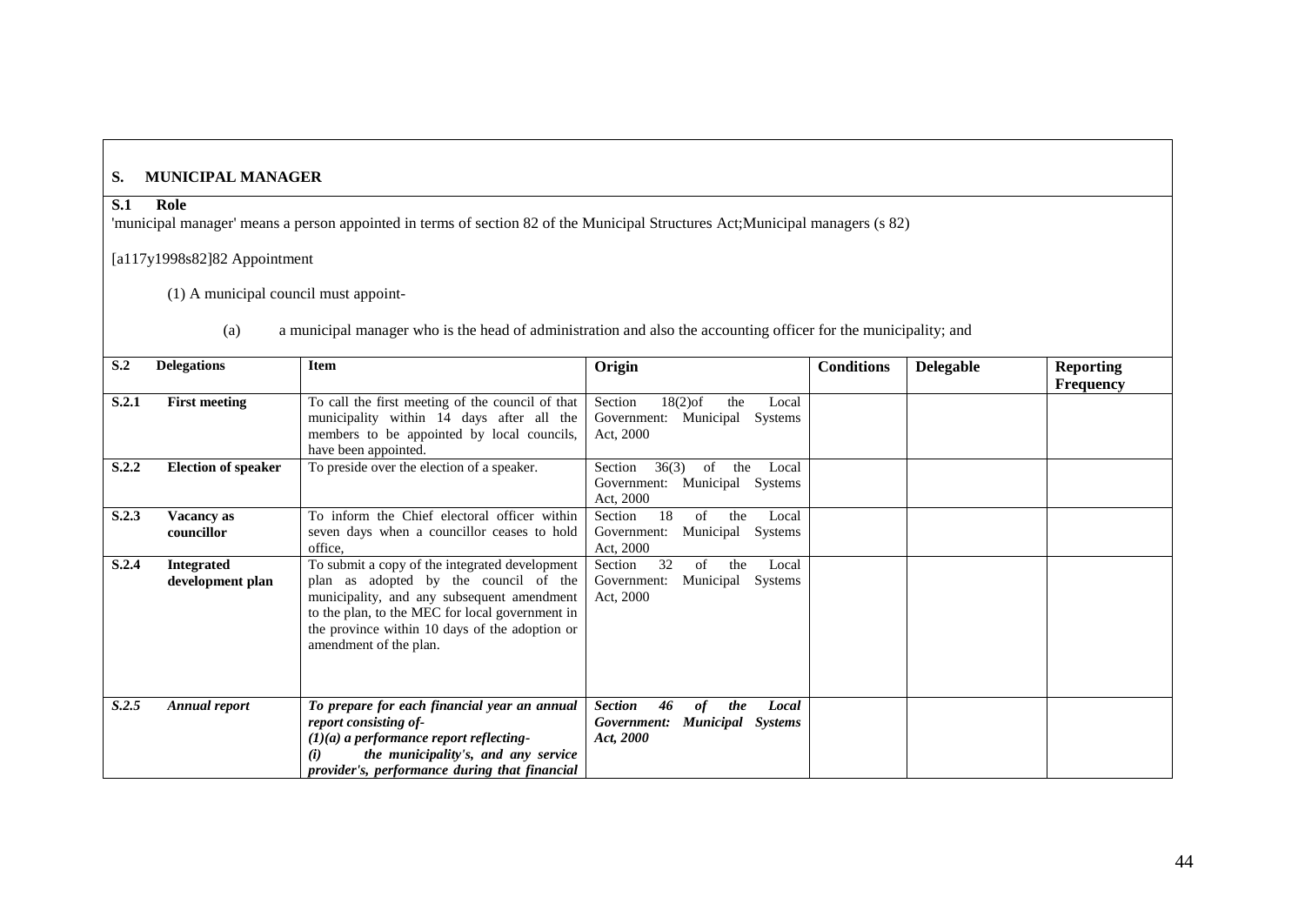**S. MUNICIPAL MANAGER**

**S.1 Role**

'municipal manager' means a person appointed in terms of section 82 of the Municipal Structures Act;Municipal managers (s 82)

[a117y1998s82]82 Appointment

(1) A municipal council must appoint-

(a) a municipal manager who is the head of administration and also the accounting officer for the municipality; and

| **S.2** | **Delegations** | **Item** | **Origin** | **Conditions** | **Delegable** | **Reporting Frequency** |
|---|---|---|---|---|---|---|
| **S.2.1** | **First meeting** | To call the first meeting of the council of that municipality within 14 days after all the members to be appointed by local councils, have been appointed. | Section 18(2)of the Local Government: Municipal Systems Act, 2000 | | | |
| **S.2.2** | **Election of speaker** | To preside over the election of a speaker. | Section 36(3) of the Local Government: Municipal Systems Act, 2000 | | | |
| **S.2.3** | **Vacancy as councillor** | To inform the Chief electoral officer within seven days when a councillor ceases to hold office, | Section 18 of the Local Government: Municipal Systems Act, 2000 | | | |
| **S.2.4** | **Integrated development plan** | To submit a copy of the integrated development plan as adopted by the council of the municipality, and any subsequent amendment to the plan, to the MEC for local government in the province within 10 days of the adoption or amendment of the plan. | Section 32 of the Local Government: Municipal Systems Act, 2000 | | | |
| ***S.2.5*** | ***Annual report*** | ***To prepare for each financial year an annual report consisting of-*** ***(1)(a) a performance report reflecting-*** ***(i) the municipality's, and any service provider's, performance during that financial*** | ***Section 46 of the Local Government: Municipal Systems Act, 2000*** | | | |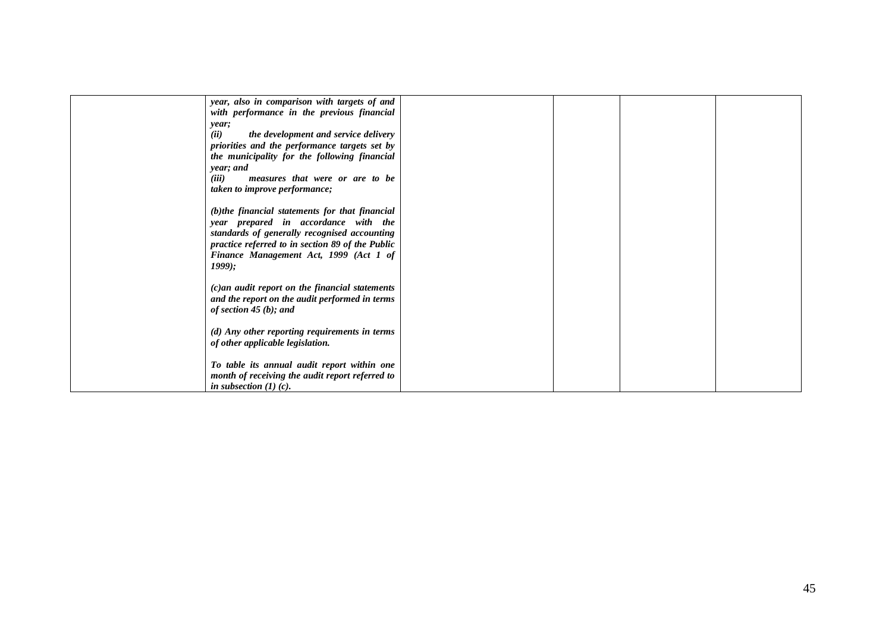| | | | | | |
|---|---|---|---|---|---|
| | *year, also in comparison with targets of and with performance in the previous financial year;*<br>*(ii) the development and service delivery priorities and the performance targets set by the municipality for the following financial year; and*<br>*(iii) measures that were or are to be taken to improve performance;*<br><br>*(b)the financial statements for that financial year prepared in accordance with the standards of generally recognised accounting practice referred to in section 89 of the Public Finance Management Act, 1999 (Act 1 of 1999);*<br><br>*(c)an audit report on the financial statements and the report on the audit performed in terms of section 45 (b); and*<br><br>*(d) Any other reporting requirements in terms of other applicable legislation.*<br><br>*To table its annual audit report within one month of receiving the audit report referred to in subsection (1) (c).* | | | | |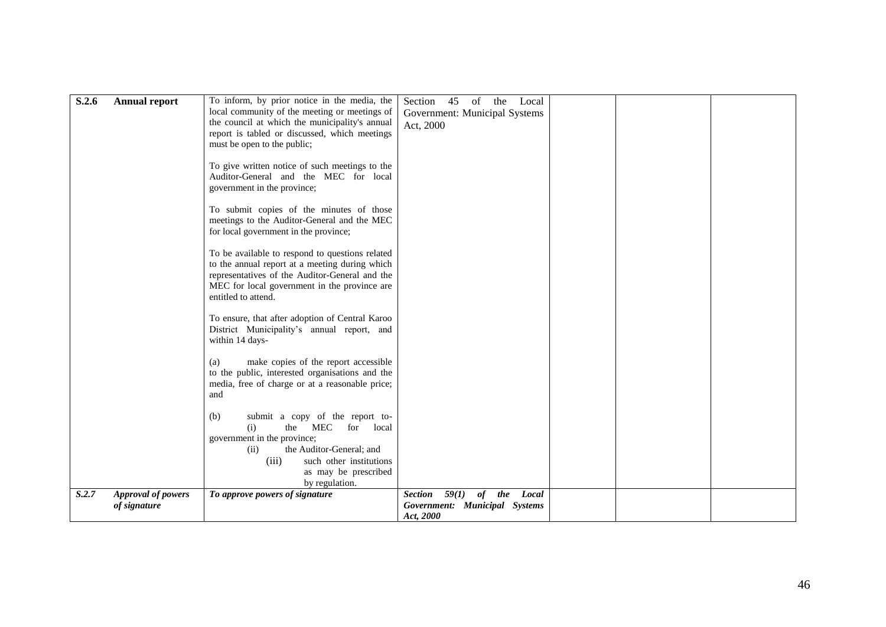| | | | | | | |
|---|---|---|---|---|---|---|
| **S.2.6** | **Annual report** | To inform, by prior notice in the media, the local community of the meeting or meetings of the council at which the municipality's annual report is tabled or discussed, which meetings must be open to the public;<br><br>To give written notice of such meetings to the Auditor-General and the MEC for local government in the province;<br><br>To submit copies of the minutes of those meetings to the Auditor-General and the MEC for local government in the province;<br><br>To be available to respond to questions related to the annual report at a meeting during which representatives of the Auditor-General and the MEC for local government in the province are entitled to attend.<br><br>To ensure, that after adoption of Central Karoo District Municipality's annual report, and within 14 days-<br><br>(a) make copies of the report accessible to the public, interested organisations and the media, free of charge or at a reasonable price; and<br><br>(b) submit a copy of the report to-<br>(i) the MEC for local government in the province;<br>(ii) the Auditor-General; and<br>(iii) such other institutions as may be prescribed by regulation. | Section 45 of the Local Government: Municipal Systems Act, 2000 | | | |
| ***S.2.7*** | ***Approval of powers of signature*** | ***To approve powers of signature*** | ***Section 59(1) of the Local Government: Municipal Systems Act, 2000*** | | | |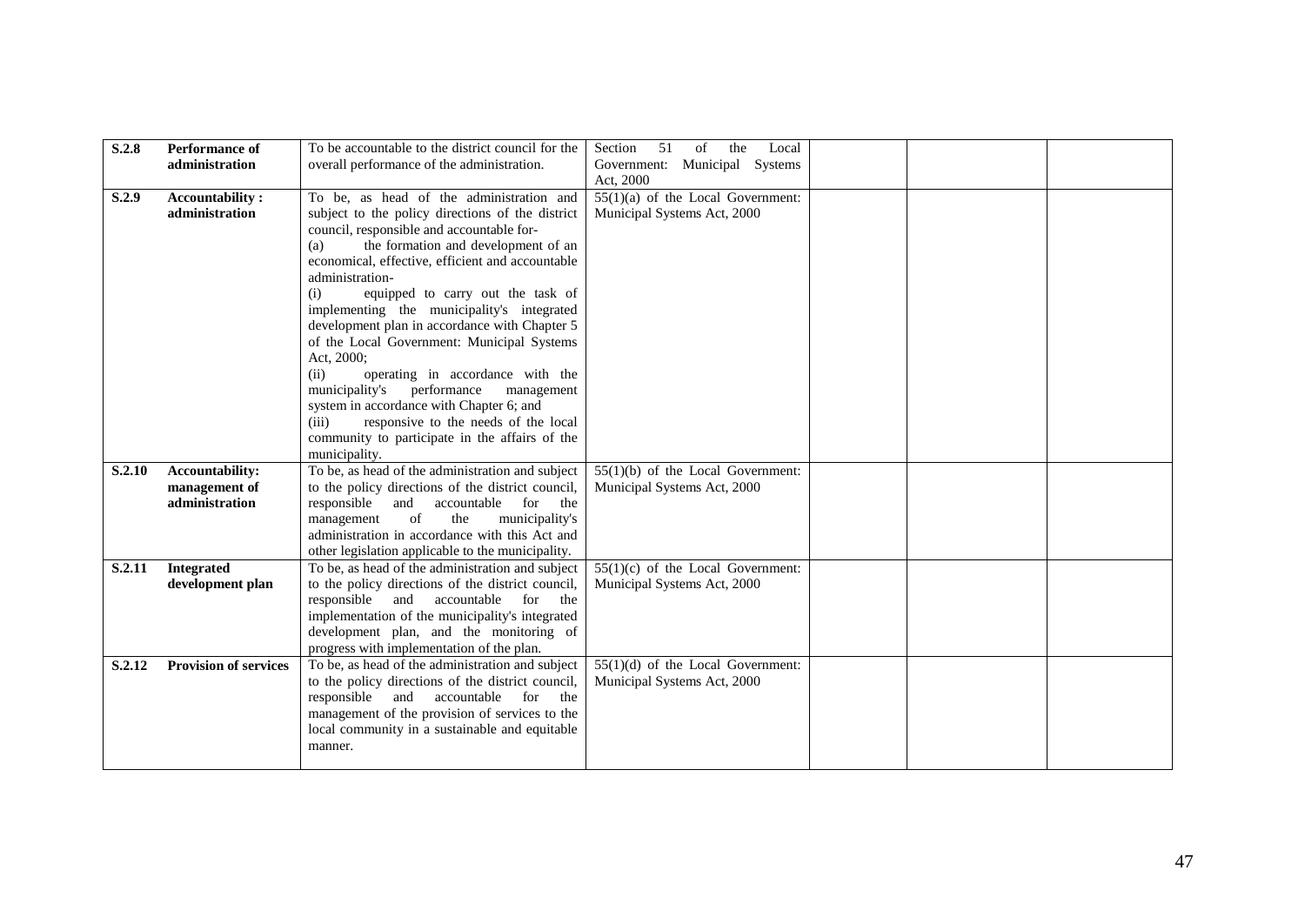| | | | | | | |
|---|---|---|---|---|---|---|
| **S.2.8** | **Performance of administration** | To be accountable to the district council for the overall performance of the administration. | Section 51 of the Local Government: Municipal Systems Act, 2000 | | | |
| **S.2.9** | **Accountability : administration** | To be, as head of the administration and subject to the policy directions of the district council, responsible and accountable for-<br>(a) the formation and development of an economical, effective, efficient and accountable administration-<br>(i) equipped to carry out the task of implementing the municipality's integrated development plan in accordance with Chapter 5 of the Local Government: Municipal Systems Act, 2000;<br>(ii) operating in accordance with the municipality's performance management system in accordance with Chapter 6; and<br>(iii) responsive to the needs of the local community to participate in the affairs of the municipality. | 55(1)(a) of the Local Government: Municipal Systems Act, 2000 | | | |
| **S.2.10** | **Accountability: management of administration** | To be, as head of the administration and subject to the policy directions of the district council, responsible and accountable for the management of the municipality's administration in accordance with this Act and other legislation applicable to the municipality. | 55(1)(b) of the Local Government: Municipal Systems Act, 2000 | | | |
| **S.2.11** | **Integrated development plan** | To be, as head of the administration and subject to the policy directions of the district council, responsible and accountable for the implementation of the municipality's integrated development plan, and the monitoring of progress with implementation of the plan. | 55(1)(c) of the Local Government: Municipal Systems Act, 2000 | | | |
| **S.2.12** | **Provision of services** | To be, as head of the administration and subject to the policy directions of the district council, responsible and accountable for the management of the provision of services to the local community in a sustainable and equitable manner. | 55(1)(d) of the Local Government: Municipal Systems Act, 2000 | | | |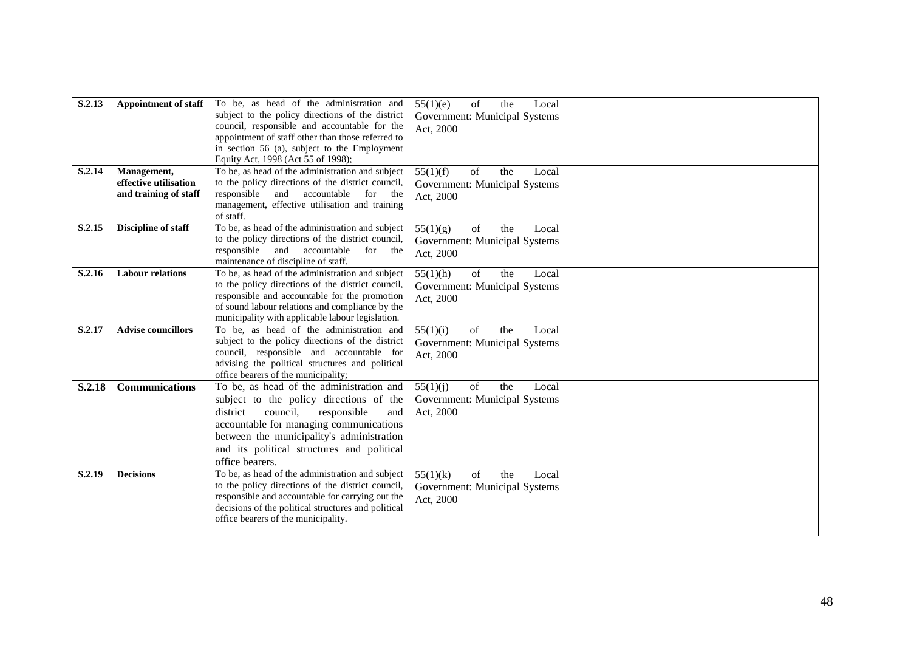| | | | | | | |
|---|---|---|---|---|---|---|
| **S.2.13** | **Appointment of staff** | To be, as head of the administration and subject to the policy directions of the district council, responsible and accountable for the appointment of staff other than those referred to in section 56 (a), subject to the Employment Equity Act, 1998 (Act 55 of 1998); | 55(1)(e) of the Local Government: Municipal Systems Act, 2000 | | | |
| **S.2.14** | **Management, effective utilisation and training of staff** | To be, as head of the administration and subject to the policy directions of the district council, responsible and accountable for the management, effective utilisation and training of staff. | 55(1)(f) of the Local Government: Municipal Systems Act, 2000 | | | |
| **S.2.15** | **Discipline of staff** | To be, as head of the administration and subject to the policy directions of the district council, responsible and accountable for the maintenance of discipline of staff. | 55(1)(g) of the Local Government: Municipal Systems Act, 2000 | | | |
| **S.2.16** | **Labour relations** | To be, as head of the administration and subject to the policy directions of the district council, responsible and accountable for the promotion of sound labour relations and compliance by the municipality with applicable labour legislation. | 55(1)(h) of the Local Government: Municipal Systems Act, 2000 | | | |
| **S.2.17** | **Advise councillors** | To be, as head of the administration and subject to the policy directions of the district council, responsible and accountable for advising the political structures and political office bearers of the municipality; | 55(1)(i) of the Local Government: Municipal Systems Act, 2000 | | | |
| **S.2.18** | **Communications** | To be, as head of the administration and subject to the policy directions of the district council, responsible and accountable for managing communications between the municipality's administration and its political structures and political office bearers. | 55(1)(j) of the Local Government: Municipal Systems Act, 2000 | | | |
| **S.2.19** | **Decisions** | To be, as head of the administration and subject to the policy directions of the district council, responsible and accountable for carrying out the decisions of the political structures and political office bearers of the municipality. | 55(1)(k) of the Local Government: Municipal Systems Act, 2000 | | | |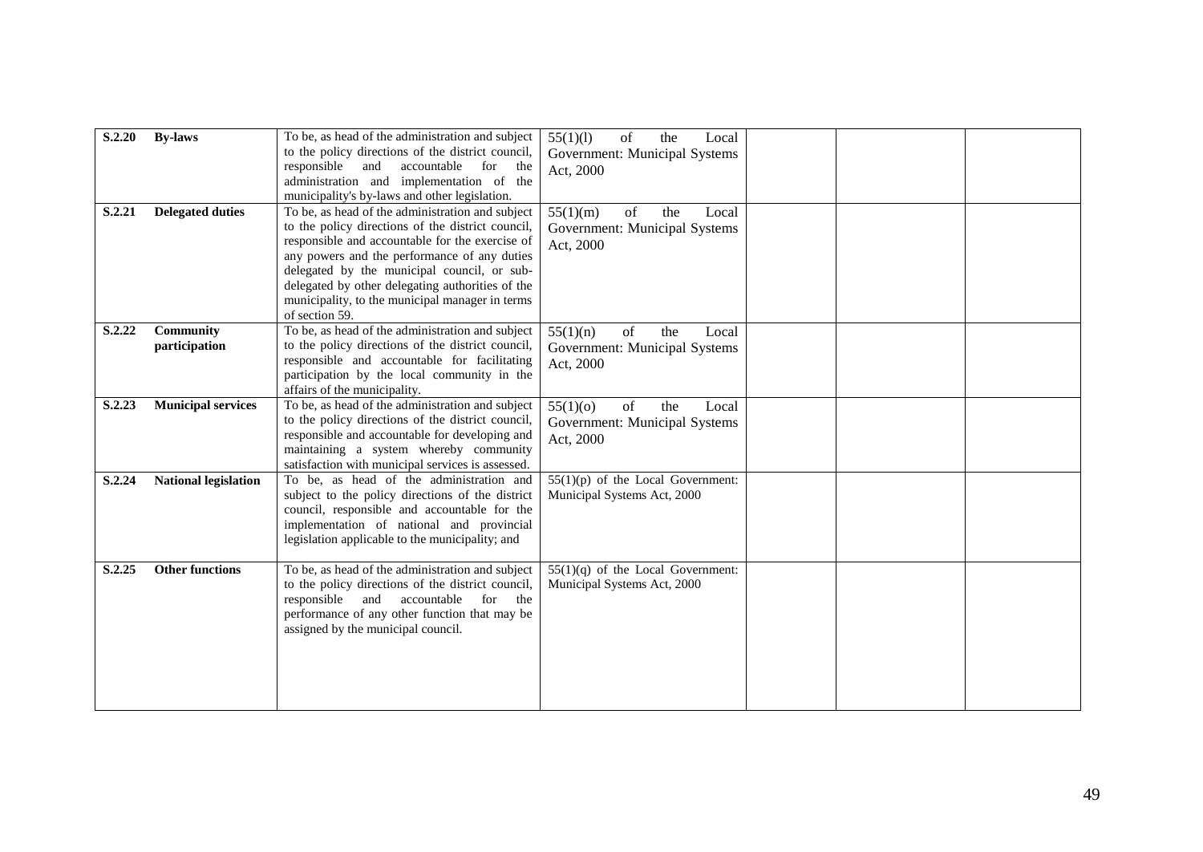| S.2.20 | **By-laws** | To be, as head of the administration and subject to the policy directions of the district council, responsible and accountable for the administration and implementation of the municipality's by-laws and other legislation. | 55(1)(l) of the Local Government: Municipal Systems Act, 2000 | | | |
|---|---|---|---|---|---|---|
| **S.2.21** | **Delegated duties** | To be, as head of the administration and subject to the policy directions of the district council, responsible and accountable for the exercise of any powers and the performance of any duties delegated by the municipal council, or sub-delegated by other delegating authorities of the municipality, to the municipal manager in terms of section 59. | 55(1)(m) of the Local Government: Municipal Systems Act, 2000 | | | |
| **S.2.22** | **Community participation** | To be, as head of the administration and subject to the policy directions of the district council, responsible and accountable for facilitating participation by the local community in the affairs of the municipality. | 55(1)(n) of the Local Government: Municipal Systems Act, 2000 | | | |
| **S.2.23** | **Municipal services** | To be, as head of the administration and subject to the policy directions of the district council, responsible and accountable for developing and maintaining a system whereby community satisfaction with municipal services is assessed. | 55(1)(o) of the Local Government: Municipal Systems Act, 2000 | | | |
| **S.2.24** | **National legislation** | To be, as head of the administration and subject to the policy directions of the district council, responsible and accountable for the implementation of national and provincial legislation applicable to the municipality; and | 55(1)(p) of the Local Government: Municipal Systems Act, 2000 | | | |
| **S.2.25** | **Other functions** | To be, as head of the administration and subject to the policy directions of the district council, responsible and accountable for the performance of any other function that may be assigned by the municipal council. | 55(1)(q) of the Local Government: Municipal Systems Act, 2000 | | | |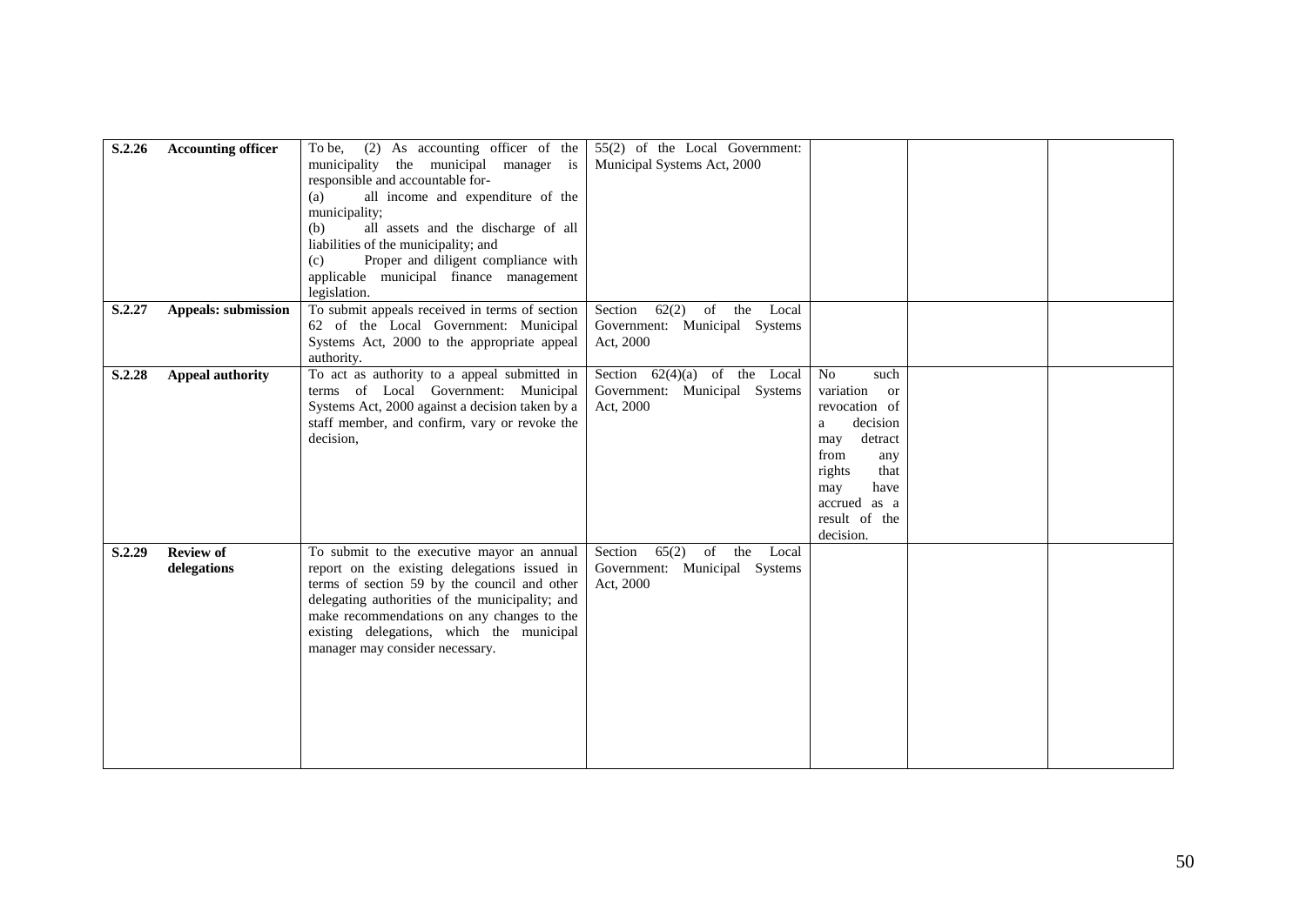| | | | | | | |
|---|---|---|---|---|---|---|
| **S.2.26** | **Accounting officer** | To be, (2) As accounting officer of the municipality the municipal manager is responsible and accountable for-<br>(a) all income and expenditure of the municipality;<br>(b) all assets and the discharge of all liabilities of the municipality; and<br>(c) Proper and diligent compliance with applicable municipal finance management legislation. | 55(2) of the Local Government: Municipal Systems Act, 2000 | | | |
| **S.2.27** | **Appeals: submission** | To submit appeals received in terms of section 62 of the Local Government: Municipal Systems Act, 2000 to the appropriate appeal authority. | Section 62(2) of the Local Government: Municipal Systems Act, 2000 | | | |
| **S.2.28** | **Appeal authority** | To act as authority to a appeal submitted in terms of Local Government: Municipal Systems Act, 2000 against a decision taken by a staff member, and confirm, vary or revoke the decision, | Section 62(4)(a) of the Local Government: Municipal Systems Act, 2000 | No such variation or revocation of a decision may detract from any rights that may have accrued as a result of the decision. | | |
| **S.2.29** | **Review of delegations** | To submit to the executive mayor an annual report on the existing delegations issued in terms of section 59 by the council and other delegating authorities of the municipality; and make recommendations on any changes to the existing delegations, which the municipal manager may consider necessary. | Section 65(2) of the Local Government: Municipal Systems Act, 2000 | | | |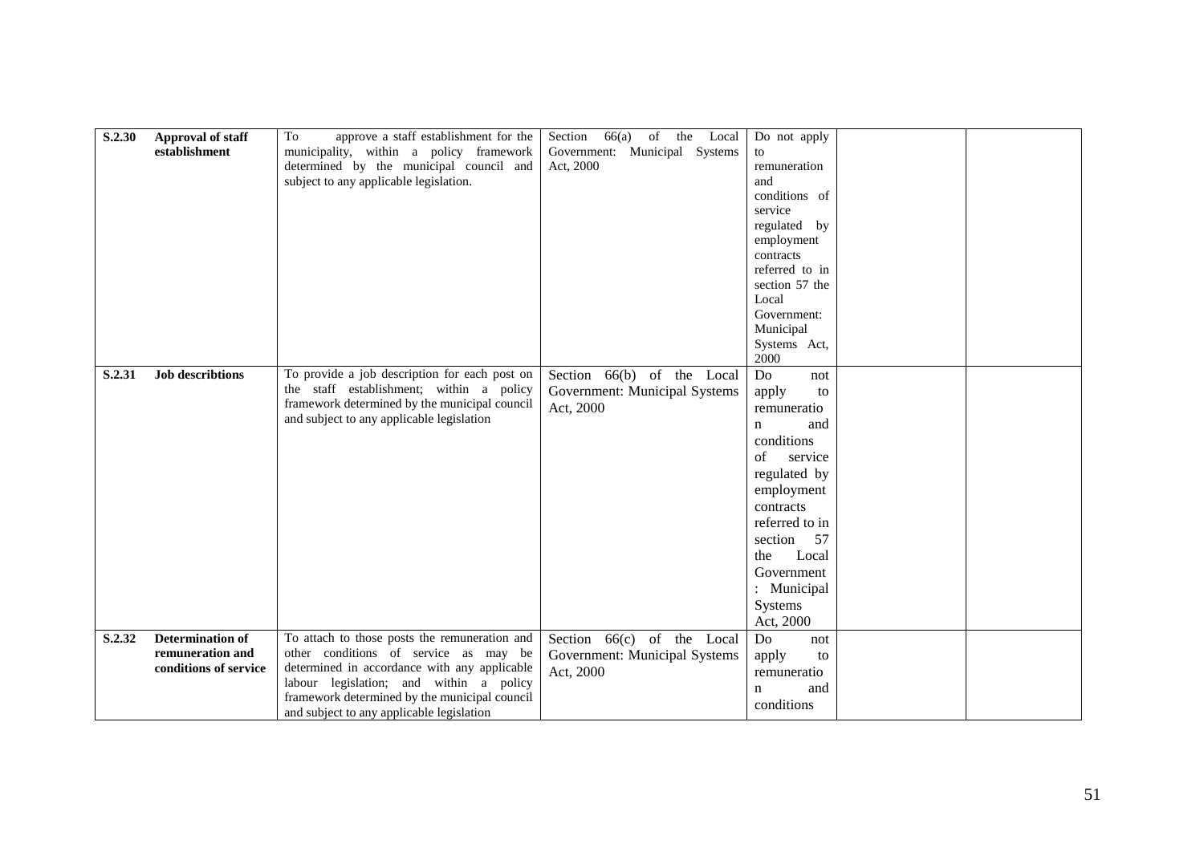| S.2.30 | **Approval of staff establishment** | To approve a staff establishment for the municipality, within a policy framework determined by the municipal council and subject to any applicable legislation. | Section 66(a) of the Local Government: Municipal Systems Act, 2000 | Do not apply to remuneration and conditions of service regulated by employment contracts referred to in section 57 the Local Government: Municipal Systems Act, 2000 | | |
|---|---|---|---|---|---|---|
| S.2.31 | **Job describtions** | To provide a job description for each post on the staff establishment; within a policy framework determined by the municipal council and subject to any applicable legislation | Section 66(b) of the Local Government: Municipal Systems Act, 2000 | Do not apply to remuneration and conditions of service regulated by employment contracts referred to in section 57 the Local Government : Municipal Systems Act, 2000 | | |
| S.2.32 | **Determination of remuneration and conditions of service** | To attach to those posts the remuneration and other conditions of service as may be determined in accordance with any applicable labour legislation; and within a policy framework determined by the municipal council and subject to any applicable legislation | Section 66(c) of the Local Government: Municipal Systems Act, 2000 | Do not apply to remuneration and conditions | | |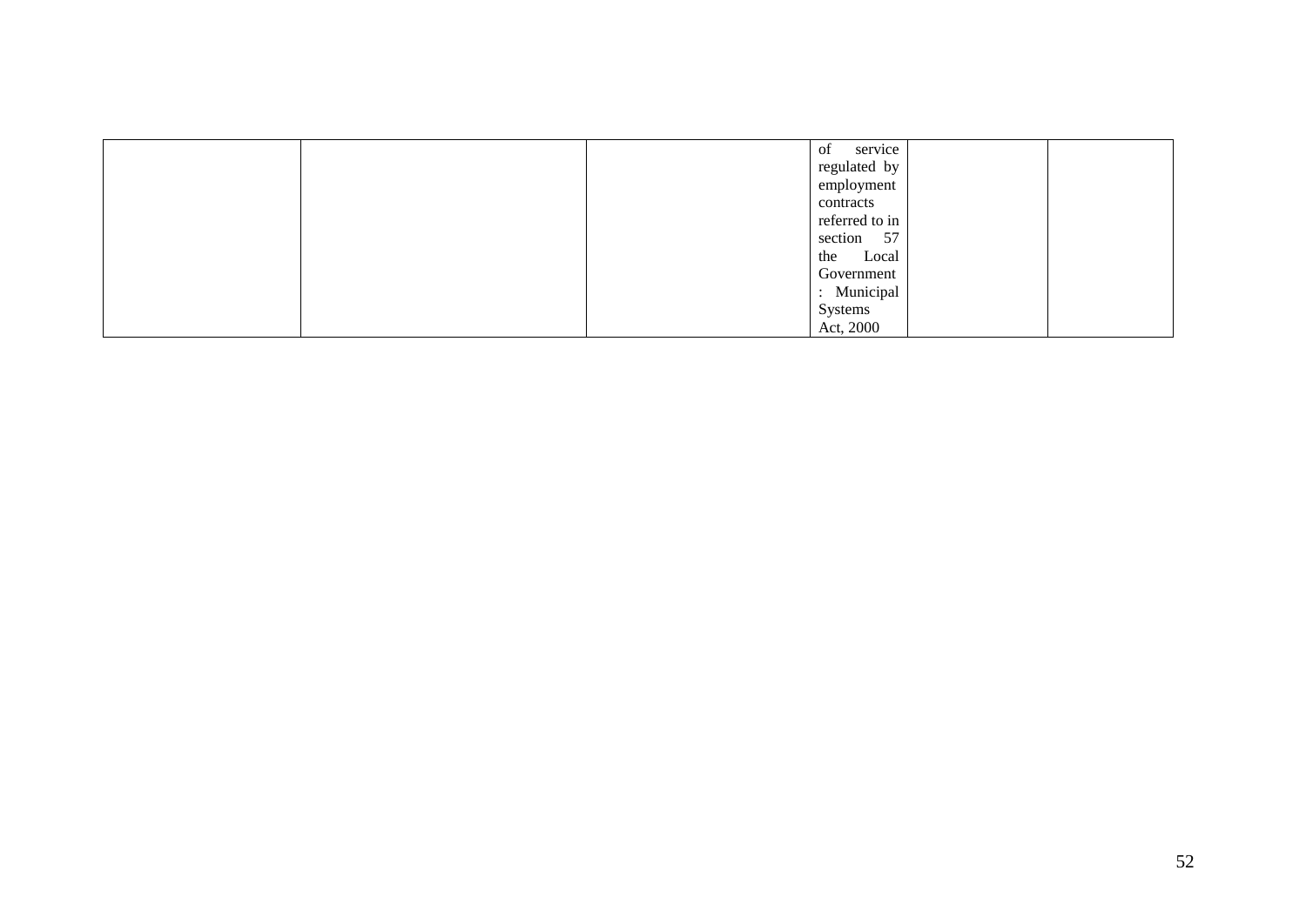| | | | | | |
|---|---|---|---|---|---|
| | | | of service regulated by employment contracts referred to in section 57 the Local Government : Municipal Systems Act, 2000 | | |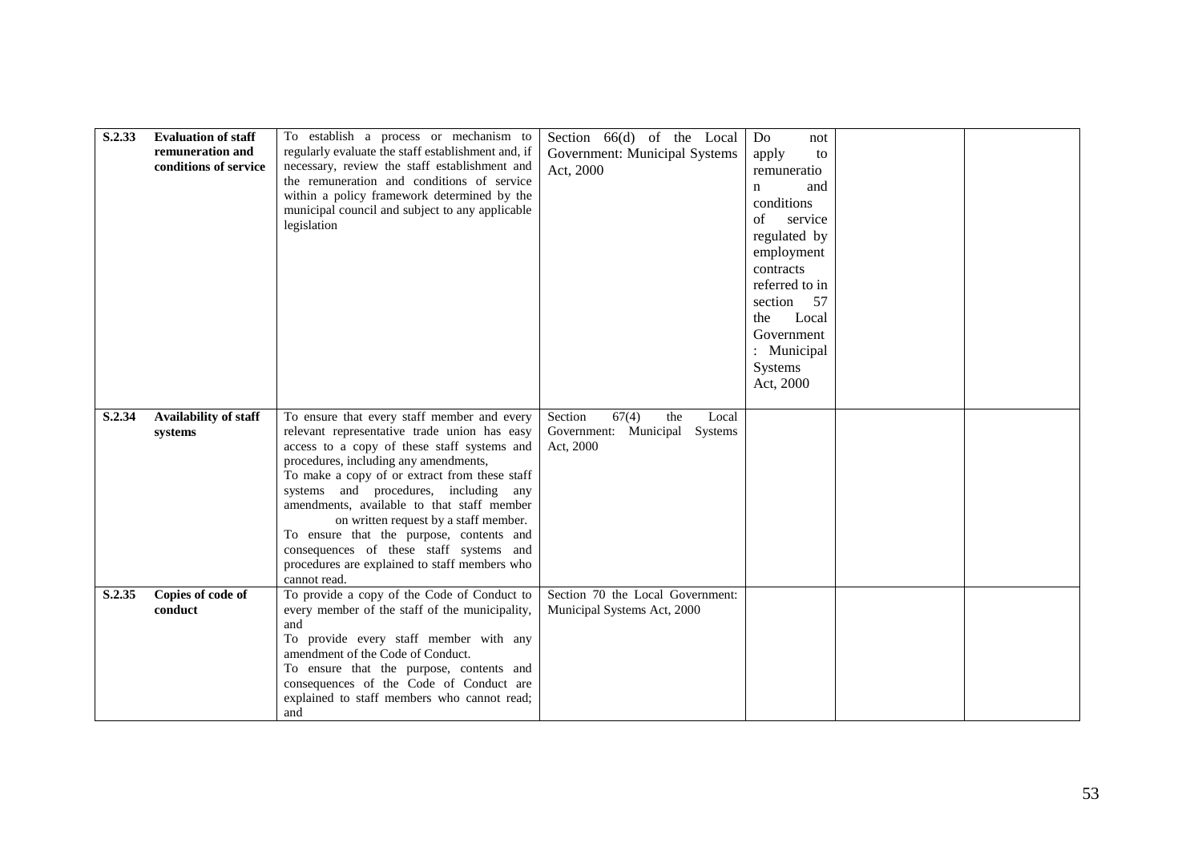| | | | | | | |
|---|---|---|---|---|---|---|
| **S.2.33** | **Evaluation of staff remuneration and conditions of service** | To establish a process or mechanism to regularly evaluate the staff establishment and, if necessary, review the staff establishment and the remuneration and conditions of service within a policy framework determined by the municipal council and subject to any applicable legislation | Section 66(d) of the Local Government: Municipal Systems Act, 2000 | Do not apply to remuneration and conditions of service regulated by employment contracts referred to in section 57 the Local Government : Municipal Systems Act, 2000 | | |
| **S.2.34** | **Availability of staff systems** | To ensure that every staff member and every relevant representative trade union has easy access to a copy of these staff systems and procedures, including any amendments, <br> To make a copy of or extract from these staff systems and procedures, including any amendments, available to that staff member on written request by a staff member. <br> To ensure that the purpose, contents and consequences of these staff systems and procedures are explained to staff members who cannot read. | Section 67(4) the Local Government: Municipal Systems Act, 2000 | | | |
| **S.2.35** | **Copies of code of conduct** | To provide a copy of the Code of Conduct to every member of the staff of the municipality, and <br> To provide every staff member with any amendment of the Code of Conduct. <br> To ensure that the purpose, contents and consequences of the Code of Conduct are explained to staff members who cannot read; and | Section 70 the Local Government: Municipal Systems Act, 2000 | | | |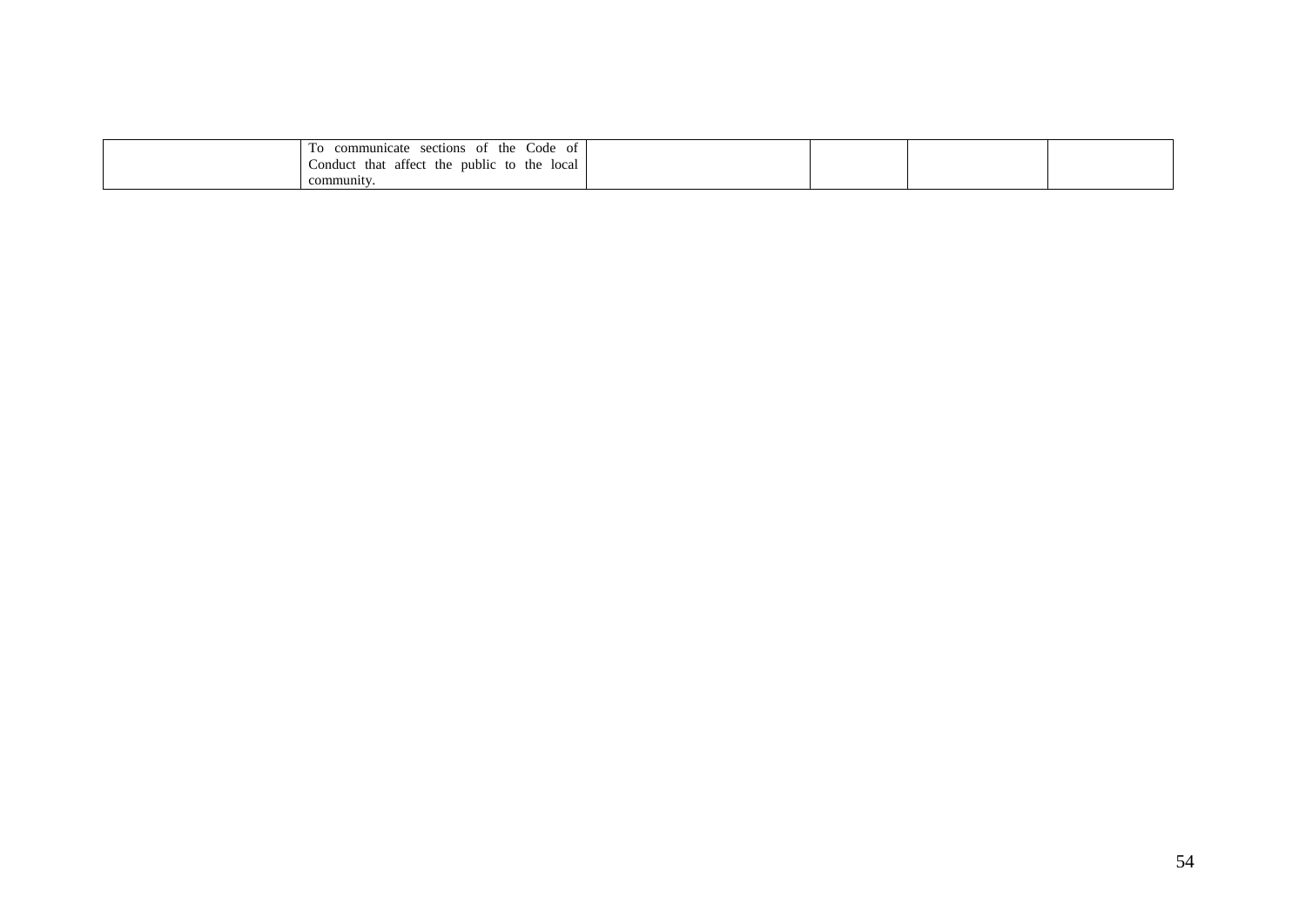|  |  |  |  |  |  |
|---|---|---|---|---|---|
|  | To communicate sections of the Code of Conduct that affect the public to the local community. |  |  |  |  |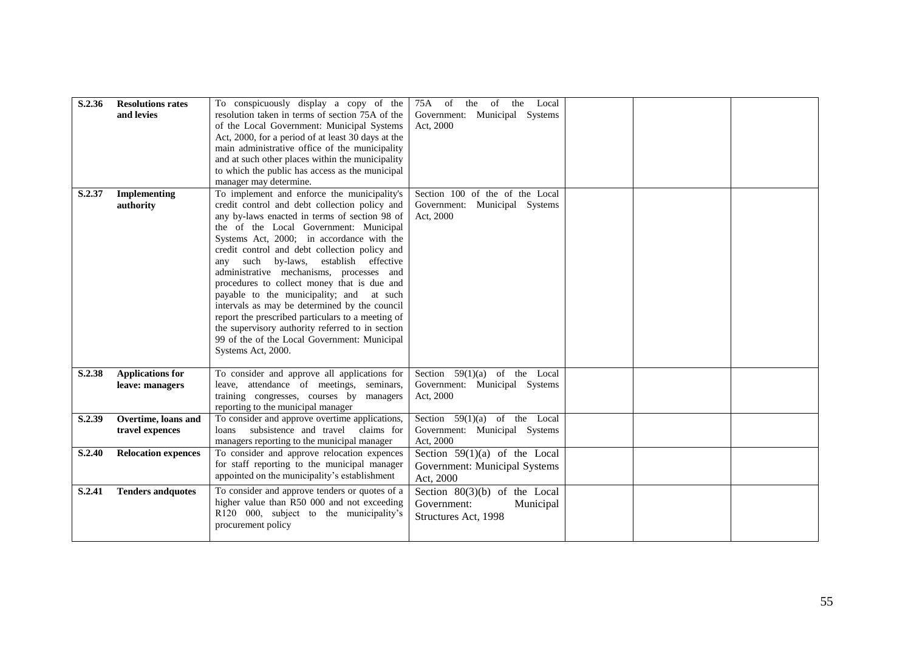| | | | | | | |
|---|---|---|---|---|---|---|
| **S.2.36** | **Resolutions rates and levies** | To conspicuously display a copy of the resolution taken in terms of section 75A of the of the Local Government: Municipal Systems Act, 2000, for a period of at least 30 days at the main administrative office of the municipality and at such other places within the municipality to which the public has access as the municipal manager may determine. | 75A of the of the Local Government: Municipal Systems Act, 2000 | | | |
| **S.2.37** | **Implementing authority** | To implement and enforce the municipality's credit control and debt collection policy and any by-laws enacted in terms of section 98 of the of the Local Government: Municipal Systems Act, 2000; in accordance with the credit control and debt collection policy and any such by-laws, establish effective administrative mechanisms, processes and procedures to collect money that is due and payable to the municipality; and at such intervals as may be determined by the council report the prescribed particulars to a meeting of the supervisory authority referred to in section 99 of the of the Local Government: Municipal Systems Act, 2000. | Section 100 of the of the Local Government: Municipal Systems Act, 2000 | | | |
| **S.2.38** | **Applications for leave: managers** | To consider and approve all applications for leave, attendance of meetings, seminars, training congresses, courses by managers reporting to the municipal manager | Section 59(1)(a) of the Local Government: Municipal Systems Act, 2000 | | | |
| **S.2.39** | **Overtime, loans and travel expences** | To consider and approve overtime applications, loans subsistence and travel claims for managers reporting to the municipal manager | Section 59(1)(a) of the Local Government: Municipal Systems Act, 2000 | | | |
| **S.2.40** | **Relocation expences** | To consider and approve relocation expences for staff reporting to the municipal manager appointed on the municipality's establishment | Section 59(1)(a) of the Local Government: Municipal Systems Act, 2000 | | | |
| **S.2.41** | **Tenders andquotes** | To consider and approve tenders or quotes of a higher value than R50 000 and not exceeding R120 000, subject to the municipality's procurement policy | Section 80(3)(b) of the Local Government: Municipal Structures Act, 1998 | | | |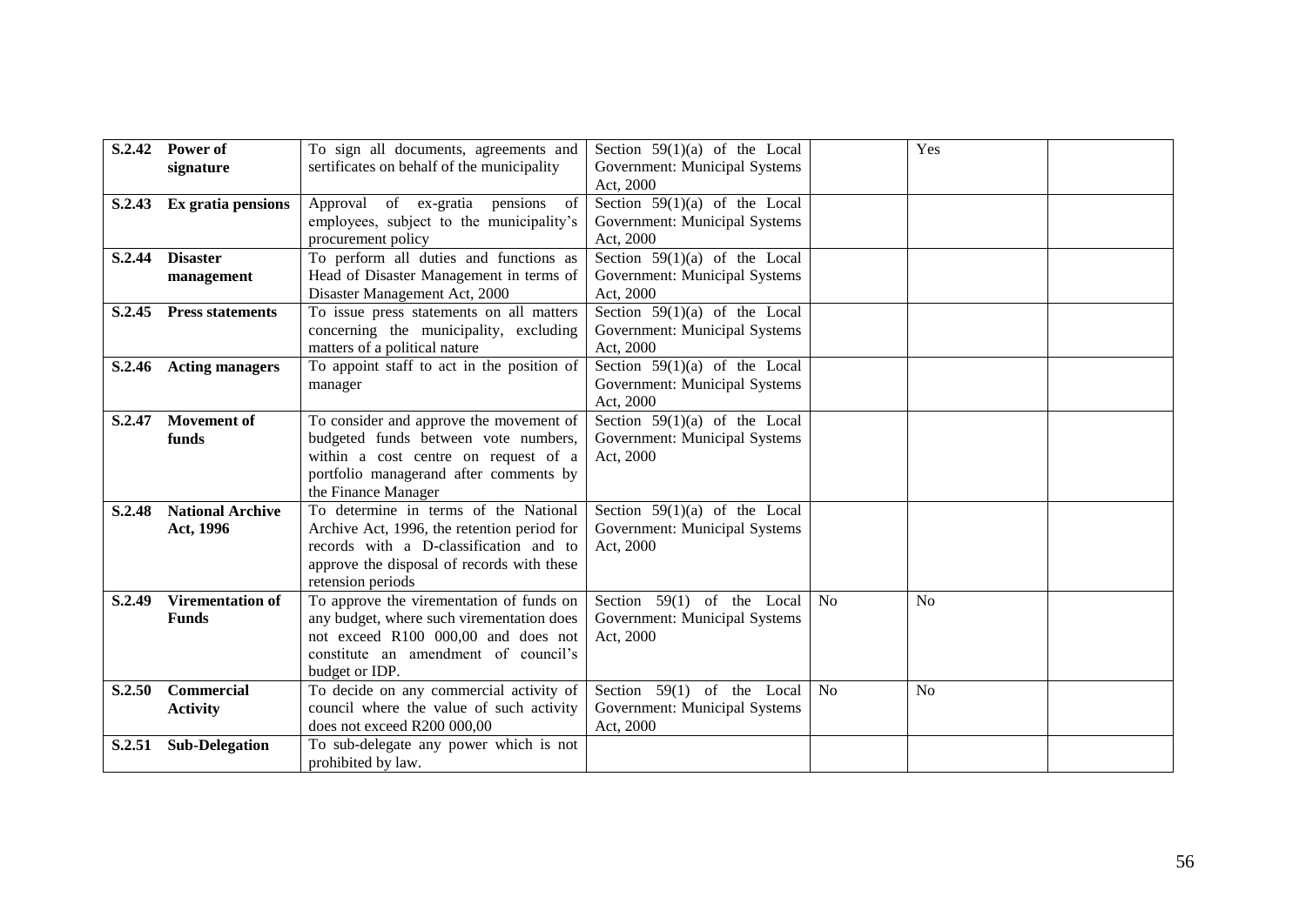| | | | | | | |
|---|---|---|---|---|---|---|
| **S.2.42** | **Power of signature** | To sign all documents, agreements and sertificates on behalf of the municipality | Section 59(1)(a) of the Local Government: Municipal Systems Act, 2000 | | Yes | |
| **S.2.43** | **Ex gratia pensions** | Approval of ex-gratia pensions of employees, subject to the municipality's procurement policy | Section 59(1)(a) of the Local Government: Municipal Systems Act, 2000 | | | |
| **S.2.44** | **Disaster management** | To perform all duties and functions as Head of Disaster Management in terms of Disaster Management Act, 2000 | Section 59(1)(a) of the Local Government: Municipal Systems Act, 2000 | | | |
| **S.2.45** | **Press statements** | To issue press statements on all matters concerning the municipality, excluding matters of a political nature | Section 59(1)(a) of the Local Government: Municipal Systems Act, 2000 | | | |
| **S.2.46** | **Acting managers** | To appoint staff to act in the position of manager | Section 59(1)(a) of the Local Government: Municipal Systems Act, 2000 | | | |
| **S.2.47** | **Movement of funds** | To consider and approve the movement of budgeted funds between vote numbers, within a cost centre on request of a portfolio managerand after comments by the Finance Manager | Section 59(1)(a) of the Local Government: Municipal Systems Act, 2000 | | | |
| **S.2.48** | **National Archive Act, 1996** | To determine in terms of the National Archive Act, 1996, the retention period for records with a D-classification and to approve the disposal of records with these retension periods | Section 59(1)(a) of the Local Government: Municipal Systems Act, 2000 | | | |
| **S.2.49** | **Virementation of Funds** | To approve the virementation of funds on any budget, where such virementation does not exceed R100 000,00 and does not constitute an amendment of council's budget or IDP. | Section 59(1) of the Local Government: Municipal Systems Act, 2000 | No | No | |
| **S.2.50** | **Commercial Activity** | To decide on any commercial activity of council where the value of such activity does not exceed R200 000,00 | Section 59(1) of the Local Government: Municipal Systems Act, 2000 | No | No | |
| **S.2.51** | **Sub-Delegation** | To sub-delegate any power which is not prohibited by law. | | | | |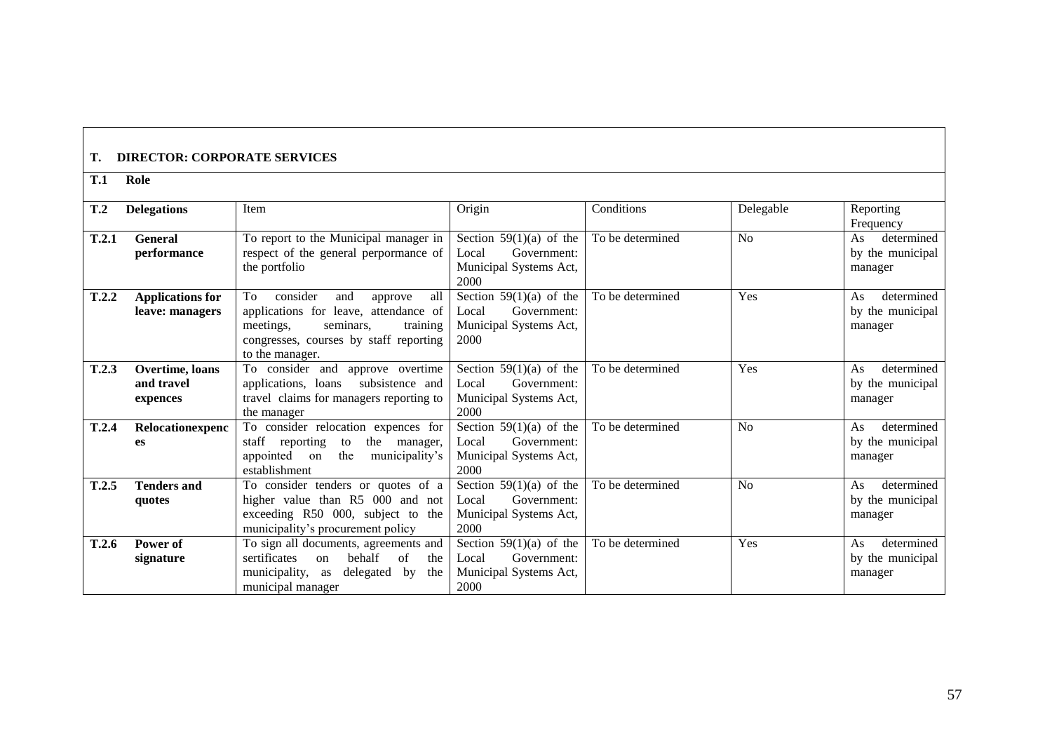| **T.** | **DIRECTOR: CORPORATE SERVICES** | | | | | |
|---|---|---|---|---|---|---|
| **T.1** | **Role** | | | | | |
| **T.2** | **Delegations** | Item | Origin | Conditions | Delegable | Reporting Frequency |
| **T.2.1** | **General performance** | To report to the Municipal manager in respect of the general perpormance of the portfolio | Section 59(1)(a) of the Local Government: Municipal Systems Act, 2000 | To be determined | No | As determined by the municipal manager |
| **T.2.2** | **Applications for leave: managers** | To consider and approve all applications for leave, attendance of meetings, seminars, training congresses, courses by staff reporting to the manager. | Section 59(1)(a) of the Local Government: Municipal Systems Act, 2000 | To be determined | Yes | As determined by the municipal manager |
| **T.2.3** | **Overtime, loans and travel expences** | To consider and approve overtime applications, loans subsistence and travel claims for managers reporting to the manager | Section 59(1)(a) of the Local Government: Municipal Systems Act, 2000 | To be determined | Yes | As determined by the municipal manager |
| **T.2.4** | **Relocationexpences** | To consider relocation expences for staff reporting to the manager, appointed on the municipality's establishment | Section 59(1)(a) of the Local Government: Municipal Systems Act, 2000 | To be determined | No | As determined by the municipal manager |
| **T.2.5** | **Tenders and quotes** | To consider tenders or quotes of a higher value than R5 000 and not exceeding R50 000, subject to the municipality's procurement policy | Section 59(1)(a) of the Local Government: Municipal Systems Act, 2000 | To be determined | No | As determined by the municipal manager |
| **T.2.6** | **Power of signature** | To sign all documents, agreements and sertificates on behalf of the municipality, as delegated by the municipal manager | Section 59(1)(a) of the Local Government: Municipal Systems Act, 2000 | To be determined | Yes | As determined by the municipal manager |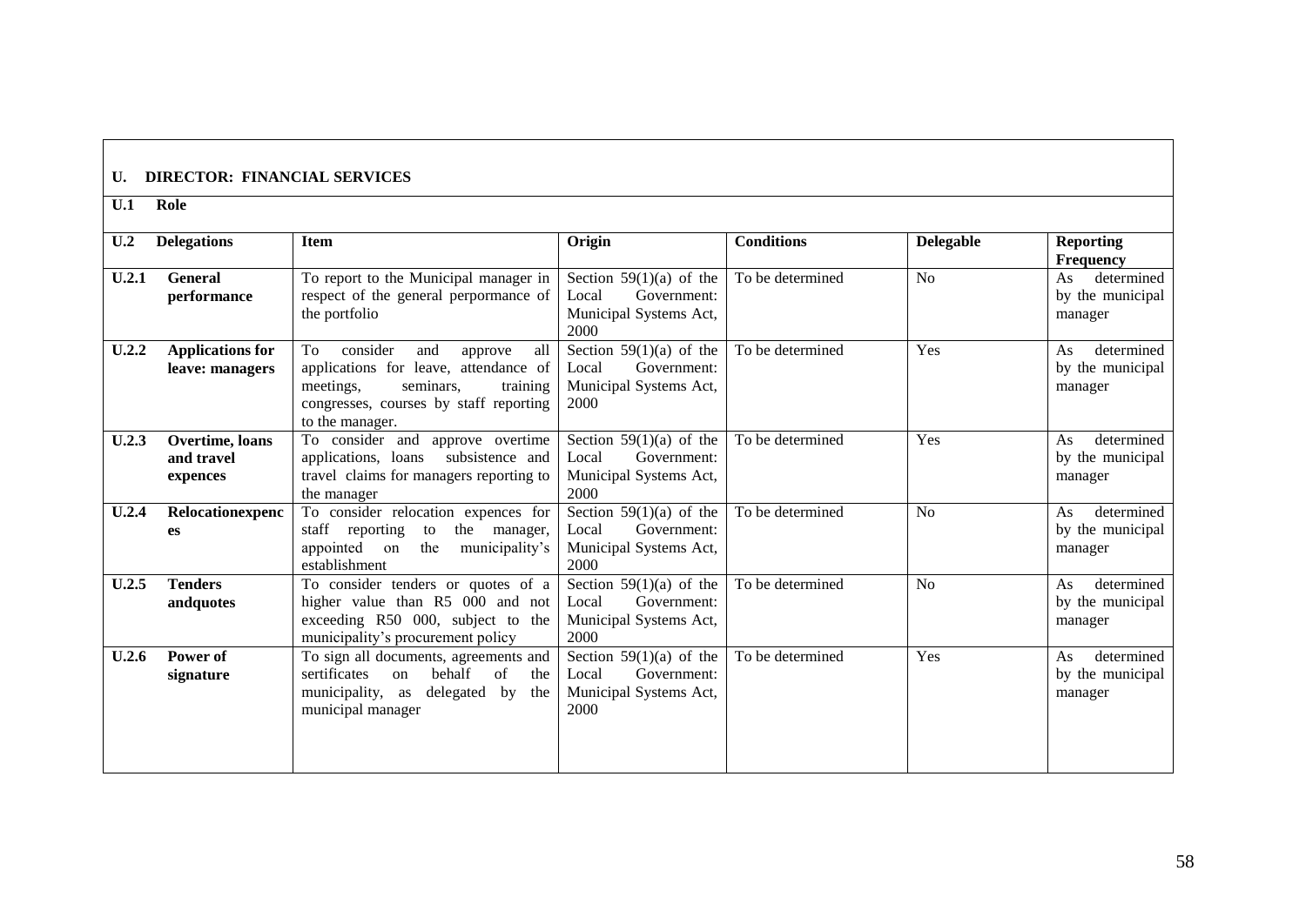| **U. DIRECTOR: FINANCIAL SERVICES** | | | | | | |
|---|---|---|---|---|---|---|
| **U.1 Role** | | | | | | |
| **U.2 Delegations** | | **Item** | **Origin** | **Conditions** | **Delegable** | **Reporting Frequency** |
| **U.2.1** | **General performance** | To report to the Municipal manager in respect of the general perpormance of the portfolio | Section 59(1)(a) of the Local Government: Municipal Systems Act, 2000 | To be determined | No | As determined by the municipal manager |
| **U.2.2** | **Applications for leave: managers** | To consider and approve all applications for leave, attendance of meetings, seminars, training congresses, courses by staff reporting to the manager. | Section 59(1)(a) of the Local Government: Municipal Systems Act, 2000 | To be determined | Yes | As determined by the municipal manager |
| **U.2.3** | **Overtime, loans and travel expences** | To consider and approve overtime applications, loans subsistence and travel claims for managers reporting to the manager | Section 59(1)(a) of the Local Government: Municipal Systems Act, 2000 | To be determined | Yes | As determined by the municipal manager |
| **U.2.4** | **Relocationexpences** | To consider relocation expences for staff reporting to the manager, appointed on the municipality's establishment | Section 59(1)(a) of the Local Government: Municipal Systems Act, 2000 | To be determined | No | As determined by the municipal manager |
| **U.2.5** | **Tenders andquotes** | To consider tenders or quotes of a higher value than R5 000 and not exceeding R50 000, subject to the municipality's procurement policy | Section 59(1)(a) of the Local Government: Municipal Systems Act, 2000 | To be determined | No | As determined by the municipal manager |
| **U.2.6** | **Power of signature** | To sign all documents, agreements and sertificates on behalf of the municipality, as delegated by the municipal manager | Section 59(1)(a) of the Local Government: Municipal Systems Act, 2000 | To be determined | Yes | As determined by the municipal manager |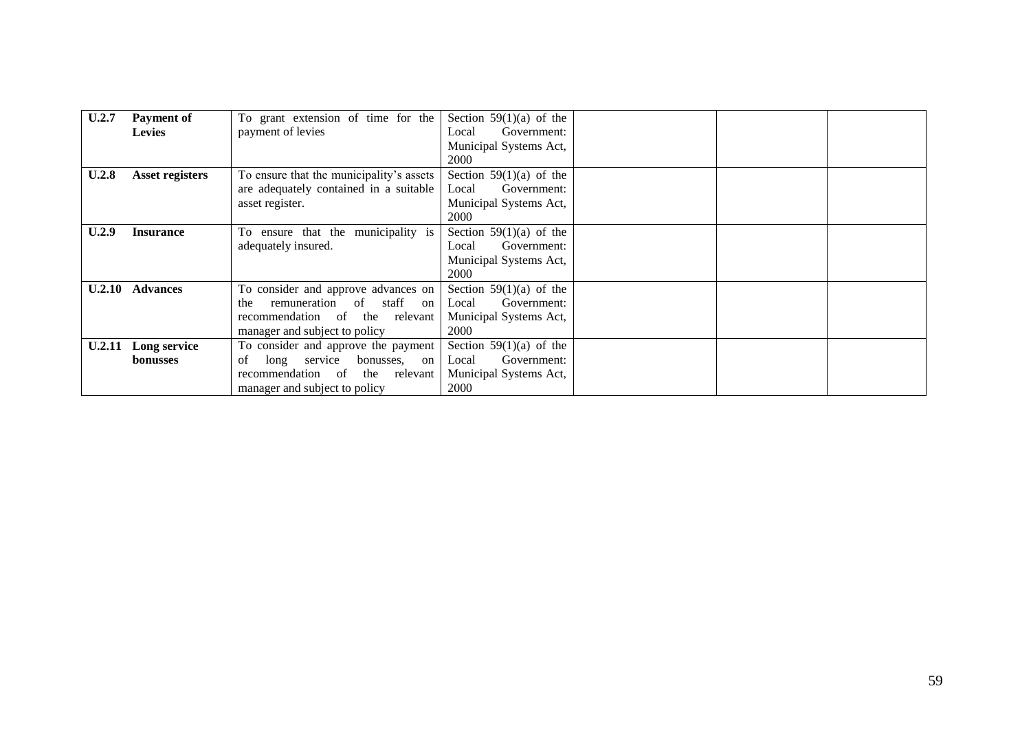| | | | | | | |
|---|---|---|---|---|---|---|
| **U.2.7** | **Payment of Levies** | To grant extension of time for the payment of levies | Section 59(1)(a) of the Local Government: Municipal Systems Act, 2000 | | | |
| **U.2.8** | **Asset registers** | To ensure that the municipality's assets are adequately contained in a suitable asset register. | Section 59(1)(a) of the Local Government: Municipal Systems Act, 2000 | | | |
| **U.2.9** | **Insurance** | To ensure that the municipality is adequately insured. | Section 59(1)(a) of the Local Government: Municipal Systems Act, 2000 | | | |
| **U.2.10** | **Advances** | To consider and approve advances on the remuneration of staff on recommendation of the relevant manager and subject to policy | Section 59(1)(a) of the Local Government: Municipal Systems Act, 2000 | | | |
| **U.2.11** | **Long service bonusses** | To consider and approve the payment of long service bonusses, on recommendation of the relevant manager and subject to policy | Section 59(1)(a) of the Local Government: Municipal Systems Act, 2000 | | | |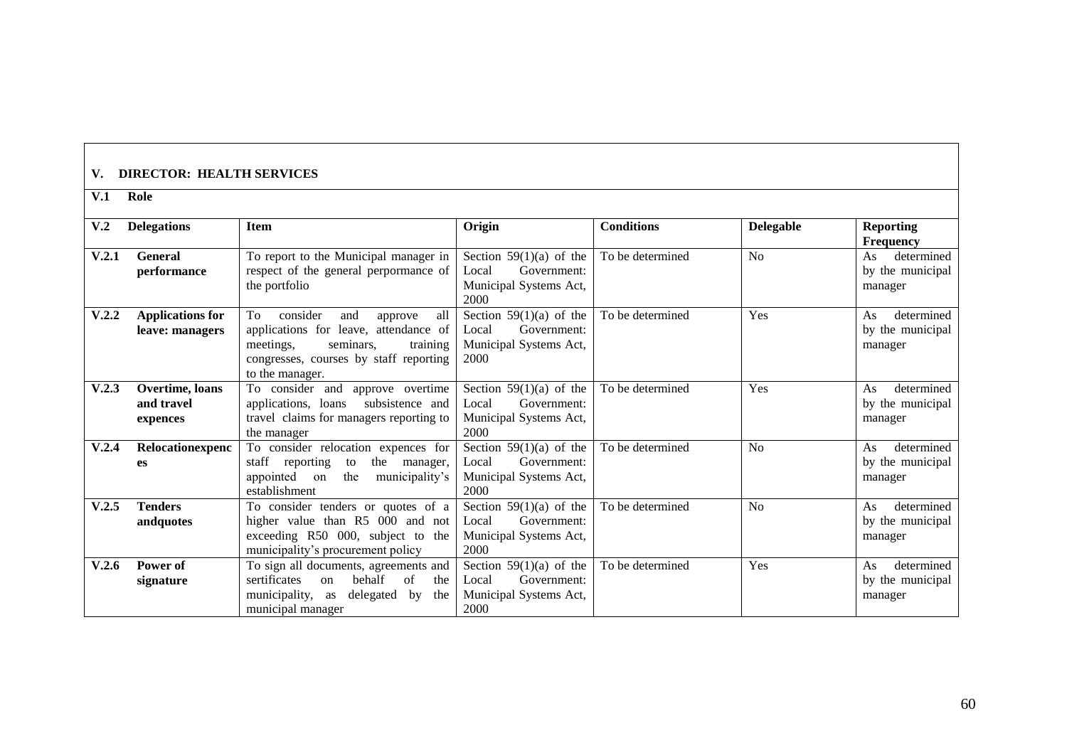| **V. DIRECTOR: HEALTH SERVICES** | | | | | | |
|---|---|---|---|---|---|---|
| **V.1** | **Role** | | | | | |
| **V.2** | **Delegations** | **Item** | **Origin** | **Conditions** | **Delegable** | **Reporting Frequency** |
| **V.2.1** | **General performance** | To report to the Municipal manager in respect of the general perpormance of the portfolio | Section 59(1)(a) of the Local Government: Municipal Systems Act, 2000 | To be determined | No | As determined by the municipal manager |
| **V.2.2** | **Applications for leave: managers** | To consider and approve all applications for leave, attendance of meetings, seminars, training congresses, courses by staff reporting to the manager. | Section 59(1)(a) of the Local Government: Municipal Systems Act, 2000 | To be determined | Yes | As determined by the municipal manager |
| **V.2.3** | **Overtime, loans and travel expences** | To consider and approve overtime applications, loans subsistence and travel claims for managers reporting to the manager | Section 59(1)(a) of the Local Government: Municipal Systems Act, 2000 | To be determined | Yes | As determined by the municipal manager |
| **V.2.4** | **Relocationexpences** | To consider relocation expences for staff reporting to the manager, appointed on the municipality's establishment | Section 59(1)(a) of the Local Government: Municipal Systems Act, 2000 | To be determined | No | As determined by the municipal manager |
| **V.2.5** | **Tenders andquotes** | To consider tenders or quotes of a higher value than R5 000 and not exceeding R50 000, subject to the municipality's procurement policy | Section 59(1)(a) of the Local Government: Municipal Systems Act, 2000 | To be determined | No | As determined by the municipal manager |
| **V.2.6** | **Power of signature** | To sign all documents, agreements and sertificates on behalf of the municipality, as delegated by the municipal manager | Section 59(1)(a) of the Local Government: Municipal Systems Act, 2000 | To be determined | Yes | As determined by the municipal manager |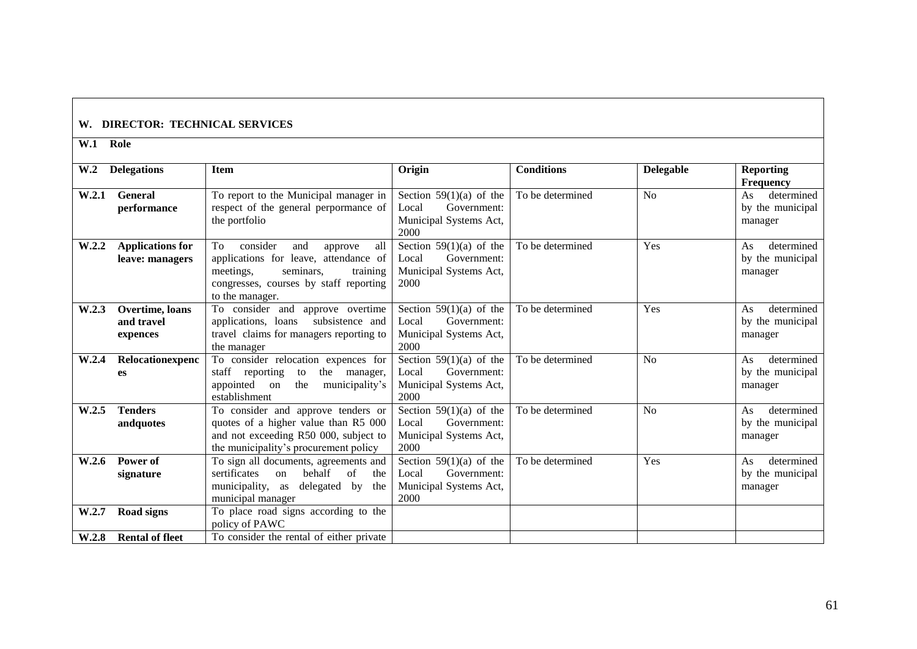## W. DIRECTOR: TECHNICAL SERVICES

**W.1 Role**

| W.2 Delegations | Item | Origin | Conditions | Delegable | Reporting Frequency |
|---|---|---|---|---|---|
| **W.2.1 General performance** | To report to the Municipal manager in respect of the general perpormance of the portfolio | Section 59(1)(a) of the Local Government: Municipal Systems Act, 2000 | To be determined | No | As determined by the municipal manager |
| **W.2.2 Applications for leave: managers** | To consider and approve all applications for leave, attendance of meetings, seminars, training congresses, courses by staff reporting to the manager. | Section 59(1)(a) of the Local Government: Municipal Systems Act, 2000 | To be determined | Yes | As determined by the municipal manager |
| **W.2.3 Overtime, loans and travel expences** | To consider and approve overtime applications, loans subsistence and travel claims for managers reporting to the manager | Section 59(1)(a) of the Local Government: Municipal Systems Act, 2000 | To be determined | Yes | As determined by the municipal manager |
| **W.2.4 Relocationexpences** | To consider relocation expences for staff reporting to the manager, appointed on the municipality's establishment | Section 59(1)(a) of the Local Government: Municipal Systems Act, 2000 | To be determined | No | As determined by the municipal manager |
| **W.2.5 Tenders andquotes** | To consider and approve tenders or quotes of a higher value than R5 000 and not exceeding R50 000, subject to the municipality's procurement policy | Section 59(1)(a) of the Local Government: Municipal Systems Act, 2000 | To be determined | No | As determined by the municipal manager |
| **W.2.6 Power of signature** | To sign all documents, agreements and sertificates on behalf of the municipality, as delegated by the municipal manager | Section 59(1)(a) of the Local Government: Municipal Systems Act, 2000 | To be determined | Yes | As determined by the municipal manager |
| **W.2.7 Road signs** | To place road signs according to the policy of PAWC | | | | |
| **W.2.8 Rental of fleet** | To consider the rental of either private | | | | |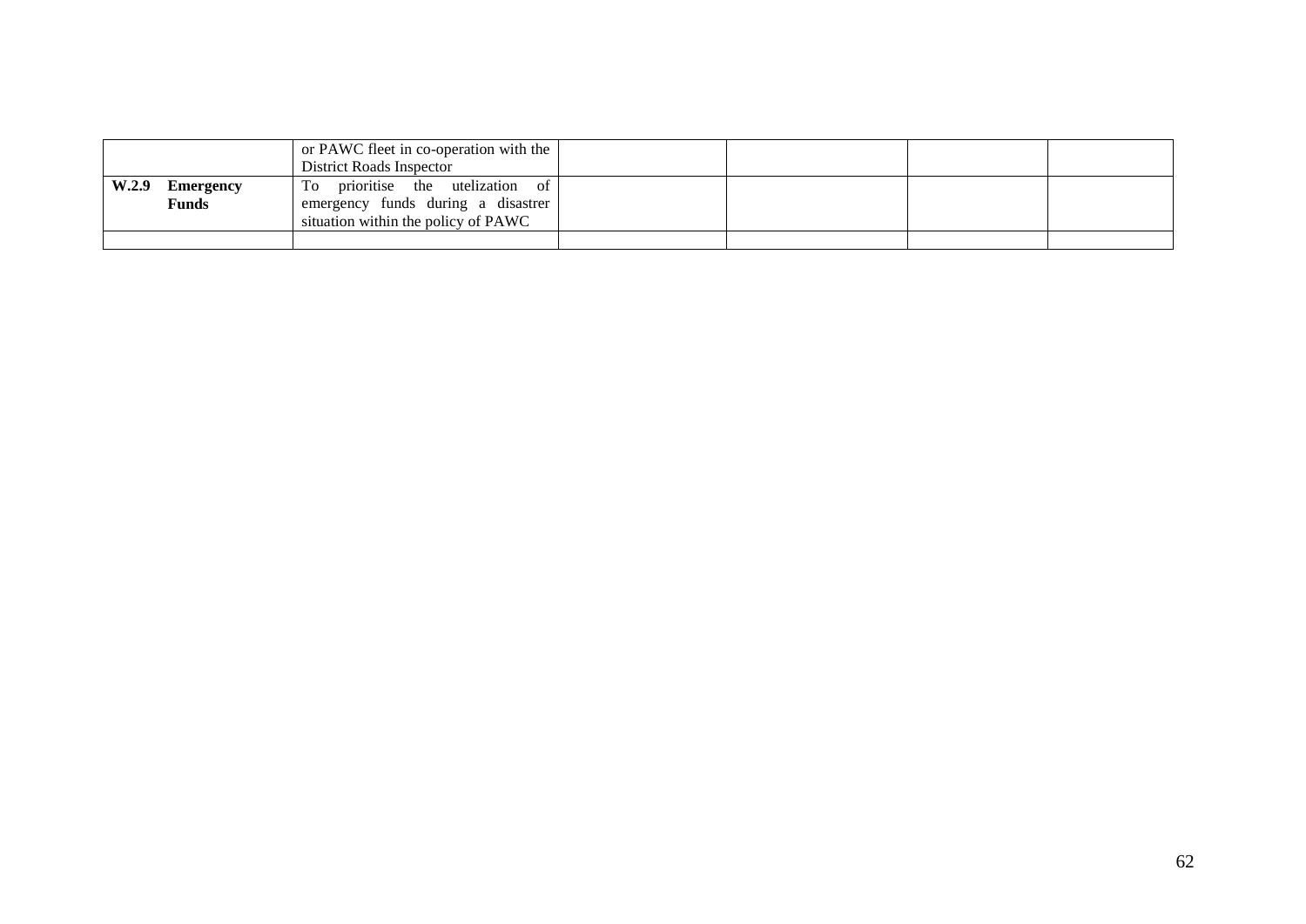| | | | | | |
|---|---|---|---|---|---|
| | or PAWC fleet in co-operation with the District Roads Inspector | | | | |
| **W.2.9 Emergency Funds** | To prioritise the utelization of emergency funds during a disastrer situation within the policy of PAWC | | | | |
| | | | | | |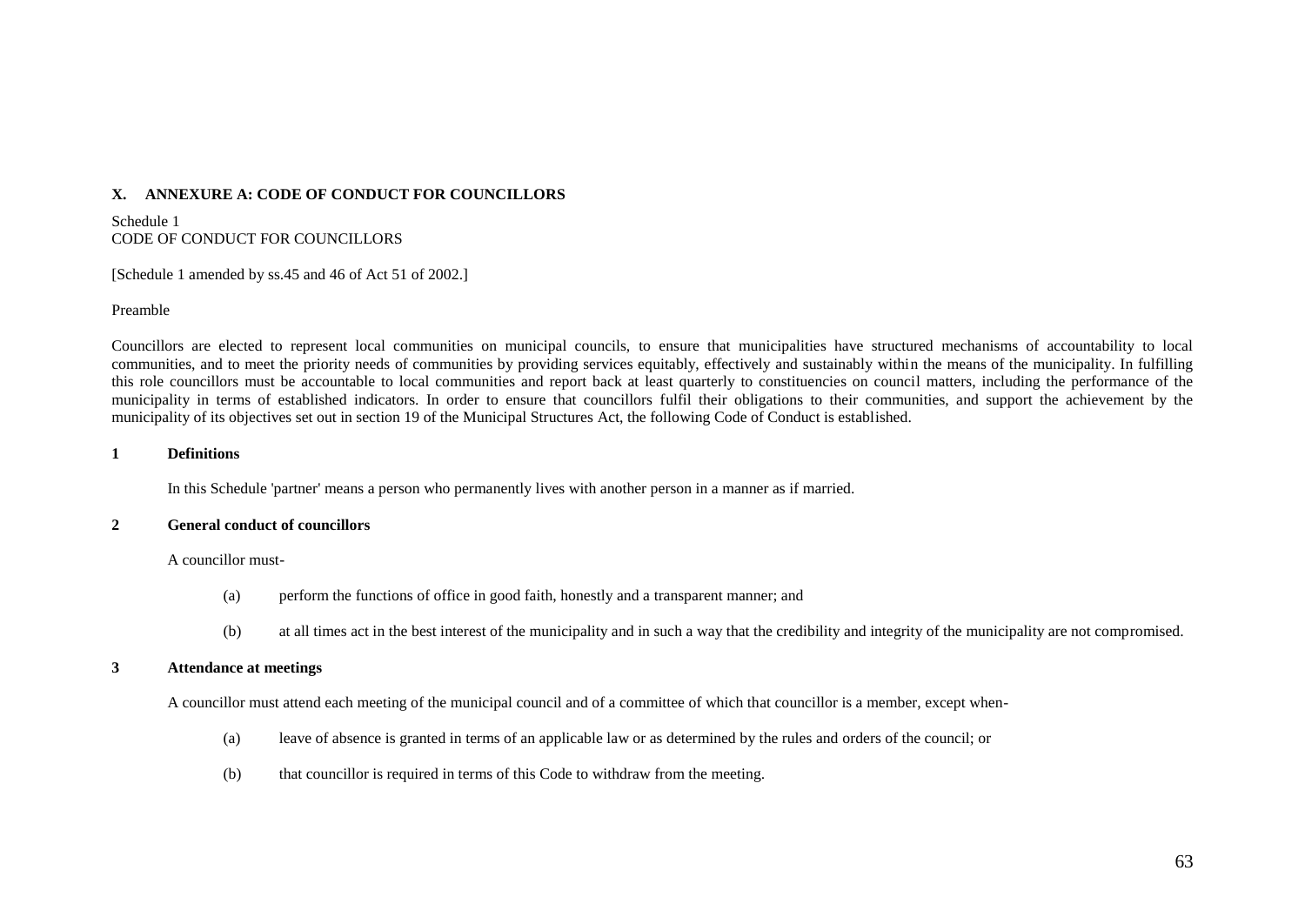## X. ANNEXURE A: CODE OF CONDUCT FOR COUNCILLORS

Schedule 1
CODE OF CONDUCT FOR COUNCILLORS

[Schedule 1 amended by ss.45 and 46 of Act 51 of 2002.]

Preamble

Councillors are elected to represent local communities on municipal councils, to ensure that municipalities have structured mechanisms of accountability to local communities, and to meet the priority needs of communities by providing services equitably, effectively and sustainably within the means of the municipality. In fulfilling this role councillors must be accountable to local communities and report back at least quarterly to constituencies on council matters, including the performance of the municipality in terms of established indicators. In order to ensure that councillors fulfil their obligations to their communities, and support the achievement by the municipality of its objectives set out in section 19 of the Municipal Structures Act, the following Code of Conduct is established.

### 1 Definitions

In this Schedule 'partner' means a person who permanently lives with another person in a manner as if married.

### 2 General conduct of councillors

A councillor must-

(a) perform the functions of office in good faith, honestly and a transparent manner; and

(b) at all times act in the best interest of the municipality and in such a way that the credibility and integrity of the municipality are not compromised.

### 3 Attendance at meetings

A councillor must attend each meeting of the municipal council and of a committee of which that councillor is a member, except when-

(a) leave of absence is granted in terms of an applicable law or as determined by the rules and orders of the council; or

(b) that councillor is required in terms of this Code to withdraw from the meeting.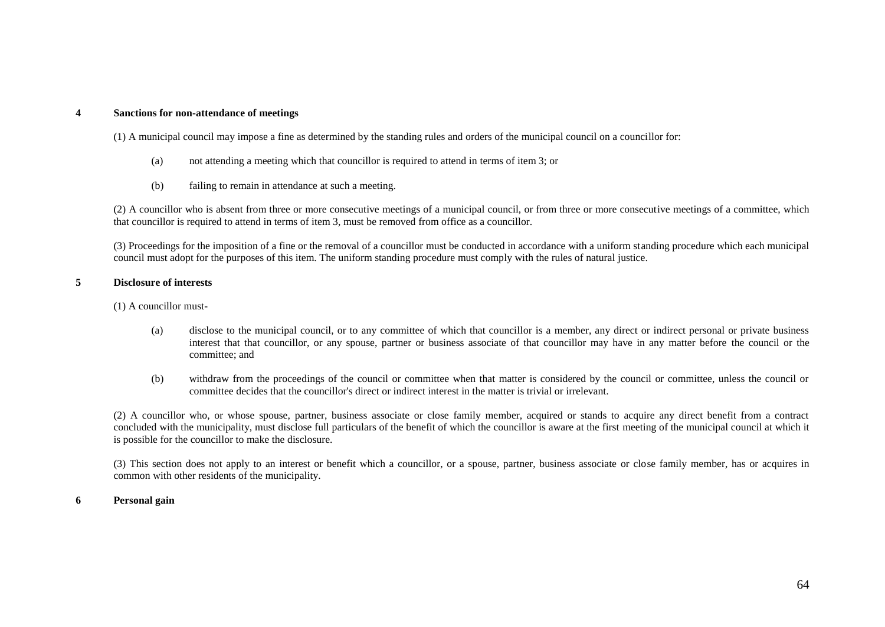### 4 Sanctions for non-attendance of meetings

(1) A municipal council may impose a fine as determined by the standing rules and orders of the municipal council on a councillor for:

- (a) not attending a meeting which that councillor is required to attend in terms of item 3; or
- (b) failing to remain in attendance at such a meeting.

(2) A councillor who is absent from three or more consecutive meetings of a municipal council, or from three or more consecutive meetings of a committee, which that councillor is required to attend in terms of item 3, must be removed from office as a councillor.

(3) Proceedings for the imposition of a fine or the removal of a councillor must be conducted in accordance with a uniform standing procedure which each municipal council must adopt for the purposes of this item. The uniform standing procedure must comply with the rules of natural justice.

### 5 Disclosure of interests

(1) A councillor must-

- (a) disclose to the municipal council, or to any committee of which that councillor is a member, any direct or indirect personal or private business interest that that councillor, or any spouse, partner or business associate of that councillor may have in any matter before the council or the committee; and
- (b) withdraw from the proceedings of the council or committee when that matter is considered by the council or committee, unless the council or committee decides that the councillor's direct or indirect interest in the matter is trivial or irrelevant.

(2) A councillor who, or whose spouse, partner, business associate or close family member, acquired or stands to acquire any direct benefit from a contract concluded with the municipality, must disclose full particulars of the benefit of which the councillor is aware at the first meeting of the municipal council at which it is possible for the councillor to make the disclosure.

(3) This section does not apply to an interest or benefit which a councillor, or a spouse, partner, business associate or close family member, has or acquires in common with other residents of the municipality.

### 6 Personal gain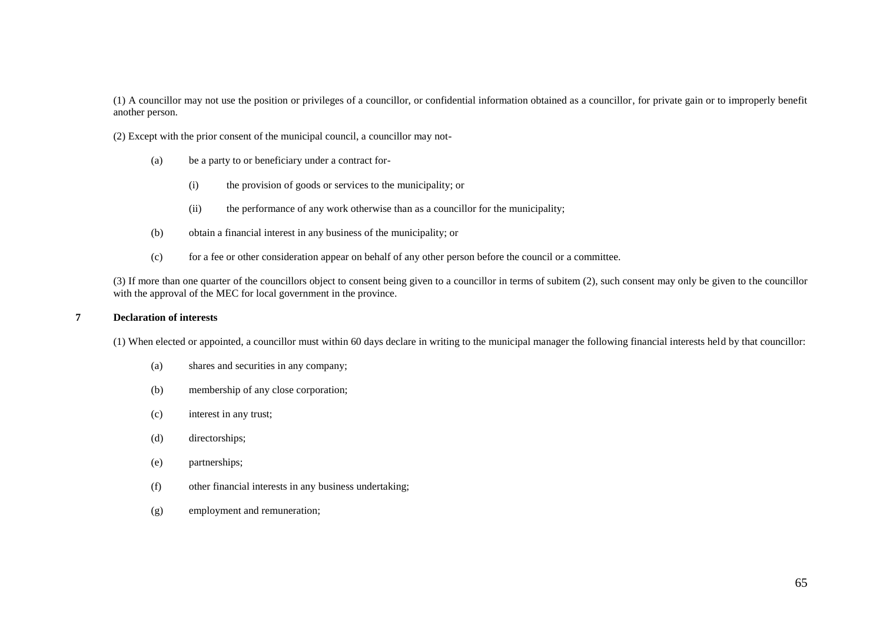(1) A councillor may not use the position or privileges of a councillor, or confidential information obtained as a councillor, for private gain or to improperly benefit another person.

(2) Except with the prior consent of the municipal council, a councillor may not-

- (a) be a party to or beneficiary under a contract for-
  - (i) the provision of goods or services to the municipality; or
  - (ii) the performance of any work otherwise than as a councillor for the municipality;
- (b) obtain a financial interest in any business of the municipality; or
- (c) for a fee or other consideration appear on behalf of any other person before the council or a committee.

(3) If more than one quarter of the councillors object to consent being given to a councillor in terms of subitem (2), such consent may only be given to the councillor with the approval of the MEC for local government in the province.

**7 Declaration of interests**

(1) When elected or appointed, a councillor must within 60 days declare in writing to the municipal manager the following financial interests held by that councillor:

- (a) shares and securities in any company;
- (b) membership of any close corporation;
- (c) interest in any trust;
- (d) directorships;
- (e) partnerships;
- (f) other financial interests in any business undertaking;
- (g) employment and remuneration;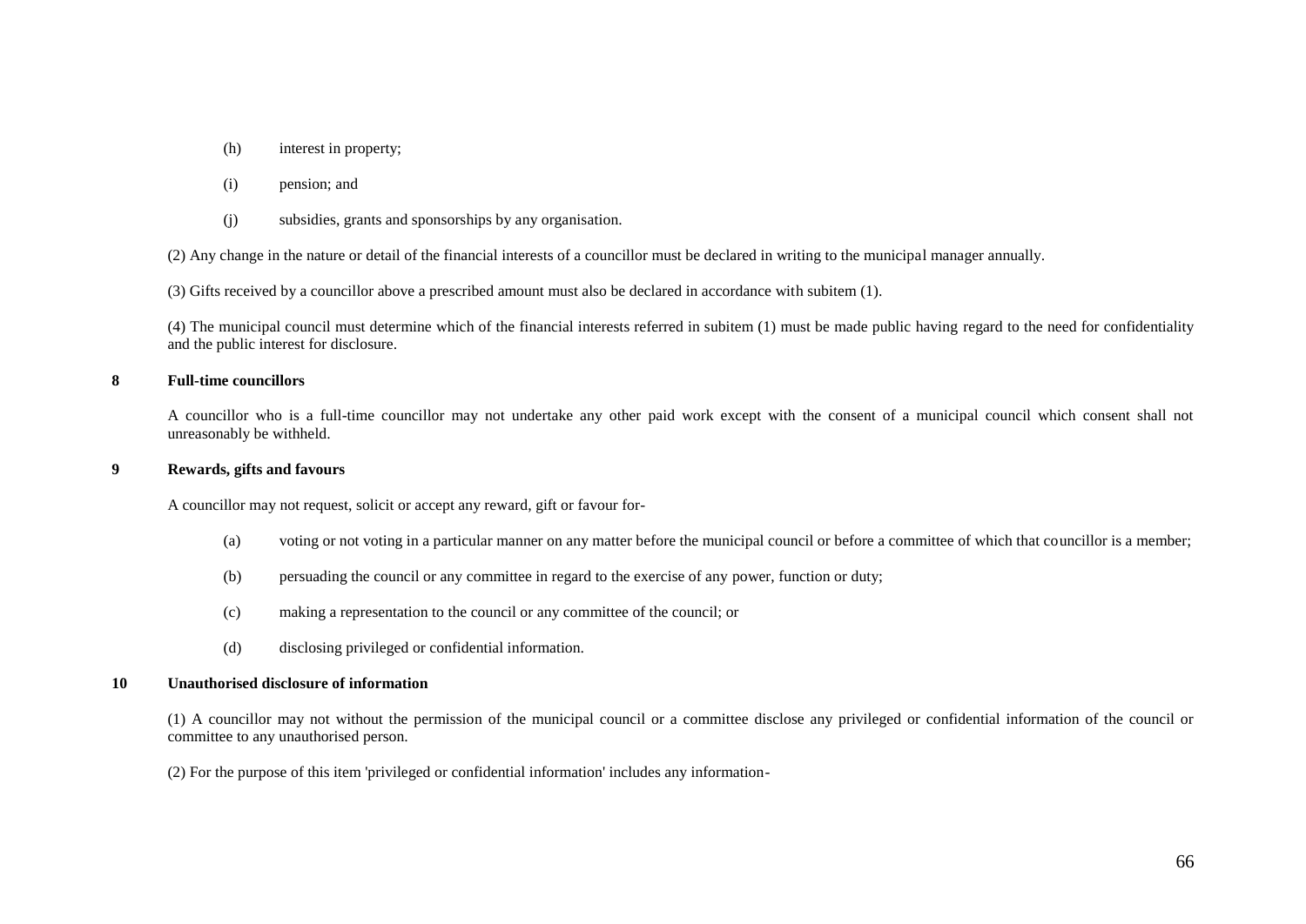- (h) interest in property;
- (i) pension; and
- (j) subsidies, grants and sponsorships by any organisation.

(2) Any change in the nature or detail of the financial interests of a councillor must be declared in writing to the municipal manager annually.

(3) Gifts received by a councillor above a prescribed amount must also be declared in accordance with subitem (1).

(4) The municipal council must determine which of the financial interests referred in subitem (1) must be made public having regard to the need for confidentiality and the public interest for disclosure.

**8 Full-time councillors**

A councillor who is a full-time councillor may not undertake any other paid work except with the consent of a municipal council which consent shall not unreasonably be withheld.

**9 Rewards, gifts and favours**

A councillor may not request, solicit or accept any reward, gift or favour for-

- (a) voting or not voting in a particular manner on any matter before the municipal council or before a committee of which that councillor is a member;
- (b) persuading the council or any committee in regard to the exercise of any power, function or duty;
- (c) making a representation to the council or any committee of the council; or
- (d) disclosing privileged or confidential information.

**10 Unauthorised disclosure of information**

(1) A councillor may not without the permission of the municipal council or a committee disclose any privileged or confidential information of the council or committee to any unauthorised person.

(2) For the purpose of this item 'privileged or confidential information' includes any information-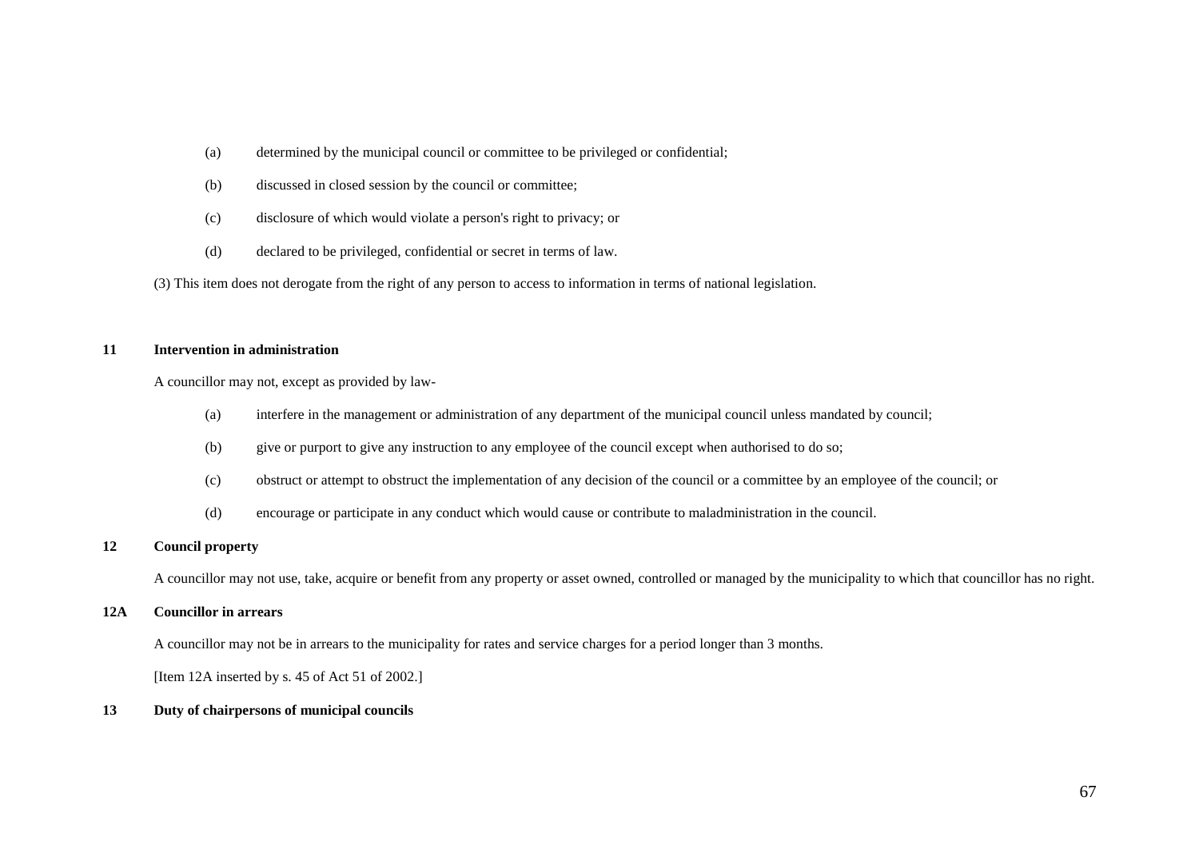(a) determined by the municipal council or committee to be privileged or confidential;

(b) discussed in closed session by the council or committee;

(c) disclosure of which would violate a person's right to privacy; or

(d) declared to be privileged, confidential or secret in terms of law.

(3) This item does not derogate from the right of any person to access to information in terms of national legislation.

**11 Intervention in administration**

A councillor may not, except as provided by law-

(a) interfere in the management or administration of any department of the municipal council unless mandated by council;

(b) give or purport to give any instruction to any employee of the council except when authorised to do so;

(c) obstruct or attempt to obstruct the implementation of any decision of the council or a committee by an employee of the council; or

(d) encourage or participate in any conduct which would cause or contribute to maladministration in the council.

**12 Council property**

A councillor may not use, take, acquire or benefit from any property or asset owned, controlled or managed by the municipality to which that councillor has no right.

**12A Councillor in arrears**

A councillor may not be in arrears to the municipality for rates and service charges for a period longer than 3 months.

[Item 12A inserted by s. 45 of Act 51 of 2002.]

**13 Duty of chairpersons of municipal councils**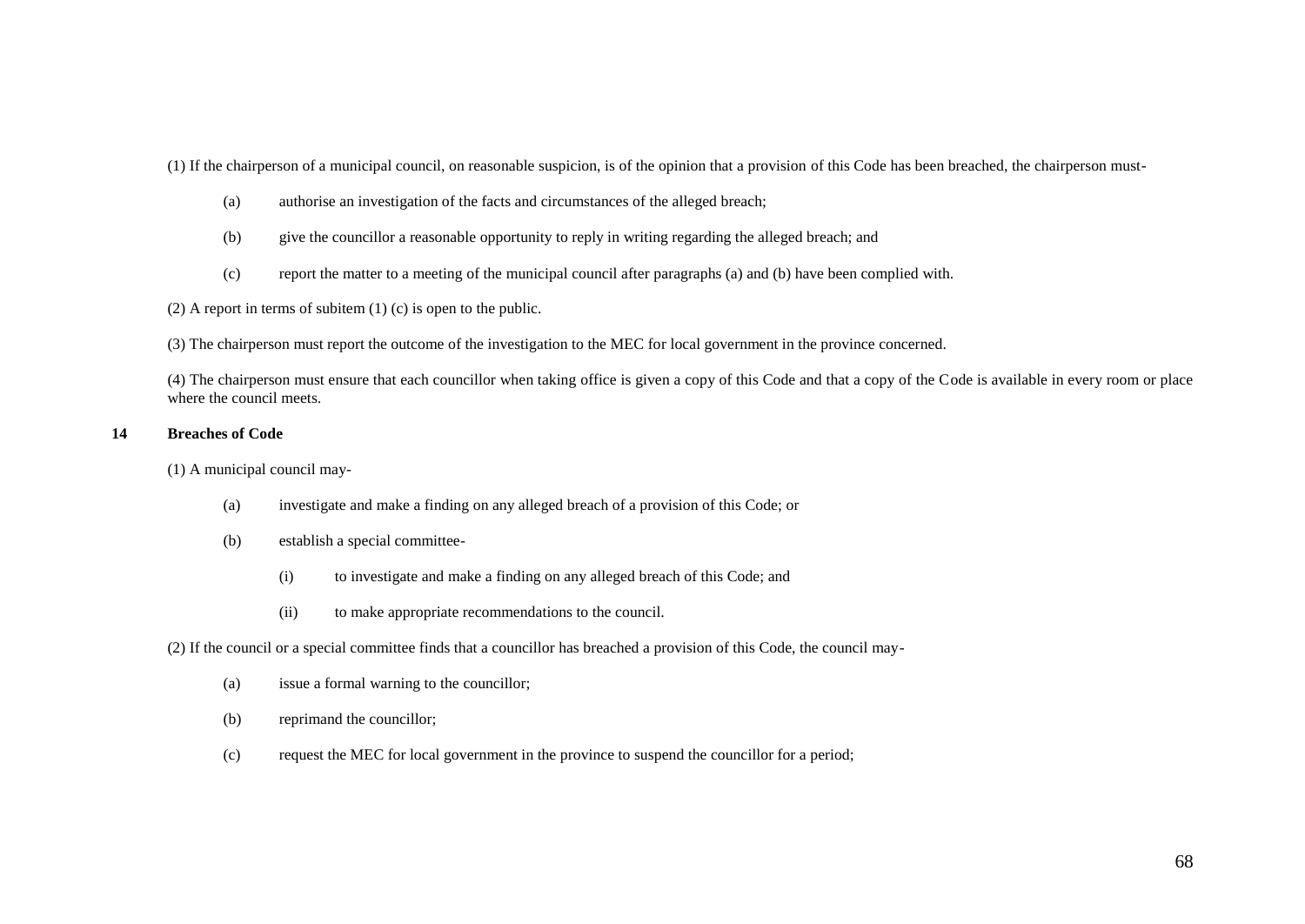(1) If the chairperson of a municipal council, on reasonable suspicion, is of the opinion that a provision of this Code has been breached, the chairperson must-

- (a) authorise an investigation of the facts and circumstances of the alleged breach;
- (b) give the councillor a reasonable opportunity to reply in writing regarding the alleged breach; and
- (c) report the matter to a meeting of the municipal council after paragraphs (a) and (b) have been complied with.

(2) A report in terms of subitem (1) (c) is open to the public.

(3) The chairperson must report the outcome of the investigation to the MEC for local government in the province concerned.

(4) The chairperson must ensure that each councillor when taking office is given a copy of this Code and that a copy of the Code is available in every room or place where the council meets.

**14 Breaches of Code**

(1) A municipal council may-

- (a) investigate and make a finding on any alleged breach of a provision of this Code; or
- (b) establish a special committee-
  - (i) to investigate and make a finding on any alleged breach of this Code; and
  - (ii) to make appropriate recommendations to the council.

(2) If the council or a special committee finds that a councillor has breached a provision of this Code, the council may-

- (a) issue a formal warning to the councillor;
- (b) reprimand the councillor;
- (c) request the MEC for local government in the province to suspend the councillor for a period;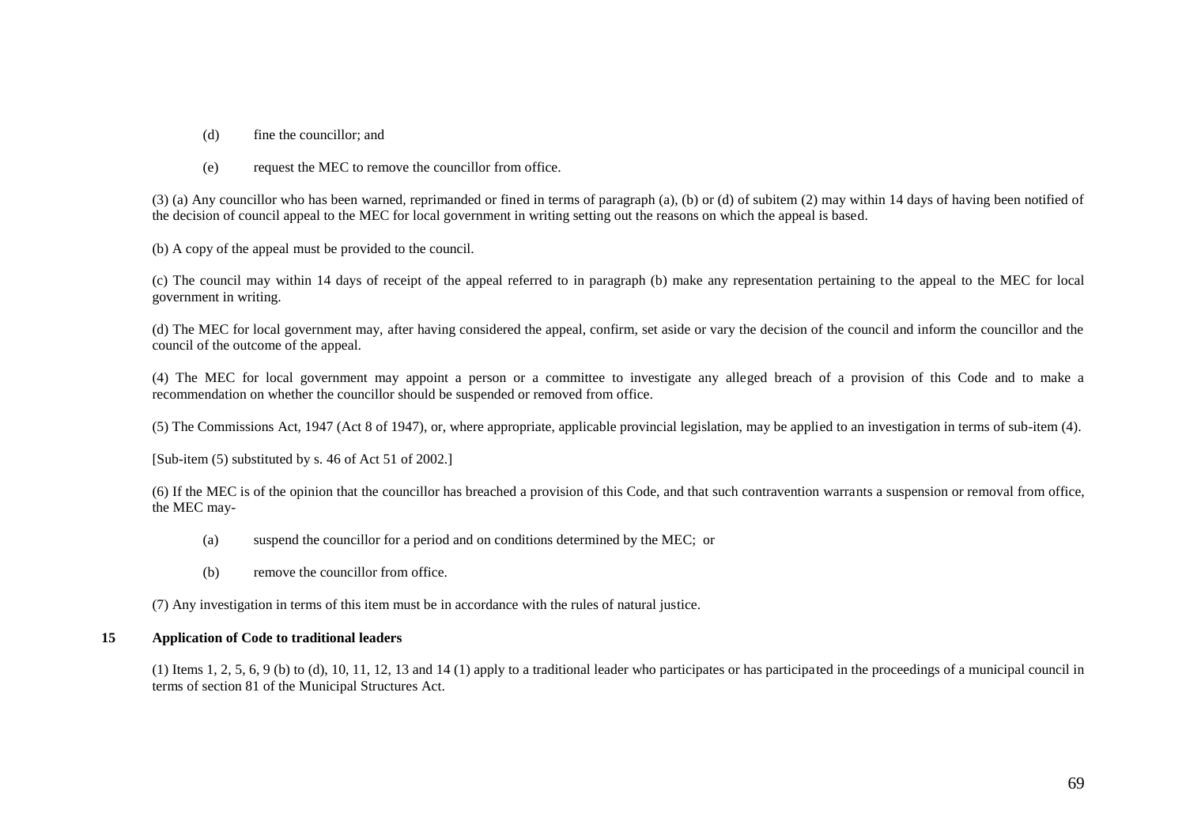(d) fine the councillor; and

(e) request the MEC to remove the councillor from office.

(3) (a) Any councillor who has been warned, reprimanded or fined in terms of paragraph (a), (b) or (d) of subitem (2) may within 14 days of having been notified of the decision of council appeal to the MEC for local government in writing setting out the reasons on which the appeal is based.

(b) A copy of the appeal must be provided to the council.

(c) The council may within 14 days of receipt of the appeal referred to in paragraph (b) make any representation pertaining to the appeal to the MEC for local government in writing.

(d) The MEC for local government may, after having considered the appeal, confirm, set aside or vary the decision of the council and inform the councillor and the council of the outcome of the appeal.

(4) The MEC for local government may appoint a person or a committee to investigate any alleged breach of a provision of this Code and to make a recommendation on whether the councillor should be suspended or removed from office.

(5) The Commissions Act, 1947 (Act 8 of 1947), or, where appropriate, applicable provincial legislation, may be applied to an investigation in terms of sub-item (4).

[Sub-item (5) substituted by s. 46 of Act 51 of 2002.]

(6) If the MEC is of the opinion that the councillor has breached a provision of this Code, and that such contravention warrants a suspension or removal from office, the MEC may-

(a) suspend the councillor for a period and on conditions determined by the MEC; or

(b) remove the councillor from office.

(7) Any investigation in terms of this item must be in accordance with the rules of natural justice.

**15 Application of Code to traditional leaders**

(1) Items 1, 2, 5, 6, 9 (b) to (d), 10, 11, 12, 13 and 14 (1) apply to a traditional leader who participates or has participated in the proceedings of a municipal council in terms of section 81 of the Municipal Structures Act.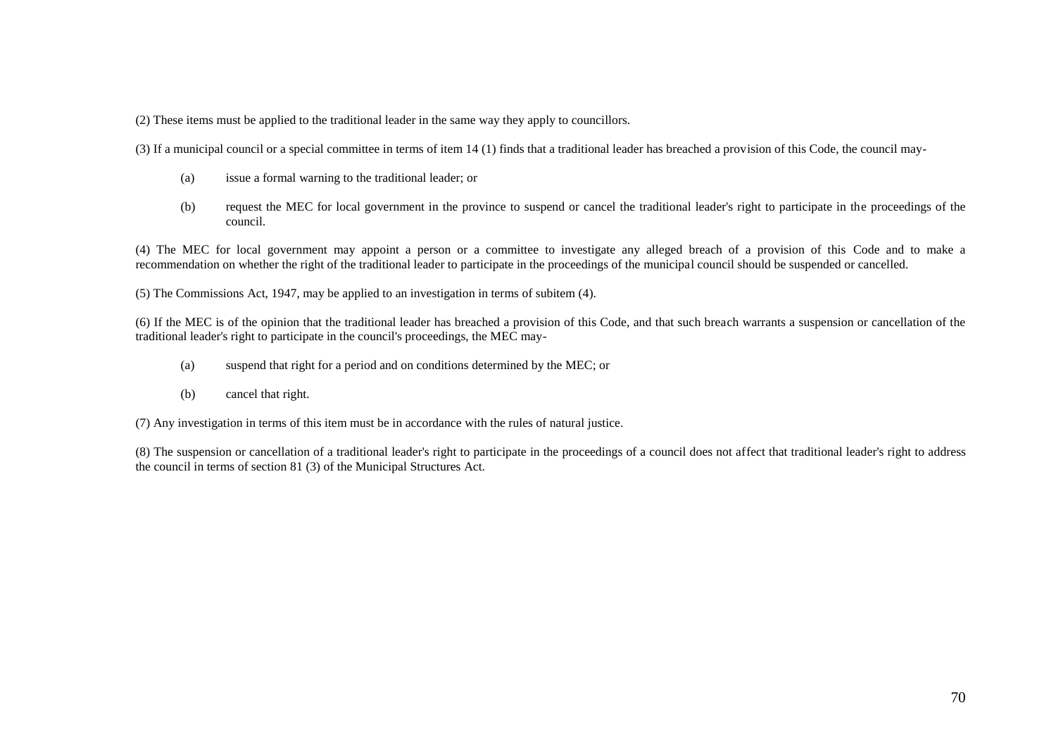(2) These items must be applied to the traditional leader in the same way they apply to councillors.

(3) If a municipal council or a special committee in terms of item 14 (1) finds that a traditional leader has breached a provision of this Code, the council may-

- (a) issue a formal warning to the traditional leader; or
- (b) request the MEC for local government in the province to suspend or cancel the traditional leader's right to participate in the proceedings of the council.

(4) The MEC for local government may appoint a person or a committee to investigate any alleged breach of a provision of this Code and to make a recommendation on whether the right of the traditional leader to participate in the proceedings of the municipal council should be suspended or cancelled.

(5) The Commissions Act, 1947, may be applied to an investigation in terms of subitem (4).

(6) If the MEC is of the opinion that the traditional leader has breached a provision of this Code, and that such breach warrants a suspension or cancellation of the traditional leader's right to participate in the council's proceedings, the MEC may-

- (a) suspend that right for a period and on conditions determined by the MEC; or
- (b) cancel that right.

(7) Any investigation in terms of this item must be in accordance with the rules of natural justice.

(8) The suspension or cancellation of a traditional leader's right to participate in the proceedings of a council does not affect that traditional leader's right to address the council in terms of section 81 (3) of the Municipal Structures Act.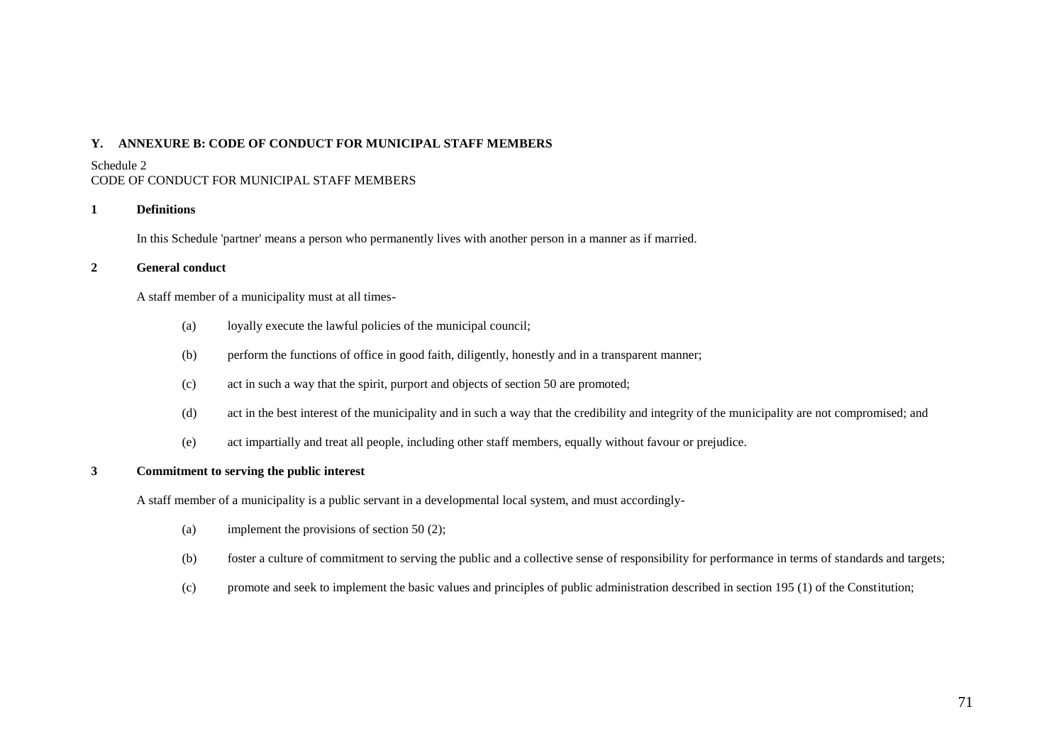## Y. ANNEXURE B: CODE OF CONDUCT FOR MUNICIPAL STAFF MEMBERS

Schedule 2
CODE OF CONDUCT FOR MUNICIPAL STAFF MEMBERS

### 1 Definitions

In this Schedule 'partner' means a person who permanently lives with another person in a manner as if married.

### 2 General conduct

A staff member of a municipality must at all times-

(a) loyally execute the lawful policies of the municipal council;

(b) perform the functions of office in good faith, diligently, honestly and in a transparent manner;

(c) act in such a way that the spirit, purport and objects of section 50 are promoted;

(d) act in the best interest of the municipality and in such a way that the credibility and integrity of the municipality are not compromised; and

(e) act impartially and treat all people, including other staff members, equally without favour or prejudice.

### 3 Commitment to serving the public interest

A staff member of a municipality is a public servant in a developmental local system, and must accordingly-

(a) implement the provisions of section 50 (2);

(b) foster a culture of commitment to serving the public and a collective sense of responsibility for performance in terms of standards and targets;

(c) promote and seek to implement the basic values and principles of public administration described in section 195 (1) of the Constitution;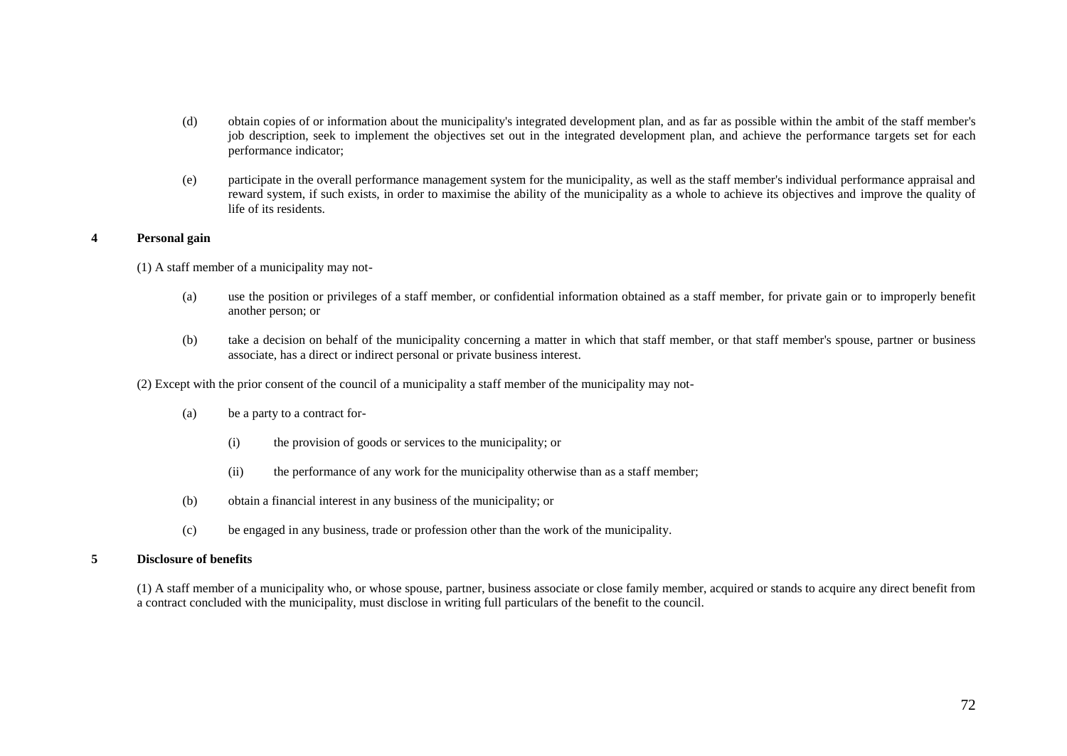(d) obtain copies of or information about the municipality's integrated development plan, and as far as possible within the ambit of the staff member's job description, seek to implement the objectives set out in the integrated development plan, and achieve the performance targets set for each performance indicator;

(e) participate in the overall performance management system for the municipality, as well as the staff member's individual performance appraisal and reward system, if such exists, in order to maximise the ability of the municipality as a whole to achieve its objectives and improve the quality of life of its residents.

**4 Personal gain**

(1) A staff member of a municipality may not-

(a) use the position or privileges of a staff member, or confidential information obtained as a staff member, for private gain or to improperly benefit another person; or

(b) take a decision on behalf of the municipality concerning a matter in which that staff member, or that staff member's spouse, partner or business associate, has a direct or indirect personal or private business interest.

(2) Except with the prior consent of the council of a municipality a staff member of the municipality may not-

(a) be a party to a contract for-

(i) the provision of goods or services to the municipality; or

(ii) the performance of any work for the municipality otherwise than as a staff member;

(b) obtain a financial interest in any business of the municipality; or

(c) be engaged in any business, trade or profession other than the work of the municipality.

**5 Disclosure of benefits**

(1) A staff member of a municipality who, or whose spouse, partner, business associate or close family member, acquired or stands to acquire any direct benefit from a contract concluded with the municipality, must disclose in writing full particulars of the benefit to the council.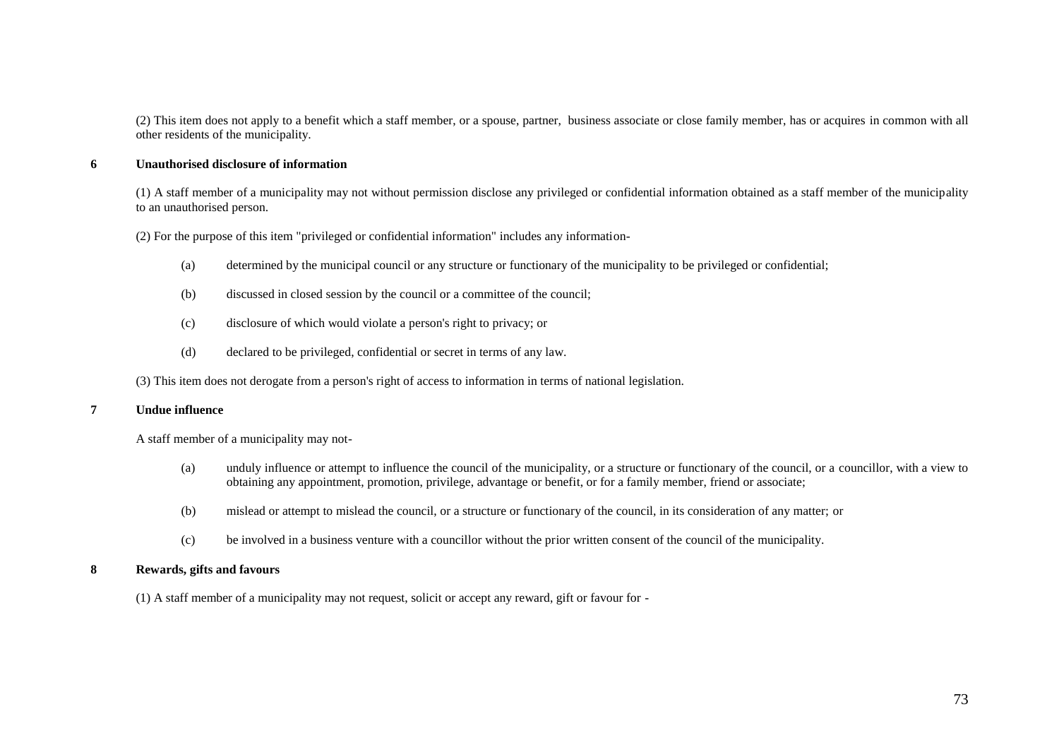(2) This item does not apply to a benefit which a staff member, or a spouse, partner, business associate or close family member, has or acquires in common with all other residents of the municipality.

### 6 Unauthorised disclosure of information

(1) A staff member of a municipality may not without permission disclose any privileged or confidential information obtained as a staff member of the municipality to an unauthorised person.

(2) For the purpose of this item "privileged or confidential information" includes any information-

(a) determined by the municipal council or any structure or functionary of the municipality to be privileged or confidential;

(b) discussed in closed session by the council or a committee of the council;

(c) disclosure of which would violate a person's right to privacy; or

(d) declared to be privileged, confidential or secret in terms of any law.

(3) This item does not derogate from a person's right of access to information in terms of national legislation.

### 7 Undue influence

A staff member of a municipality may not-

(a) unduly influence or attempt to influence the council of the municipality, or a structure or functionary of the council, or a councillor, with a view to obtaining any appointment, promotion, privilege, advantage or benefit, or for a family member, friend or associate;

(b) mislead or attempt to mislead the council, or a structure or functionary of the council, in its consideration of any matter; or

(c) be involved in a business venture with a councillor without the prior written consent of the council of the municipality.

### 8 Rewards, gifts and favours

(1) A staff member of a municipality may not request, solicit or accept any reward, gift or favour for -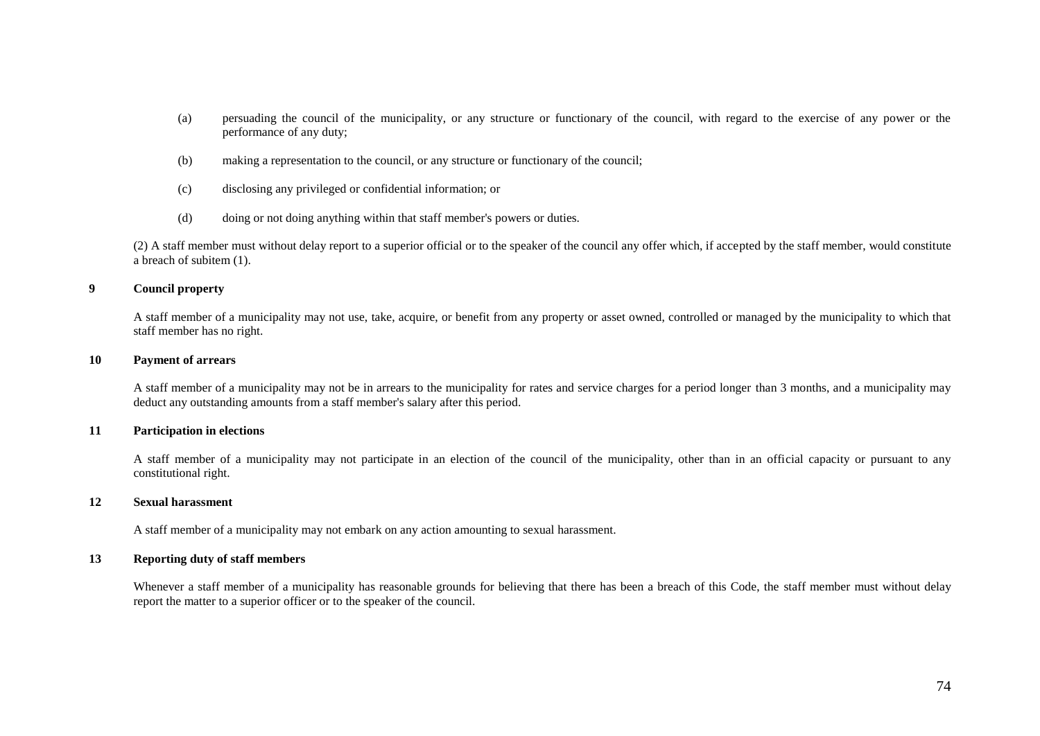(a) persuading the council of the municipality, or any structure or functionary of the council, with regard to the exercise of any power or the performance of any duty;

(b) making a representation to the council, or any structure or functionary of the council;

(c) disclosing any privileged or confidential information; or

(d) doing or not doing anything within that staff member's powers or duties.

(2) A staff member must without delay report to a superior official or to the speaker of the council any offer which, if accepted by the staff member, would constitute a breach of subitem (1).

**9 Council property**

A staff member of a municipality may not use, take, acquire, or benefit from any property or asset owned, controlled or managed by the municipality to which that staff member has no right.

**10 Payment of arrears**

A staff member of a municipality may not be in arrears to the municipality for rates and service charges for a period longer than 3 months, and a municipality may deduct any outstanding amounts from a staff member's salary after this period.

**11 Participation in elections**

A staff member of a municipality may not participate in an election of the council of the municipality, other than in an official capacity or pursuant to any constitutional right.

**12 Sexual harassment**

A staff member of a municipality may not embark on any action amounting to sexual harassment.

**13 Reporting duty of staff members**

Whenever a staff member of a municipality has reasonable grounds for believing that there has been a breach of this Code, the staff member must without delay report the matter to a superior officer or to the speaker of the council.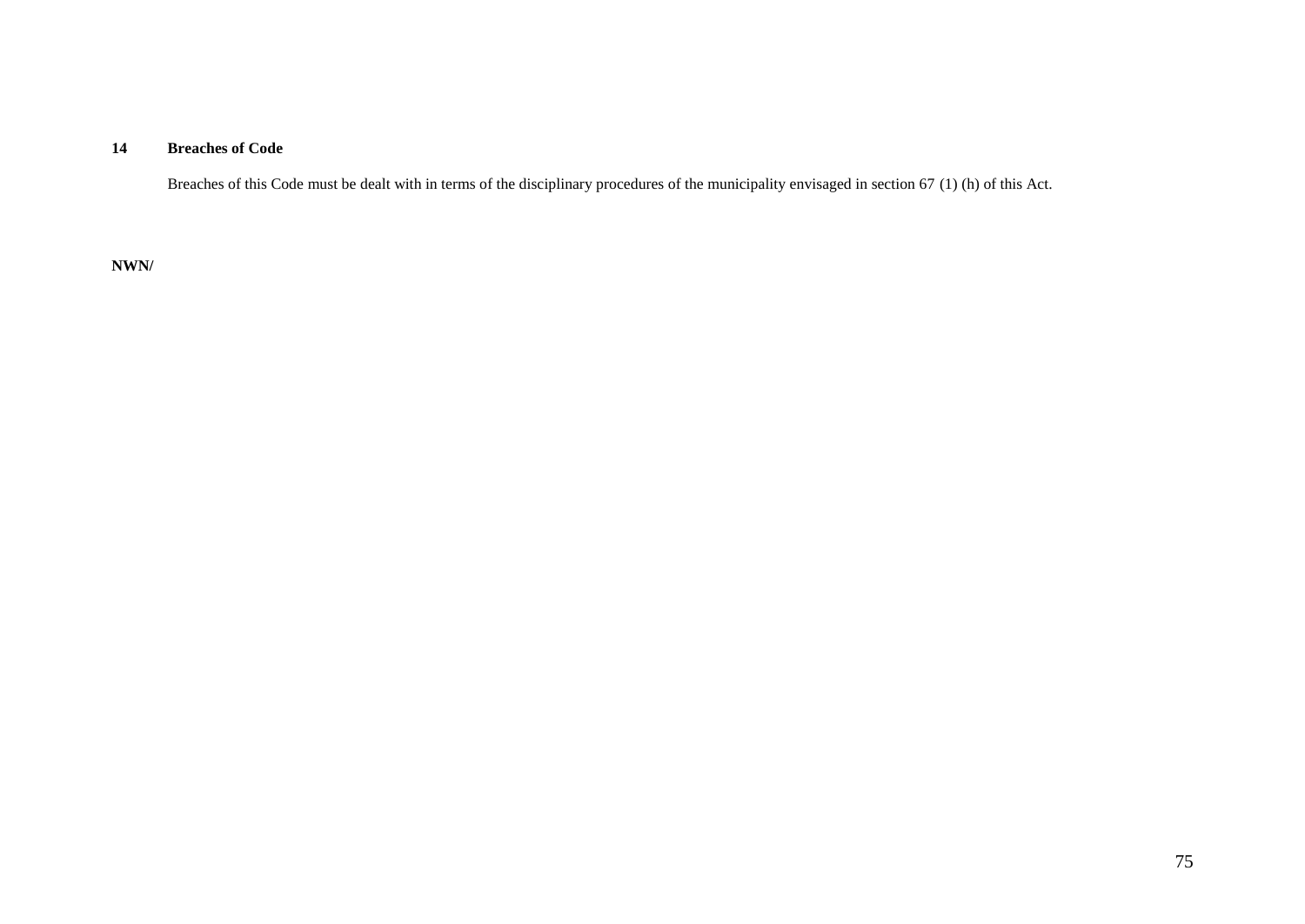**14 Breaches of Code**

Breaches of this Code must be dealt with in terms of the disciplinary procedures of the municipality envisaged in section 67 (1) (h) of this Act.

**NWN/**